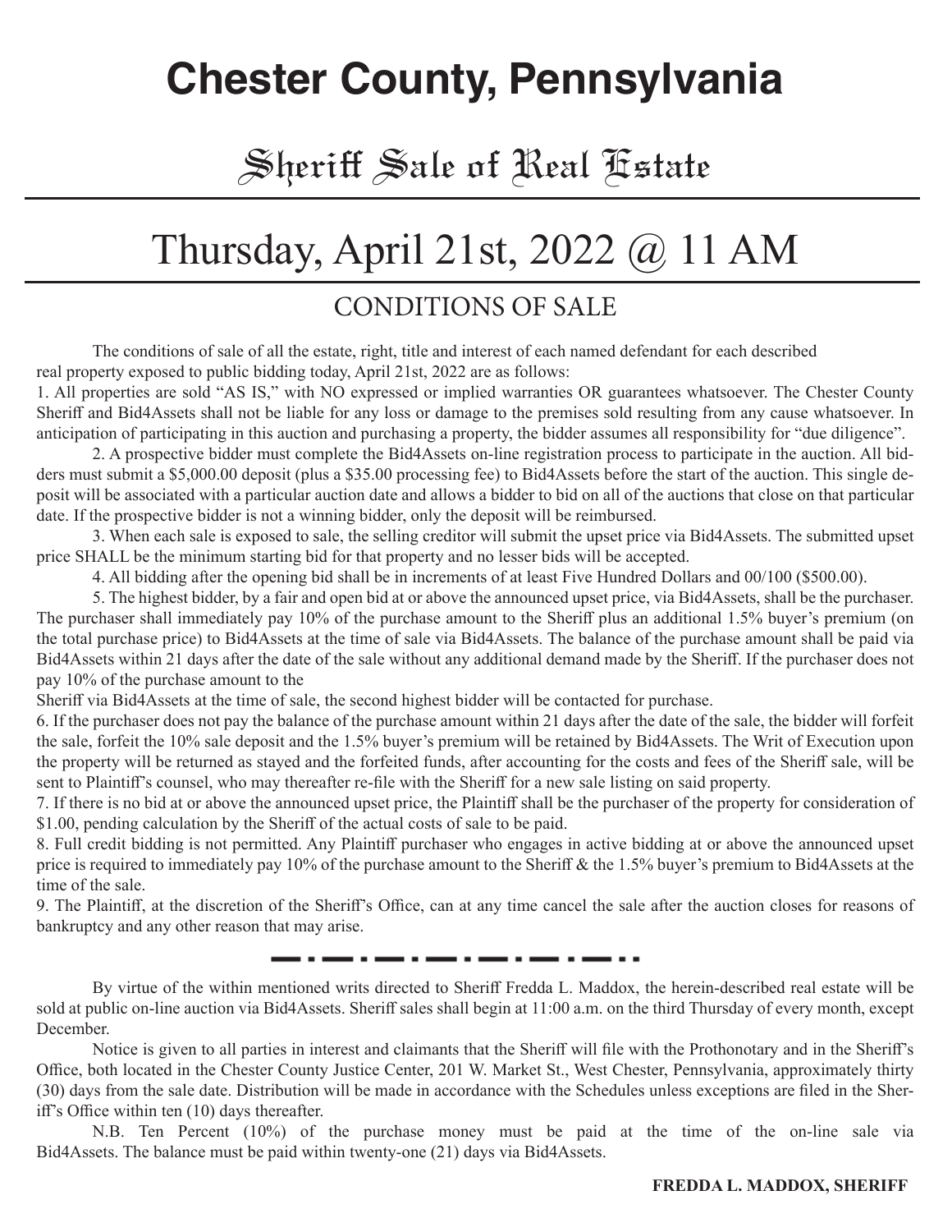# Chester County, Pennsylvania

## Sheriff Sale of Real Estate

# Thursday, April 21st, 2022 @ 11 AM

## CONDITIONS OF SALE

The conditions of sale of all the estate, right, title and interest of each named defendant for each described real property exposed to public bidding today, April 21st, 2022 are as follows:

1. All properties are sold "AS IS," with NO expressed or implied warranties OR guarantees whatsoever. The Chester County Sheriff and Bid4Assets shall not be liable for any loss or damage to the premises sold resulting from any cause whatsoever. In anticipation of participating in this auction and purchasing a property, the bidder assumes all responsibility for "due diligence".

2. A prospective bidder must complete the Bid4Assets on-line registration process to participate in the auction. All bidders must submit a $5,000.00 deposit (plus a $35.00 processing fee) to Bid4Assets before the start of the auction. This single deposit will be associated with a particular auction date and allows a bidder to bid on all of the auctions that close on that particular date. If the prospective bidder is not a winning bidder, only the deposit will be reimbursed.

3. When each sale is exposed to sale, the selling creditor will submit the upset price via Bid4Assets. The submitted upset price SHALL be the minimum starting bid for that property and no lesser bids will be accepted.

4. All bidding after the opening bid shall be in increments of at least Five Hundred Dollars and 00/100 ($500.00).

5. The highest bidder, by a fair and open bid at or above the announced upset price, via Bid4Assets, shall be the purchaser. The purchaser shall immediately pay 10% of the purchase amount to the Sheriff plus an additional 1.5% buyer's premium (on the total purchase price) to Bid4Assets at the time of sale via Bid4Assets. The balance of the purchase amount shall be paid via Bid4Assets within 21 days after the date of the sale without any additional demand made by the Sheriff. If the purchaser does not pay 10% of the purchase amount to the Sheriff via Bid4Assets at the time of sale, the second highest bidder will be contacted for purchase.

6. If the purchaser does not pay the balance of the purchase amount within 21 days after the date of the sale, the bidder will forfeit the sale, forfeit the 10% sale deposit and the 1.5% buyer's premium will be retained by Bid4Assets. The Writ of Execution upon the property will be returned as stayed and the forfeited funds, after accounting for the costs and fees of the Sheriff sale, will be sent to Plaintiff's counsel, who may thereafter re-file with the Sheriff for a new sale listing on said property.

7. If there is no bid at or above the announced upset price, the Plaintiff shall be the purchaser of the property for consideration of $1.00, pending calculation by the Sheriff of the actual costs of sale to be paid.

8. Full credit bidding is not permitted. Any Plaintiff purchaser who engages in active bidding at or above the announced upset price is required to immediately pay 10% of the purchase amount to the Sheriff & the 1.5% buyer's premium to Bid4Assets at the time of the sale.

9. The Plaintiff, at the discretion of the Sheriff's Office, can at any time cancel the sale after the auction closes for reasons of bankruptcy and any other reason that may arise.

---

By virtue of the within mentioned writs directed to Sheriff Fredda L. Maddox, the herein-described real estate will be sold at public on-line auction via Bid4Assets. Sheriff sales shall begin at 11:00 a.m. on the third Thursday of every month, except December.

Notice is given to all parties in interest and claimants that the Sheriff will file with the Prothonotary and in the Sheriff's Office, both located in the Chester County Justice Center, 201 W. Market St., West Chester, Pennsylvania, approximately thirty (30) days from the sale date. Distribution will be made in accordance with the Schedules unless exceptions are filed in the Sheriff's Office within ten (10) days thereafter.

N.B. Ten Percent (10%) of the purchase money must be paid at the time of the on-line sale via Bid4Assets. The balance must be paid within twenty-one (21) days via Bid4Assets.

**FREDDA L. MADDOX, SHERIFF**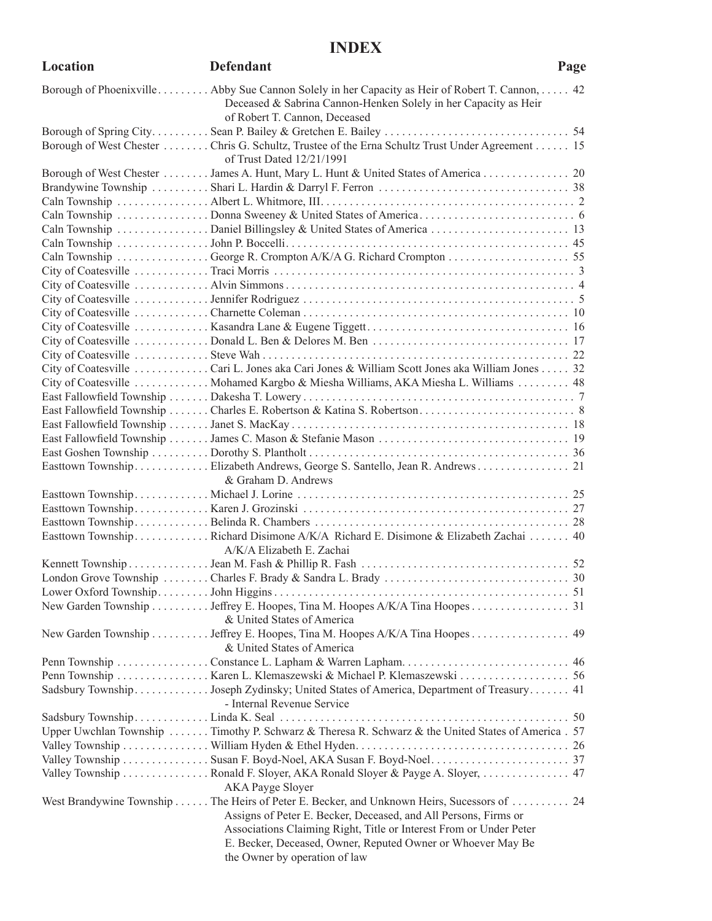# INDEX

| Location | Defendant | Page |
|---|---|---|
| Borough of Phoenixville | Abby Sue Cannon Solely in her Capacity as Heir of Robert T. Cannon, Deceased & Sabrina Cannon-Henken Solely in her Capacity as Heir of Robert T. Cannon, Deceased | 42 |
| Borough of Spring City | Sean P. Bailey & Gretchen E. Bailey | 54 |
| Borough of West Chester | Chris G. Schultz, Trustee of the Erna Schultz Trust Under Agreement of Trust Dated 12/21/1991 | 15 |
| Borough of West Chester | James A. Hunt, Mary L. Hunt & United States of America | 20 |
| Brandywine Township | Shari L. Hardin & Darryl F. Ferron | 38 |
| Caln Township | Albert L. Whitmore, III. | 2 |
| Caln Township | Donna Sweeney & United States of America | 6 |
| Caln Township | Daniel Billingsley & United States of America | 13 |
| Caln Township | John P. Boccelli | 45 |
| Caln Township | George R. Crompton A/K/A G. Richard Crompton | 55 |
| City of Coatesville | Traci Morris | 3 |
| City of Coatesville | Alvin Simmons | 4 |
| City of Coatesville | Jennifer Rodriguez | 5 |
| City of Coatesville | Charnette Coleman | 10 |
| City of Coatesville | Kasandra Lane & Eugene Tiggett | 16 |
| City of Coatesville | Donald L. Ben & Delores M. Ben | 17 |
| City of Coatesville | Steve Wah | 22 |
| City of Coatesville | Cari L. Jones aka Cari Jones & William Scott Jones aka William Jones | 32 |
| City of Coatesville | Mohamed Kargbo & Miesha Williams, AKA Miesha L. Williams | 48 |
| East Fallowfield Township | Dakesha T. Lowery | 7 |
| East Fallowfield Township | Charles E. Robertson & Katina S. Robertson | 8 |
| East Fallowfield Township | Janet S. MacKay | 18 |
| East Fallowfield Township | James C. Mason & Stefanie Mason | 19 |
| East Goshen Township | Dorothy S. Plantholt | 36 |
| Easttown Township | Elizabeth Andrews, George S. Santello, Jean R. Andrews & Graham D. Andrews | 21 |
| Easttown Township | Michael J. Lorine | 25 |
| Easttown Township | Karen J. Grozinski | 27 |
| Easttown Township | Belinda R. Chambers | 28 |
| Easttown Township | Richard Disimone A/K/A Richard E. Disimone & Elizabeth Zachai A/K/A Elizabeth E. Zachai | 40 |
| Kennett Township | Jean M. Fash & Phillip R. Fash | 52 |
| London Grove Township | Charles F. Brady & Sandra L. Brady | 30 |
| Lower Oxford Township | John Higgins | 51 |
| New Garden Township | Jeffrey E. Hoopes, Tina M. Hoopes A/K/A Tina Hoopes & United States of America | 31 |
| New Garden Township | Jeffrey E. Hoopes, Tina M. Hoopes A/K/A Tina Hoopes & United States of America | 49 |
| Penn Township | Constance L. Lapham & Warren Lapham | 46 |
| Penn Township | Karen L. Klemaszewski & Michael P. Klemaszewski | 56 |
| Sadsbury Township | Joseph Zydinsky; United States of America, Department of Treasury - Internal Revenue Service | 41 |
| Sadsbury Township | Linda K. Seal | 50 |
| Upper Uwchlan Township | Timothy P. Schwarz & Theresa R. Schwarz & the United States of America | 57 |
| Valley Township | William Hyden & Ethel Hyden | 26 |
| Valley Township | Susan F. Boyd-Noel, AKA Susan F. Boyd-Noel | 37 |
| Valley Township | Ronald F. Sloyer, AKA Ronald Sloyer & Payge A. Sloyer, AKA Payge Sloyer | 47 |
| West Brandywine Township | The Heirs of Peter E. Becker, and Unknown Heirs, Sucessors of Assigns of Peter E. Becker, Deceased, and All Persons, Firms or Associations Claiming Right, Title or Interest From or Under Peter E. Becker, Deceased, Owner, Reputed Owner or Whoever May Be the Owner by operation of law | 24 |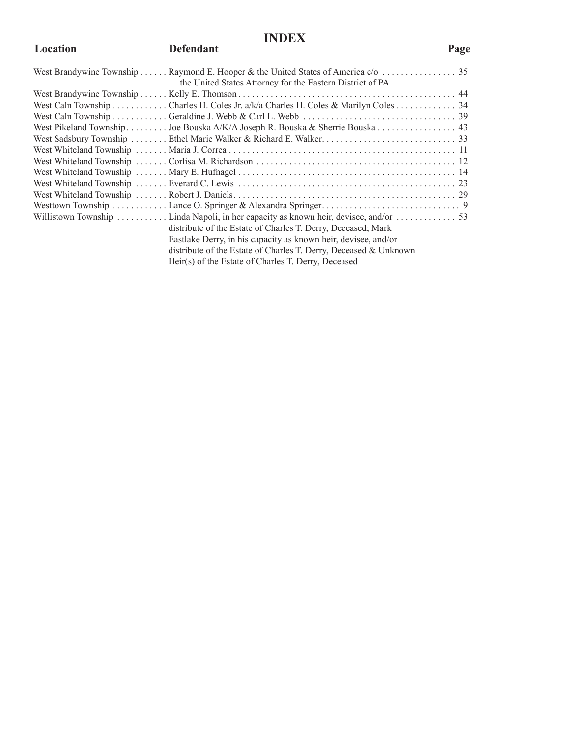# INDEX

| Location | Defendant | Page |
| --- | --- | --- |
| West Brandywine Township | Raymond E. Hooper & the United States of America c/o the United States Attorney for the Eastern District of PA | 35 |
| West Brandywine Township | Kelly E. Thomson | 44 |
| West Caln Township | Charles H. Coles Jr. a/k/a Charles H. Coles & Marilyn Coles | 34 |
| West Caln Township | Geraldine J. Webb & Carl L. Webb | 39 |
| West Pikeland Township | Joe Bouska A/K/A Joseph R. Bouska & Sherrie Bouska | 43 |
| West Sadsbury Township | Ethel Marie Walker & Richard E. Walker | 33 |
| West Whiteland Township | Maria J. Correa | 11 |
| West Whiteland Township | Corlisa M. Richardson | 12 |
| West Whiteland Township | Mary E. Hufnagel | 14 |
| West Whiteland Township | Everard C. Lewis | 23 |
| West Whiteland Township | Robert J. Daniels | 29 |
| Westtown Township | Lance O. Springer & Alexandra Springer | 9 |
| Willistown Township | Linda Napoli, in her capacity as known heir, devisee, and/or distribute of the Estate of Charles T. Derry, Deceased; Mark Eastlake Derry, in his capacity as known heir, devisee, and/or distribute of the Estate of Charles T. Derry, Deceased & Unknown Heir(s) of the Estate of Charles T. Derry, Deceased | 53 |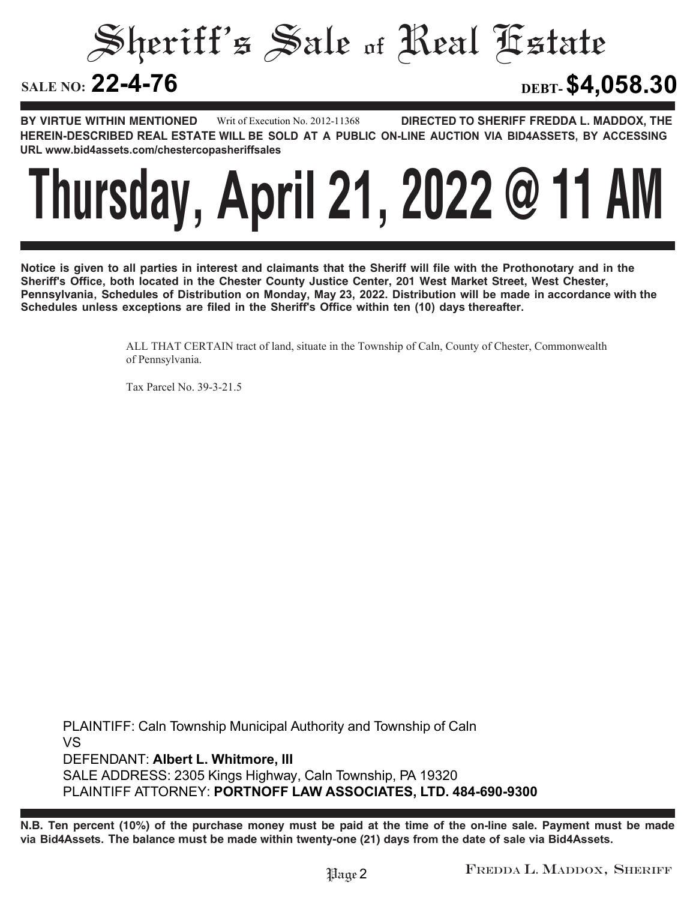# Sheriff's Sale of Real Estate

**SALE NO: 22-4-76** **DEBT- $4,058.30**

**BY VIRTUE WITHIN MENTIONED** Writ of Execution No. 2012-11368 **DIRECTED TO SHERIFF FREDDA L. MADDOX, THE HEREIN-DESCRIBED REAL ESTATE WILL BE SOLD AT A PUBLIC ON-LINE AUCTION VIA BID4ASSETS, BY ACCESSING URL www.bid4assets.com/chestercopasheriffsales**

# Thursday, April 21, 2022 @ 11 AM

**Notice is given to all parties in interest and claimants that the Sheriff will file with the Prothonotary and in the Sheriff's Office, both located in the Chester County Justice Center, 201 West Market Street, West Chester, Pennsylvania, Schedules of Distribution on Monday, May 23, 2022. Distribution will be made in accordance with the Schedules unless exceptions are filed in the Sheriff's Office within ten (10) days thereafter.**

ALL THAT CERTAIN tract of land, situate in the Township of Caln, County of Chester, Commonwealth of Pennsylvania.

Tax Parcel No. 39-3-21.5

PLAINTIFF: Caln Township Municipal Authority and Township of Caln
VS
DEFENDANT: **Albert L. Whitmore, III**
SALE ADDRESS: 2305 Kings Highway, Caln Township, PA 19320
PLAINTIFF ATTORNEY: **PORTNOFF LAW ASSOCIATES, LTD. 484-690-9300**

**N.B. Ten percent (10%) of the purchase money must be paid at the time of the on-line sale. Payment must be made via Bid4Assets. The balance must be made within twenty-one (21) days from the date of sale via Bid4Assets.**

FREDDA L. MADDOX, SHERIFF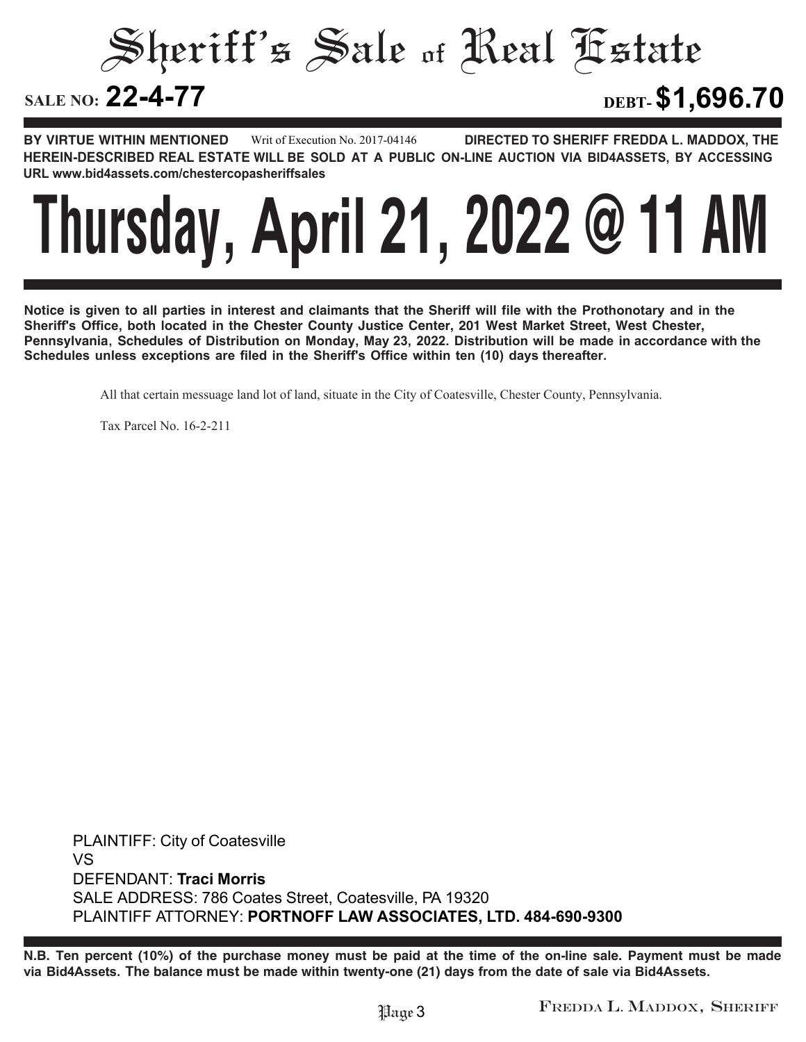# Sheriff's Sale of Real Estate

**SALE NO: 22-4-77** **DEBT- $1,696.70**

**BY VIRTUE WITHIN MENTIONED** Writ of Execution No. 2017-04146 **DIRECTED TO SHERIFF FREDDA L. MADDOX, THE HEREIN-DESCRIBED REAL ESTATE WILL BE SOLD AT A PUBLIC ON-LINE AUCTION VIA BID4ASSETS, BY ACCESSING URL www.bid4assets.com/chestercopasheriffsales**

# Thursday, April 21, 2022 @ 11 AM

**Notice is given to all parties in interest and claimants that the Sheriff will file with the Prothonotary and in the Sheriff's Office, both located in the Chester County Justice Center, 201 West Market Street, West Chester, Pennsylvania, Schedules of Distribution on Monday, May 23, 2022. Distribution will be made in accordance with the Schedules unless exceptions are filed in the Sheriff's Office within ten (10) days thereafter.**

All that certain messuage land lot of land, situate in the City of Coatesville, Chester County, Pennsylvania.

Tax Parcel No. 16-2-211

PLAINTIFF: City of Coatesville
VS
DEFENDANT: **Traci Morris**
SALE ADDRESS: 786 Coates Street, Coatesville, PA 19320
PLAINTIFF ATTORNEY: **PORTNOFF LAW ASSOCIATES, LTD. 484-690-9300**

**N.B. Ten percent (10%) of the purchase money must be paid at the time of the on-line sale. Payment must be made via Bid4Assets. The balance must be made within twenty-one (21) days from the date of sale via Bid4Assets.**

FREDDA L. MADDOX, SHERIFF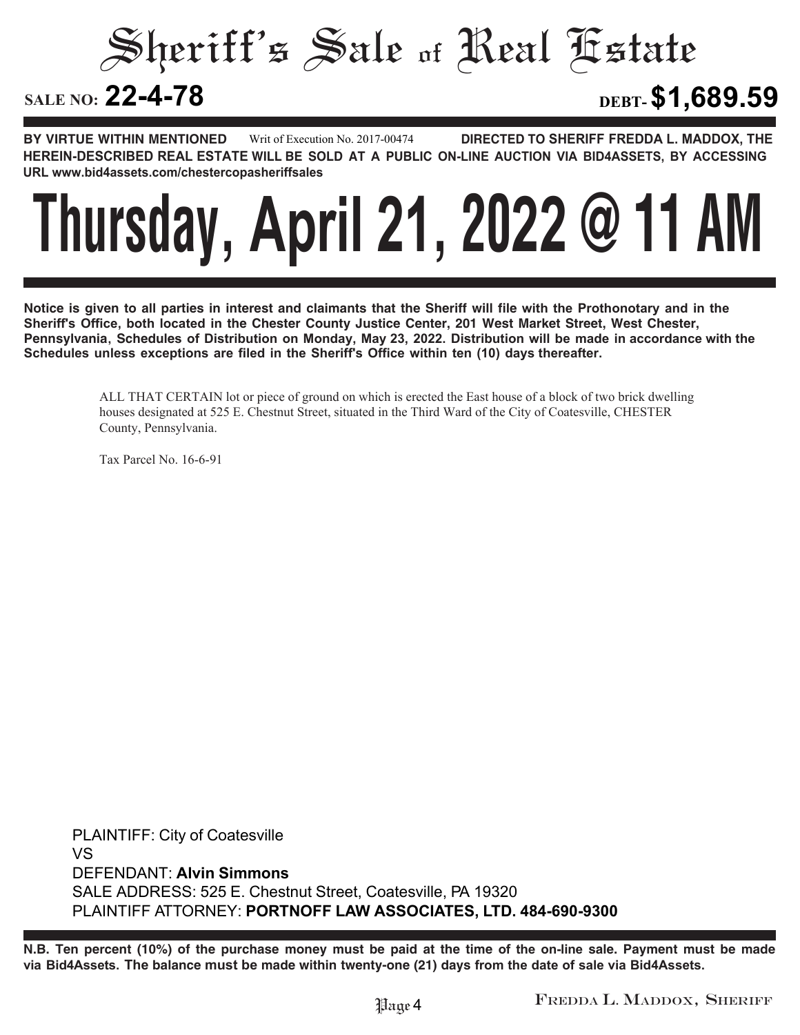# Sheriff's Sale of Real Estate

**SALE NO: 22-4-78** **DEBT- $1,689.59**

**BY VIRTUE WITHIN MENTIONED** Writ of Execution No. 2017-00474 **DIRECTED TO SHERIFF FREDDA L. MADDOX, THE HEREIN-DESCRIBED REAL ESTATE WILL BE SOLD AT A PUBLIC ON-LINE AUCTION VIA BID4ASSETS, BY ACCESSING URL www.bid4assets.com/chestercopasheriffsales**

# Thursday, April 21, 2022 @ 11 AM

**Notice is given to all parties in interest and claimants that the Sheriff will file with the Prothonotary and in the Sheriff's Office, both located in the Chester County Justice Center, 201 West Market Street, West Chester, Pennsylvania, Schedules of Distribution on Monday, May 23, 2022. Distribution will be made in accordance with the Schedules unless exceptions are filed in the Sheriff's Office within ten (10) days thereafter.**

ALL THAT CERTAIN lot or piece of ground on which is erected the East house of a block of two brick dwelling houses designated at 525 E. Chestnut Street, situated in the Third Ward of the City of Coatesville, CHESTER County, Pennsylvania.

Tax Parcel No. 16-6-91

PLAINTIFF: City of Coatesville
VS
DEFENDANT: **Alvin Simmons**
SALE ADDRESS: 525 E. Chestnut Street, Coatesville, PA 19320
PLAINTIFF ATTORNEY: **PORTNOFF LAW ASSOCIATES, LTD. 484-690-9300**

**N.B. Ten percent (10%) of the purchase money must be paid at the time of the on-line sale. Payment must be made via Bid4Assets. The balance must be made within twenty-one (21) days from the date of sale via Bid4Assets.**

FREDDA L. MADDOX, SHERIFF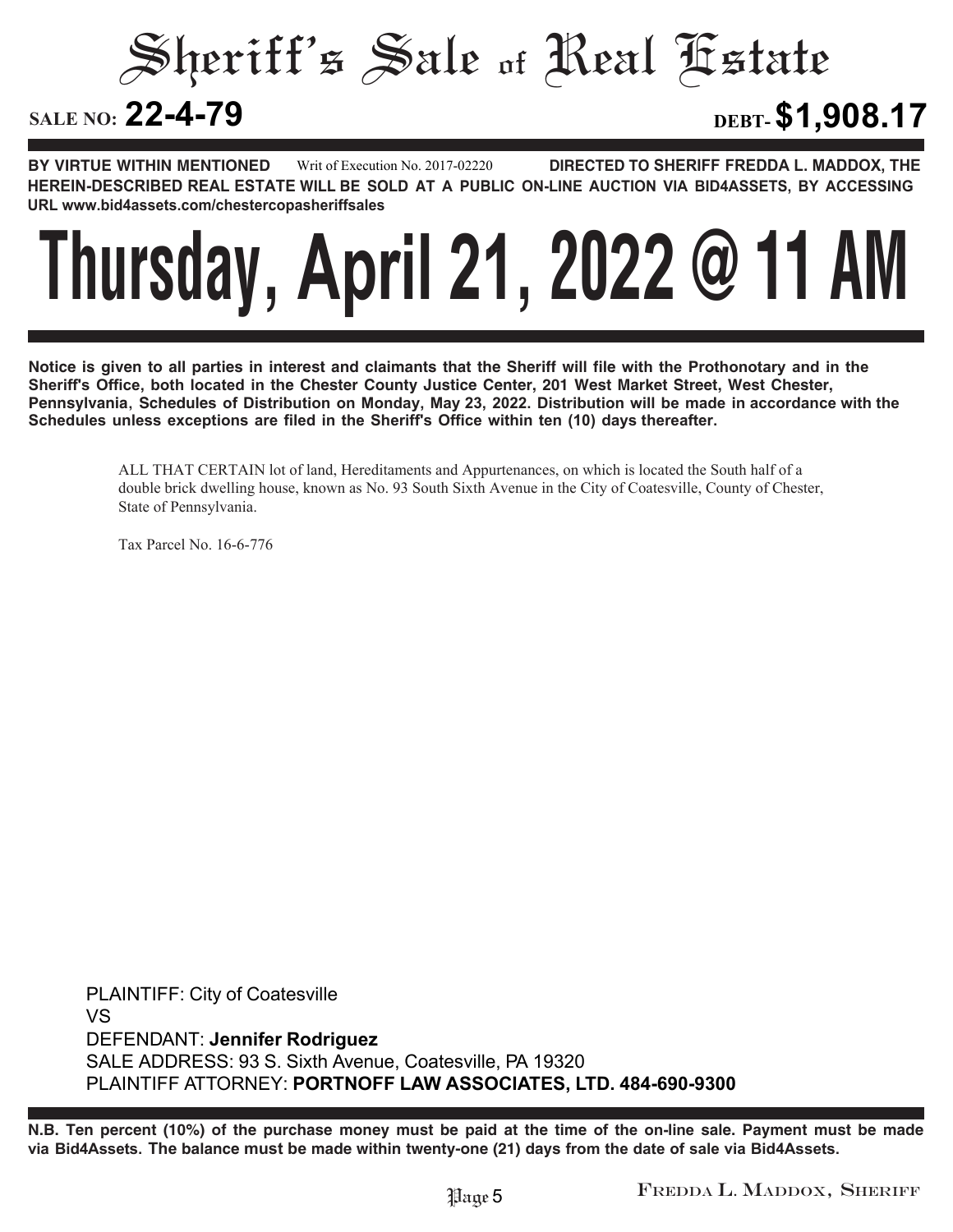# Sheriff's Sale of Real Estate

**SALE NO: 22-4-79** **DEBT- $1,908.17**

**BY VIRTUE WITHIN MENTIONED** Writ of Execution No. 2017-02220 **DIRECTED TO SHERIFF FREDDA L. MADDOX, THE HEREIN-DESCRIBED REAL ESTATE WILL BE SOLD AT A PUBLIC ON-LINE AUCTION VIA BID4ASSETS, BY ACCESSING URL www.bid4assets.com/chestercopasheriffsales**

# Thursday, April 21, 2022 @ 11 AM

**Notice is given to all parties in interest and claimants that the Sheriff will file with the Prothonotary and in the Sheriff's Office, both located in the Chester County Justice Center, 201 West Market Street, West Chester, Pennsylvania, Schedules of Distribution on Monday, May 23, 2022. Distribution will be made in accordance with the Schedules unless exceptions are filed in the Sheriff's Office within ten (10) days thereafter.**

ALL THAT CERTAIN lot of land, Hereditaments and Appurtenances, on which is located the South half of a double brick dwelling house, known as No. 93 South Sixth Avenue in the City of Coatesville, County of Chester, State of Pennsylvania.

Tax Parcel No. 16-6-776

PLAINTIFF: City of Coatesville
VS
DEFENDANT: **Jennifer Rodriguez**
SALE ADDRESS: 93 S. Sixth Avenue, Coatesville, PA 19320
PLAINTIFF ATTORNEY: **PORTNOFF LAW ASSOCIATES, LTD. 484-690-9300**

**N.B. Ten percent (10%) of the purchase money must be paid at the time of the on-line sale. Payment must be made via Bid4Assets. The balance must be made within twenty-one (21) days from the date of sale via Bid4Assets.**

Fredda L. Maddox, Sheriff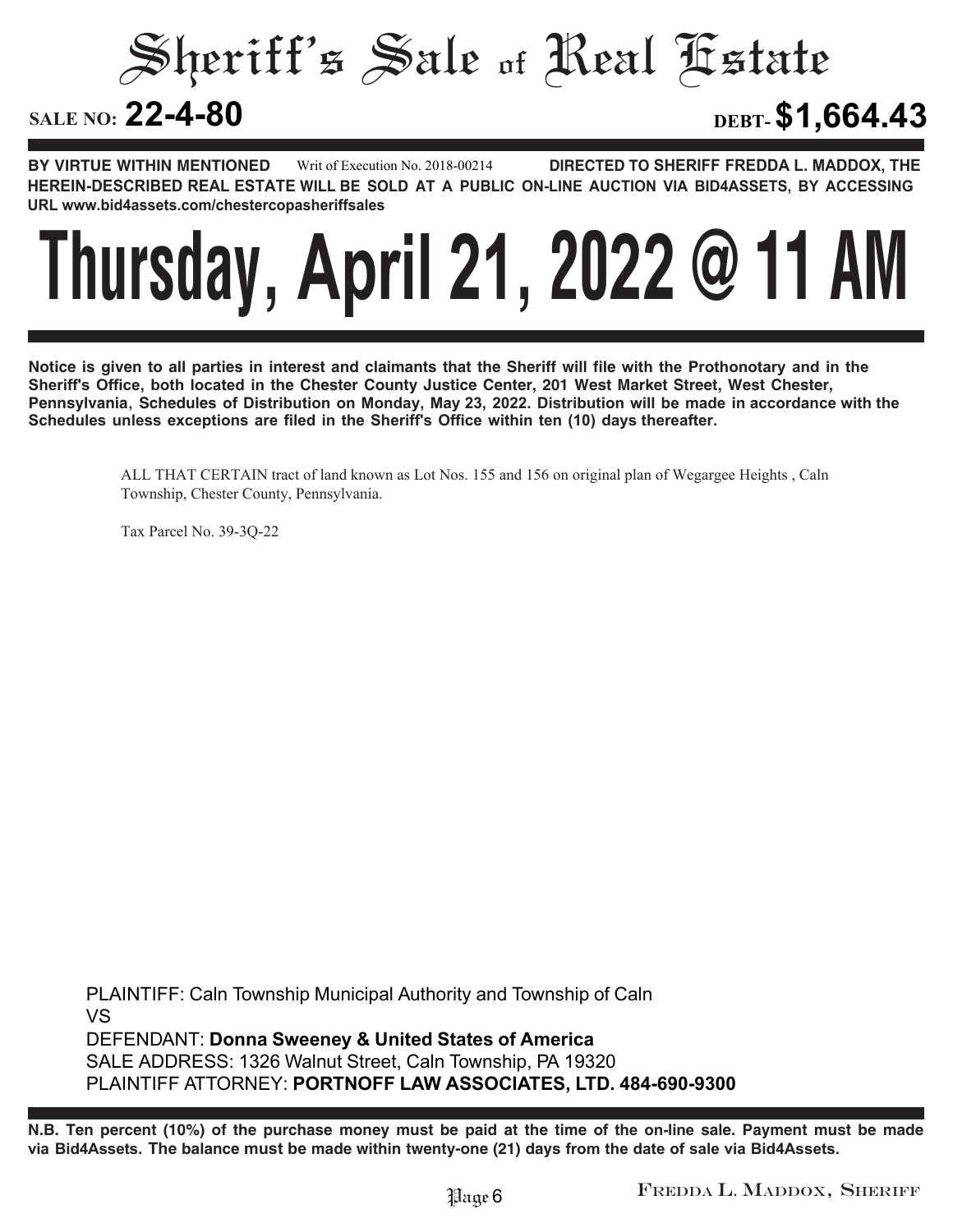# Sheriff's Sale of Real Estate

**SALE NO: 22-4-80** **DEBT- $1,664.43**

**BY VIRTUE WITHIN MENTIONED** Writ of Execution No. 2018-00214 **DIRECTED TO SHERIFF FREDDA L. MADDOX, THE HEREIN-DESCRIBED REAL ESTATE WILL BE SOLD AT A PUBLIC ON-LINE AUCTION VIA BID4ASSETS, BY ACCESSING URL www.bid4assets.com/chestercopasheriffsales**

# Thursday, April 21, 2022 @ 11 AM

**Notice is given to all parties in interest and claimants that the Sheriff will file with the Prothonotary and in the Sheriff's Office, both located in the Chester County Justice Center, 201 West Market Street, West Chester, Pennsylvania, Schedules of Distribution on Monday, May 23, 2022. Distribution will be made in accordance with the Schedules unless exceptions are filed in the Sheriff's Office within ten (10) days thereafter.**

ALL THAT CERTAIN tract of land known as Lot Nos. 155 and 156 on original plan of Wegargee Heights , Caln Township, Chester County, Pennsylvania.

Tax Parcel No. 39-3Q-22

PLAINTIFF: Caln Township Municipal Authority and Township of Caln
VS
DEFENDANT: **Donna Sweeney & United States of America**
SALE ADDRESS: 1326 Walnut Street, Caln Township, PA 19320
PLAINTIFF ATTORNEY: **PORTNOFF LAW ASSOCIATES, LTD. 484-690-9300**

**N.B. Ten percent (10%) of the purchase money must be paid at the time of the on-line sale. Payment must be made via Bid4Assets. The balance must be made within twenty-one (21) days from the date of sale via Bid4Assets.**

FREDDA L. MADDOX, SHERIFF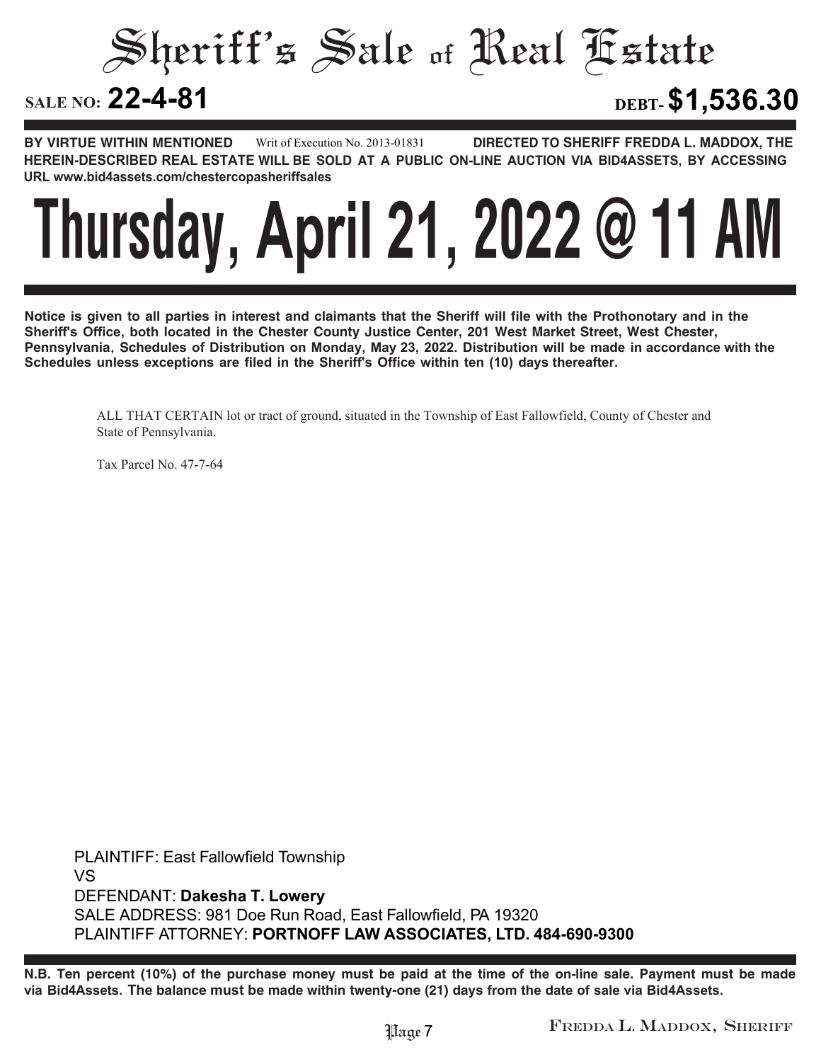# Sheriff's Sale of Real Estate

**SALE NO: 22-4-81** **DEBT- $1,536.30**

**BY VIRTUE WITHIN MENTIONED** Writ of Execution No. 2013-01831 **DIRECTED TO SHERIFF FREDDA L. MADDOX, THE HEREIN-DESCRIBED REAL ESTATE WILL BE SOLD AT A PUBLIC ON-LINE AUCTION VIA BID4ASSETS, BY ACCESSING URL www.bid4assets.com/chestercopasheriffsales**

# Thursday, April 21, 2022 @ 11 AM

**Notice is given to all parties in interest and claimants that the Sheriff will file with the Prothonotary and in the Sheriff's Office, both located in the Chester County Justice Center, 201 West Market Street, West Chester, Pennsylvania, Schedules of Distribution on Monday, May 23, 2022. Distribution will be made in accordance with the Schedules unless exceptions are filed in the Sheriff's Office within ten (10) days thereafter.**

ALL THAT CERTAIN lot or tract of ground, situated in the Township of East Fallowfield, County of Chester and State of Pennsylvania.

Tax Parcel No. 47-7-64

PLAINTIFF: East Fallowfield Township
VS
DEFENDANT: **Dakesha T. Lowery**
SALE ADDRESS: 981 Doe Run Road, East Fallowfield, PA 19320
PLAINTIFF ATTORNEY: **PORTNOFF LAW ASSOCIATES, LTD. 484-690-9300**

**N.B. Ten percent (10%) of the purchase money must be paid at the time of the on-line sale. Payment must be made via Bid4Assets. The balance must be made within twenty-one (21) days from the date of sale via Bid4Assets.**

FREDDA L. MADDOX, SHERIFF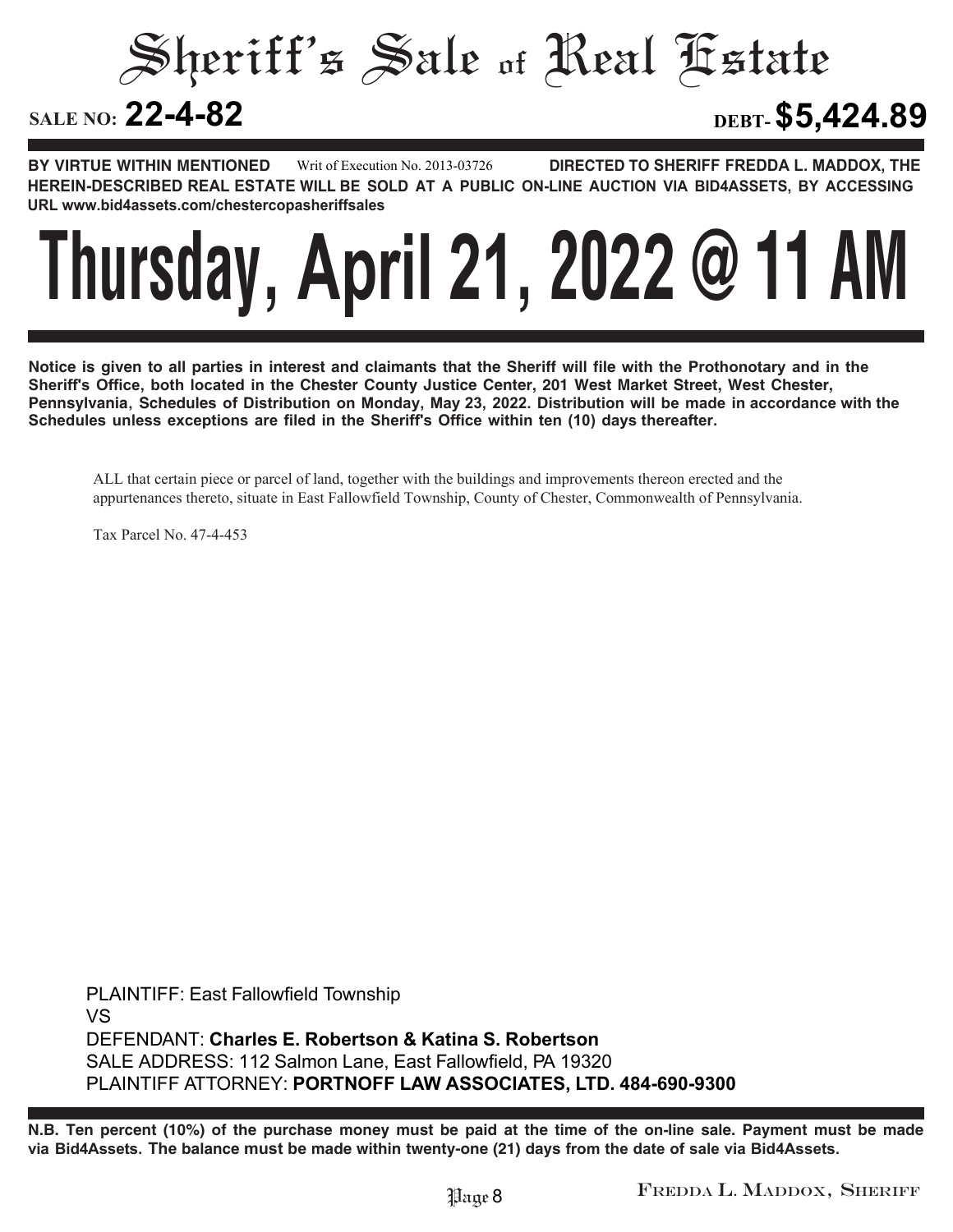# Sheriff's Sale of Real Estate

**SALE NO: 22-4-82** **DEBT- $5,424.89**

**BY VIRTUE WITHIN MENTIONED** Writ of Execution No. 2013-03726 **DIRECTED TO SHERIFF FREDDA L. MADDOX, THE HEREIN-DESCRIBED REAL ESTATE WILL BE SOLD AT A PUBLIC ON-LINE AUCTION VIA BID4ASSETS, BY ACCESSING URL www.bid4assets.com/chestercopasheriffsales**

# Thursday, April 21, 2022 @ 11 AM

**Notice is given to all parties in interest and claimants that the Sheriff will file with the Prothonotary and in the Sheriff's Office, both located in the Chester County Justice Center, 201 West Market Street, West Chester, Pennsylvania, Schedules of Distribution on Monday, May 23, 2022. Distribution will be made in accordance with the Schedules unless exceptions are filed in the Sheriff's Office within ten (10) days thereafter.**

ALL that certain piece or parcel of land, together with the buildings and improvements thereon erected and the appurtenances thereto, situate in East Fallowfield Township, County of Chester, Commonwealth of Pennsylvania.

Tax Parcel No. 47-4-453

PLAINTIFF: East Fallowfield Township
VS
DEFENDANT: **Charles E. Robertson & Katina S. Robertson**
SALE ADDRESS: 112 Salmon Lane, East Fallowfield, PA 19320
PLAINTIFF ATTORNEY: **PORTNOFF LAW ASSOCIATES, LTD. 484-690-9300**

**N.B. Ten percent (10%) of the purchase money must be paid at the time of the on-line sale. Payment must be made via Bid4Assets. The balance must be made within twenty-one (21) days from the date of sale via Bid4Assets.**

FREDDA L. MADDOX, SHERIFF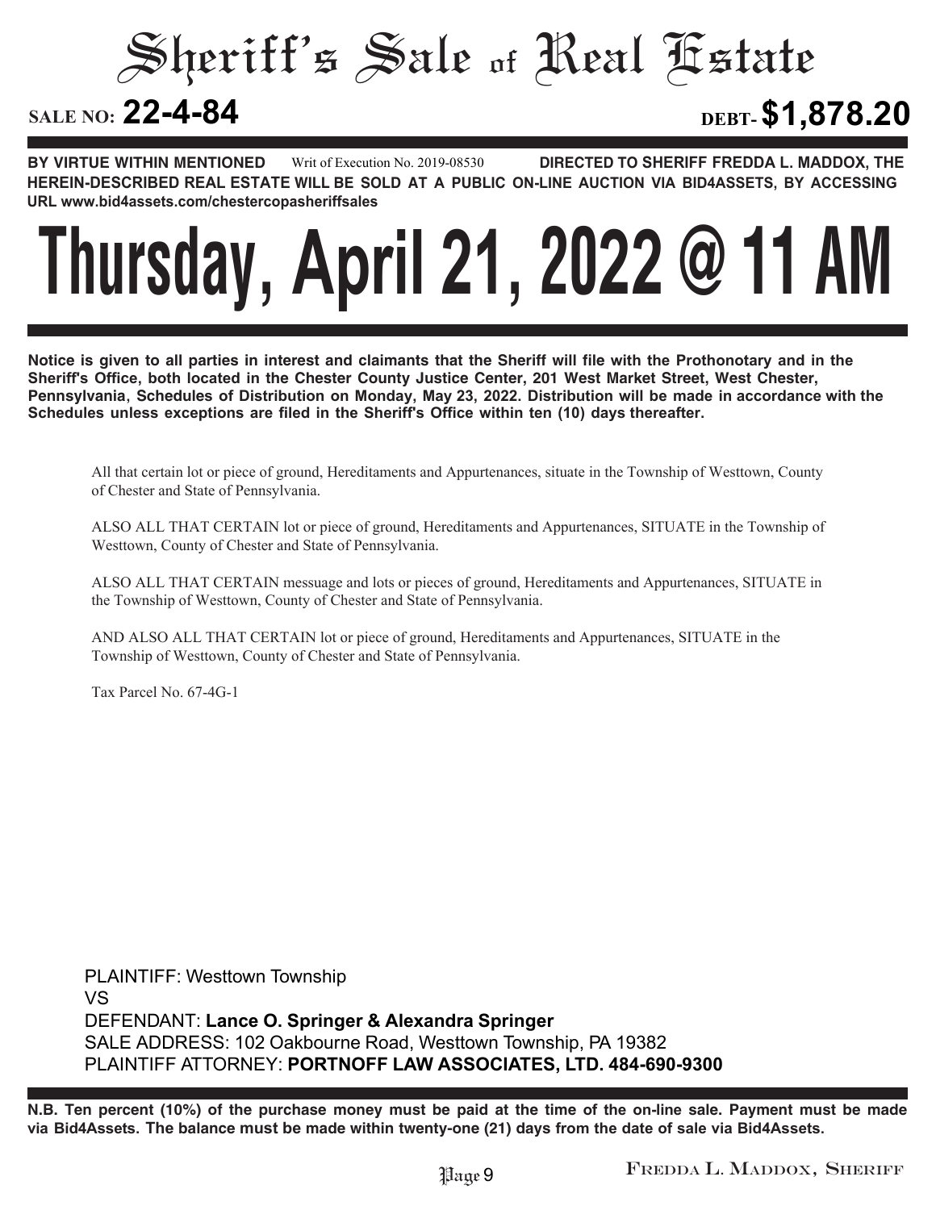# Sheriff's Sale of Real Estate

**SALE NO: 22-4-84** **DEBT- $1,878.20**

**BY VIRTUE WITHIN MENTIONED** Writ of Execution No. 2019-08530 **DIRECTED TO SHERIFF FREDDA L. MADDOX, THE HEREIN-DESCRIBED REAL ESTATE WILL BE SOLD AT A PUBLIC ON-LINE AUCTION VIA BID4ASSETS, BY ACCESSING URL www.bid4assets.com/chestercopasheriffsales**

# Thursday, April 21, 2022 @ 11 AM

**Notice is given to all parties in interest and claimants that the Sheriff will file with the Prothonotary and in the Sheriff's Office, both located in the Chester County Justice Center, 201 West Market Street, West Chester, Pennsylvania, Schedules of Distribution on Monday, May 23, 2022. Distribution will be made in accordance with the Schedules unless exceptions are filed in the Sheriff's Office within ten (10) days thereafter.**

All that certain lot or piece of ground, Hereditaments and Appurtenances, situate in the Township of Westtown, County of Chester and State of Pennsylvania.

ALSO ALL THAT CERTAIN lot or piece of ground, Hereditaments and Appurtenances, SITUATE in the Township of Westtown, County of Chester and State of Pennsylvania.

ALSO ALL THAT CERTAIN messuage and lots or pieces of ground, Hereditaments and Appurtenances, SITUATE in the Township of Westtown, County of Chester and State of Pennsylvania.

AND ALSO ALL THAT CERTAIN lot or piece of ground, Hereditaments and Appurtenances, SITUATE in the Township of Westtown, County of Chester and State of Pennsylvania.

Tax Parcel No. 67-4G-1

PLAINTIFF: Westtown Township
VS
DEFENDANT: **Lance O. Springer & Alexandra Springer**
SALE ADDRESS: 102 Oakbourne Road, Westtown Township, PA 19382
PLAINTIFF ATTORNEY: **PORTNOFF LAW ASSOCIATES, LTD. 484-690-9300**

**N.B. Ten percent (10%) of the purchase money must be paid at the time of the on-line sale. Payment must be made via Bid4Assets. The balance must be made within twenty-one (21) days from the date of sale via Bid4Assets.**

Fredda L. Maddox, Sheriff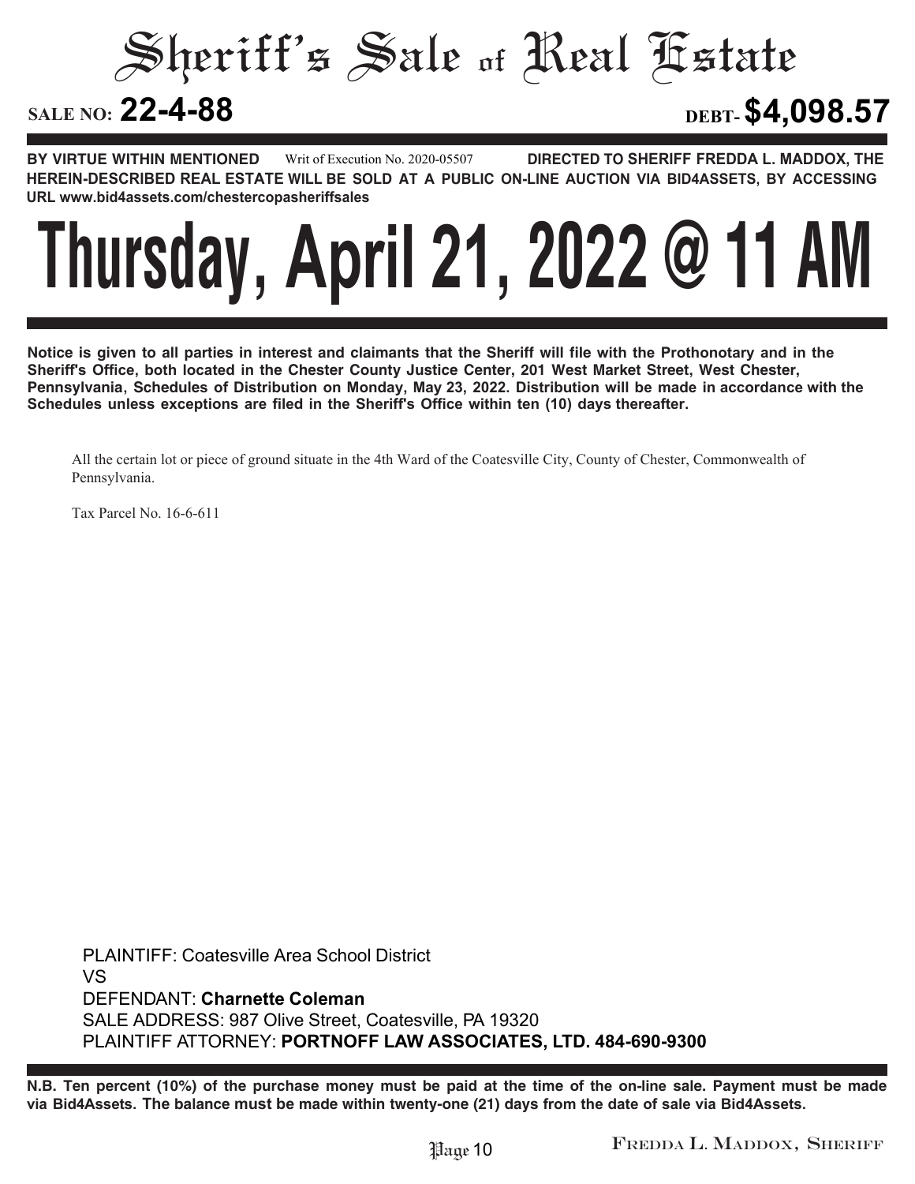# Sheriff's Sale of Real Estate

**SALE NO: 22-4-88** **DEBT- $4,098.57**

**BY VIRTUE WITHIN MENTIONED** Writ of Execution No. 2020-05507 **DIRECTED TO SHERIFF FREDDA L. MADDOX, THE HEREIN-DESCRIBED REAL ESTATE WILL BE SOLD AT A PUBLIC ON-LINE AUCTION VIA BID4ASSETS, BY ACCESSING URL www.bid4assets.com/chestercopasheriffsales**

# Thursday, April 21, 2022 @ 11 AM

**Notice is given to all parties in interest and claimants that the Sheriff will file with the Prothonotary and in the Sheriff's Office, both located in the Chester County Justice Center, 201 West Market Street, West Chester, Pennsylvania, Schedules of Distribution on Monday, May 23, 2022. Distribution will be made in accordance with the Schedules unless exceptions are filed in the Sheriff's Office within ten (10) days thereafter.**

All the certain lot or piece of ground situate in the 4th Ward of the Coatesville City, County of Chester, Commonwealth of Pennsylvania.

Tax Parcel No. 16-6-611

PLAINTIFF: Coatesville Area School District
VS
DEFENDANT: **Charnette Coleman**
SALE ADDRESS: 987 Olive Street, Coatesville, PA 19320
PLAINTIFF ATTORNEY: **PORTNOFF LAW ASSOCIATES, LTD. 484-690-9300**

**N.B. Ten percent (10%) of the purchase money must be paid at the time of the on-line sale. Payment must be made via Bid4Assets. The balance must be made within twenty-one (21) days from the date of sale via Bid4Assets.**

FREDDA L. MADDOX, SHERIFF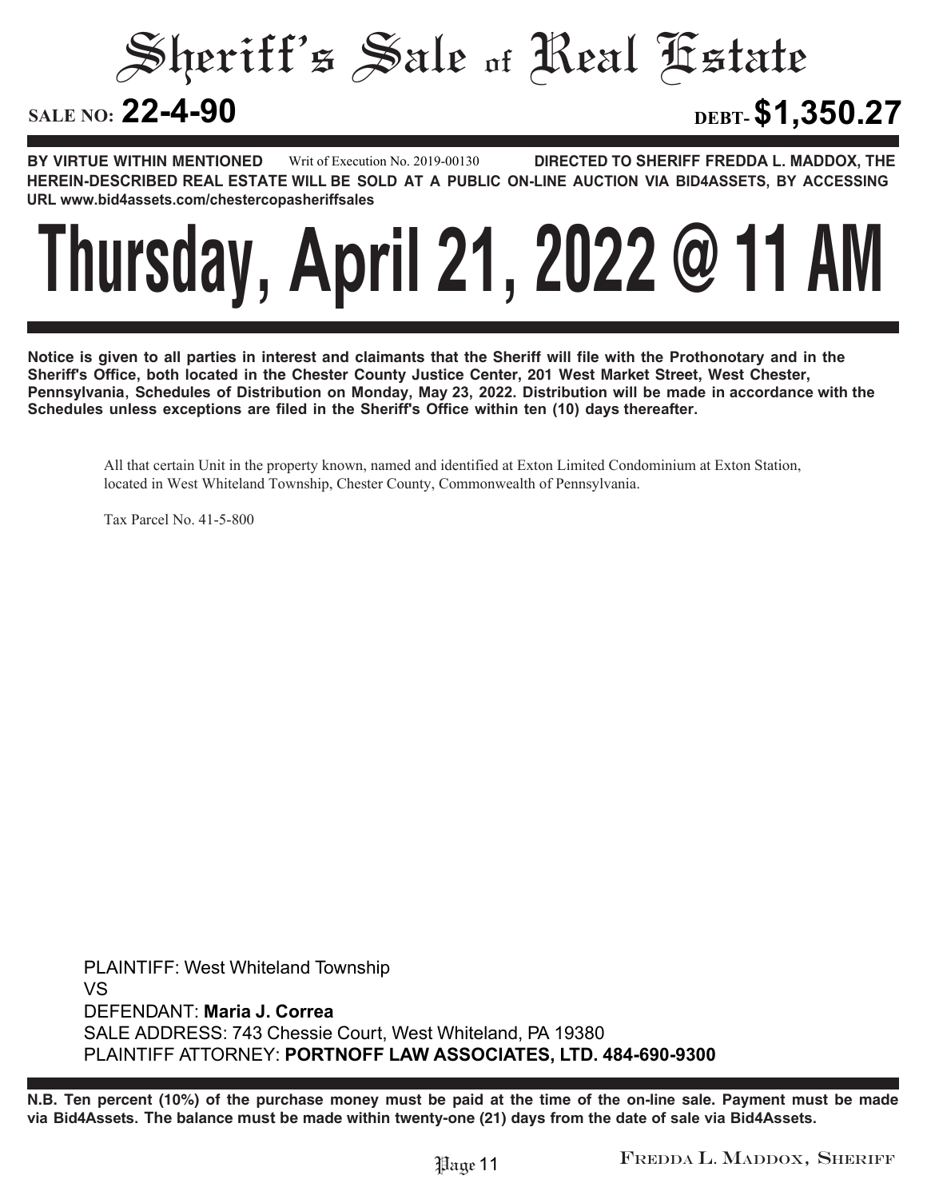# Sheriff's Sale of Real Estate

**SALE NO: 22-4-90** **DEBT- $1,350.27**

**BY VIRTUE WITHIN MENTIONED** Writ of Execution No. 2019-00130 **DIRECTED TO SHERIFF FREDDA L. MADDOX, THE HEREIN-DESCRIBED REAL ESTATE WILL BE SOLD AT A PUBLIC ON-LINE AUCTION VIA BID4ASSETS, BY ACCESSING URL www.bid4assets.com/chestercopasheriffsales**

# Thursday, April 21, 2022 @ 11 AM

**Notice is given to all parties in interest and claimants that the Sheriff will file with the Prothonotary and in the Sheriff's Office, both located in the Chester County Justice Center, 201 West Market Street, West Chester, Pennsylvania, Schedules of Distribution on Monday, May 23, 2022. Distribution will be made in accordance with the Schedules unless exceptions are filed in the Sheriff's Office within ten (10) days thereafter.**

All that certain Unit in the property known, named and identified at Exton Limited Condominium at Exton Station, located in West Whiteland Township, Chester County, Commonwealth of Pennsylvania.

Tax Parcel No. 41-5-800

PLAINTIFF: West Whiteland Township
VS
DEFENDANT: **Maria J. Correa**
SALE ADDRESS: 743 Chessie Court, West Whiteland, PA 19380
PLAINTIFF ATTORNEY: **PORTNOFF LAW ASSOCIATES, LTD. 484-690-9300**

**N.B. Ten percent (10%) of the purchase money must be paid at the time of the on-line sale. Payment must be made via Bid4Assets. The balance must be made within twenty-one (21) days from the date of sale via Bid4Assets.**

FREDDA L. MADDOX, SHERIFF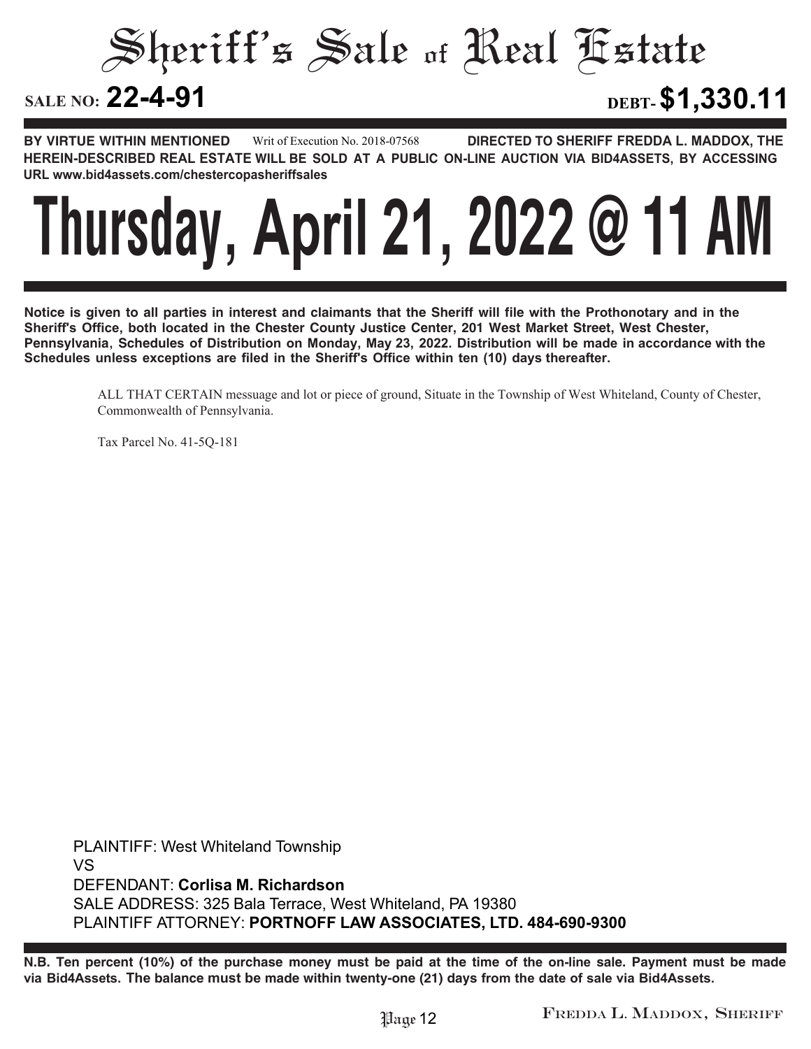# Sheriff's Sale of Real Estate

**SALE NO: 22-4-91** **DEBT- $1,330.11**

**BY VIRTUE WITHIN MENTIONED** Writ of Execution No. 2018-07568 **DIRECTED TO SHERIFF FREDDA L. MADDOX, THE HEREIN-DESCRIBED REAL ESTATE WILL BE SOLD AT A PUBLIC ON-LINE AUCTION VIA BID4ASSETS, BY ACCESSING URL www.bid4assets.com/chestercopasheriffsales**

# Thursday, April 21, 2022 @ 11 AM

**Notice is given to all parties in interest and claimants that the Sheriff will file with the Prothonotary and in the Sheriff's Office, both located in the Chester County Justice Center, 201 West Market Street, West Chester, Pennsylvania, Schedules of Distribution on Monday, May 23, 2022. Distribution will be made in accordance with the Schedules unless exceptions are filed in the Sheriff's Office within ten (10) days thereafter.**

ALL THAT CERTAIN messuage and lot or piece of ground, Situate in the Township of West Whiteland, County of Chester, Commonwealth of Pennsylvania.

Tax Parcel No. 41-5Q-181

PLAINTIFF: West Whiteland Township
VS
DEFENDANT: **Corlisa M. Richardson**
SALE ADDRESS: 325 Bala Terrace, West Whiteland, PA 19380
PLAINTIFF ATTORNEY: **PORTNOFF LAW ASSOCIATES, LTD. 484-690-9300**

**N.B. Ten percent (10%) of the purchase money must be paid at the time of the on-line sale. Payment must be made via Bid4Assets. The balance must be made within twenty-one (21) days from the date of sale via Bid4Assets.**

FREDDA L. MADDOX, SHERIFF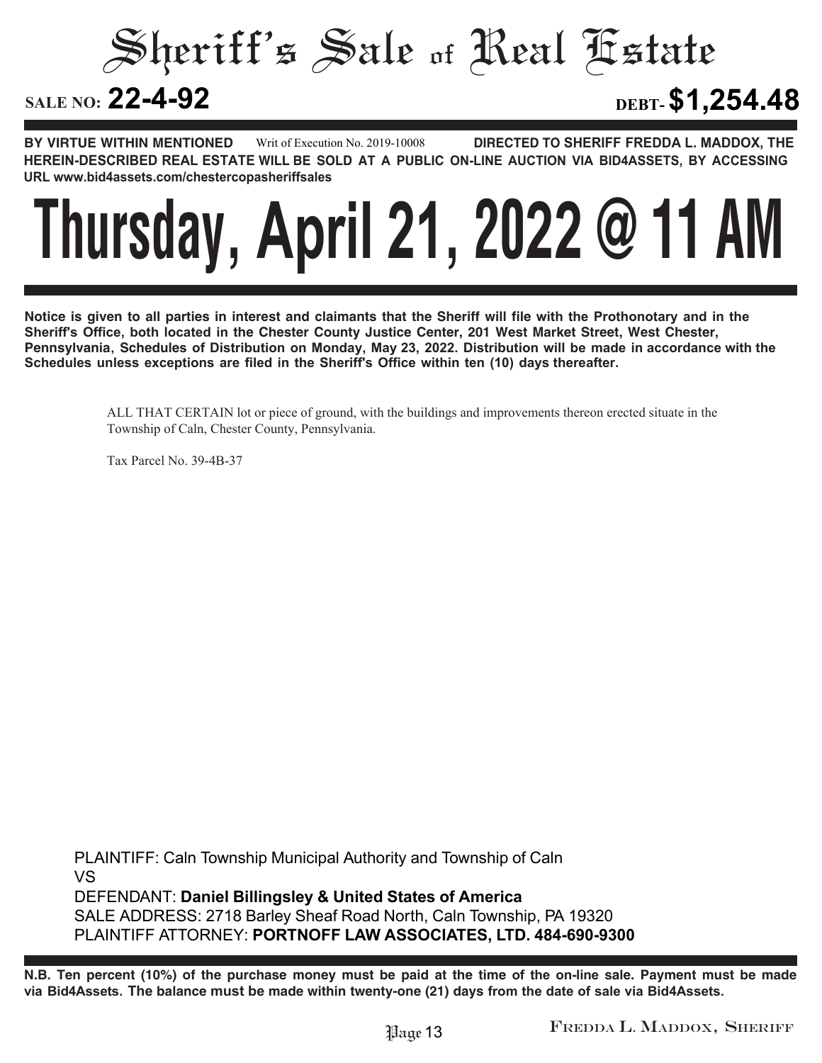# Sheriff's Sale of Real Estate

**SALE NO: 22-4-92** **DEBT- $1,254.48**

**BY VIRTUE WITHIN MENTIONED** Writ of Execution No. 2019-10008 **DIRECTED TO SHERIFF FREDDA L. MADDOX, THE HEREIN-DESCRIBED REAL ESTATE WILL BE SOLD AT A PUBLIC ON-LINE AUCTION VIA BID4ASSETS, BY ACCESSING URL www.bid4assets.com/chestercopasheriffsales**

# Thursday, April 21, 2022 @ 11 AM

**Notice is given to all parties in interest and claimants that the Sheriff will file with the Prothonotary and in the Sheriff's Office, both located in the Chester County Justice Center, 201 West Market Street, West Chester, Pennsylvania, Schedules of Distribution on Monday, May 23, 2022. Distribution will be made in accordance with the Schedules unless exceptions are filed in the Sheriff's Office within ten (10) days thereafter.**

ALL THAT CERTAIN lot or piece of ground, with the buildings and improvements thereon erected situate in the Township of Caln, Chester County, Pennsylvania.

Tax Parcel No. 39-4B-37

PLAINTIFF: Caln Township Municipal Authority and Township of Caln
VS
DEFENDANT: **Daniel Billingsley & United States of America**
SALE ADDRESS: 2718 Barley Sheaf Road North, Caln Township, PA 19320
PLAINTIFF ATTORNEY: **PORTNOFF LAW ASSOCIATES, LTD. 484-690-9300**

**N.B. Ten percent (10%) of the purchase money must be paid at the time of the on-line sale. Payment must be made via Bid4Assets. The balance must be made within twenty-one (21) days from the date of sale via Bid4Assets.**

FREDDA L. MADDOX, SHERIFF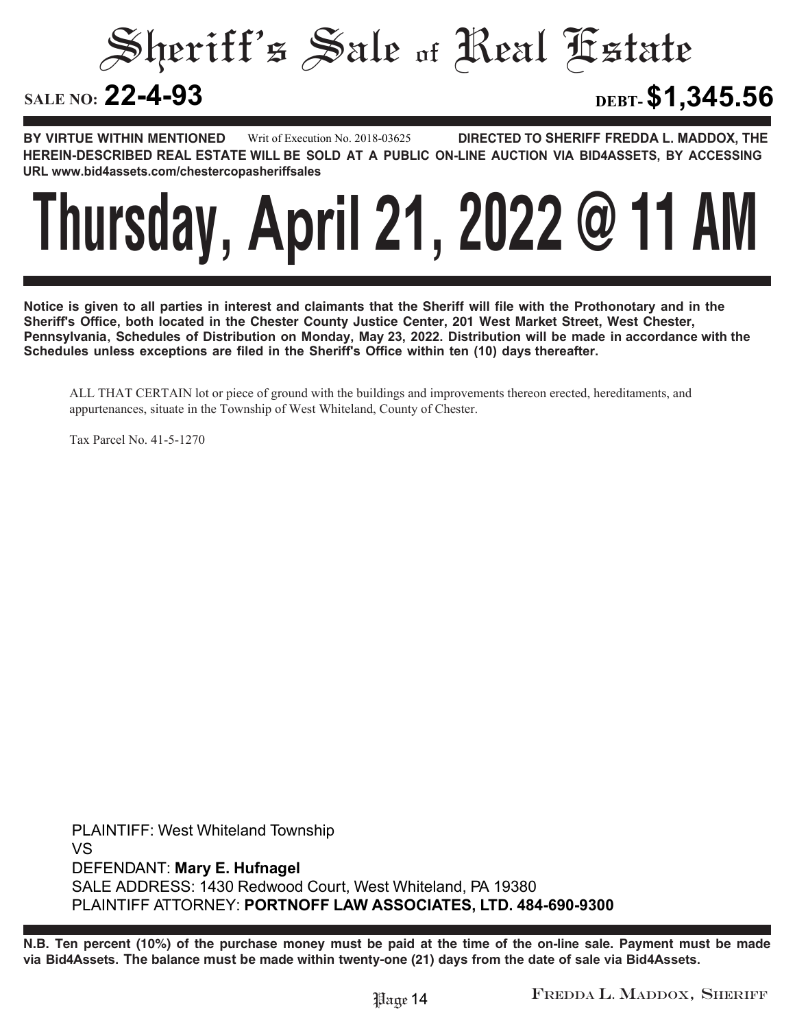# Sheriff's Sale of Real Estate

**SALE NO: 22-4-93** **DEBT- $1,345.56**

**BY VIRTUE WITHIN MENTIONED** Writ of Execution No. 2018-03625 **DIRECTED TO SHERIFF FREDDA L. MADDOX, THE HEREIN-DESCRIBED REAL ESTATE WILL BE SOLD AT A PUBLIC ON-LINE AUCTION VIA BID4ASSETS, BY ACCESSING URL www.bid4assets.com/chestercopasheriffsales**

# Thursday, April 21, 2022 @ 11 AM

**Notice is given to all parties in interest and claimants that the Sheriff will file with the Prothonotary and in the Sheriff's Office, both located in the Chester County Justice Center, 201 West Market Street, West Chester, Pennsylvania, Schedules of Distribution on Monday, May 23, 2022. Distribution will be made in accordance with the Schedules unless exceptions are filed in the Sheriff's Office within ten (10) days thereafter.**

ALL THAT CERTAIN lot or piece of ground with the buildings and improvements thereon erected, hereditaments, and appurtenances, situate in the Township of West Whiteland, County of Chester.

Tax Parcel No. 41-5-1270

PLAINTIFF: West Whiteland Township
VS
DEFENDANT: **Mary E. Hufnagel**
SALE ADDRESS: 1430 Redwood Court, West Whiteland, PA 19380
PLAINTIFF ATTORNEY: **PORTNOFF LAW ASSOCIATES, LTD. 484-690-9300**

**N.B. Ten percent (10%) of the purchase money must be paid at the time of the on-line sale. Payment must be made via Bid4Assets. The balance must be made within twenty-one (21) days from the date of sale via Bid4Assets.**

FREDDA L. MADDOX, SHERIFF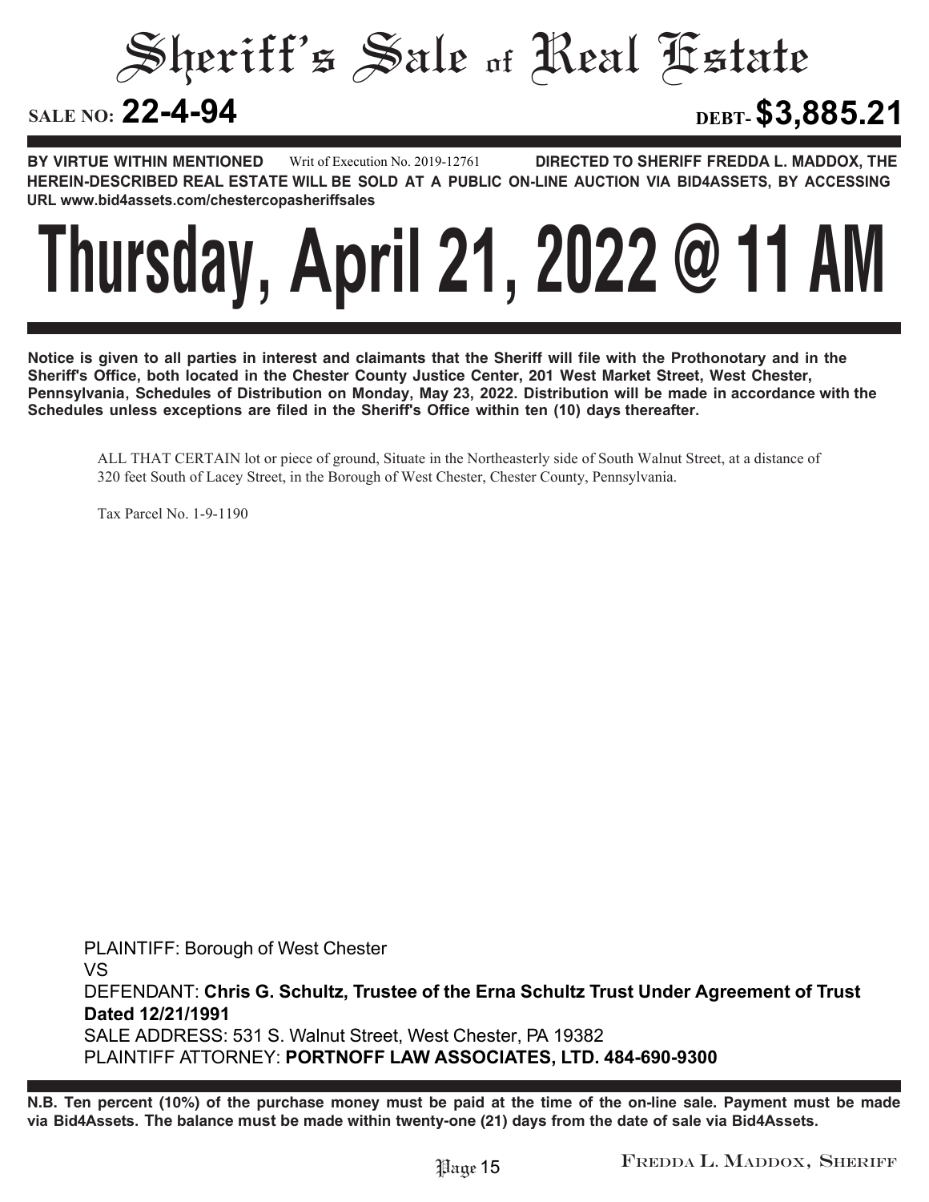# Sheriff's Sale of Real Estate

**SALE NO: 22-4-94** **DEBT- $3,885.21**

**BY VIRTUE WITHIN MENTIONED** Writ of Execution No. 2019-12761 **DIRECTED TO SHERIFF FREDDA L. MADDOX, THE HEREIN-DESCRIBED REAL ESTATE WILL BE SOLD AT A PUBLIC ON-LINE AUCTION VIA BID4ASSETS, BY ACCESSING URL www.bid4assets.com/chestercopasheriffsales**

# Thursday, April 21, 2022 @ 11 AM

**Notice is given to all parties in interest and claimants that the Sheriff will file with the Prothonotary and in the Sheriff's Office, both located in the Chester County Justice Center, 201 West Market Street, West Chester, Pennsylvania, Schedules of Distribution on Monday, May 23, 2022. Distribution will be made in accordance with the Schedules unless exceptions are filed in the Sheriff's Office within ten (10) days thereafter.**

ALL THAT CERTAIN lot or piece of ground, Situate in the Northeasterly side of South Walnut Street, at a distance of 320 feet South of Lacey Street, in the Borough of West Chester, Chester County, Pennsylvania.

Tax Parcel No. 1-9-1190

PLAINTIFF: Borough of West Chester
VS
DEFENDANT: **Chris G. Schultz, Trustee of the Erna Schultz Trust Under Agreement of Trust Dated 12/21/1991**
SALE ADDRESS: 531 S. Walnut Street, West Chester, PA 19382
PLAINTIFF ATTORNEY: **PORTNOFF LAW ASSOCIATES, LTD. 484-690-9300**

**N.B. Ten percent (10%) of the purchase money must be paid at the time of the on-line sale. Payment must be made via Bid4Assets. The balance must be made within twenty-one (21) days from the date of sale via Bid4Assets.**

FREDDA L. MADDOX, SHERIFF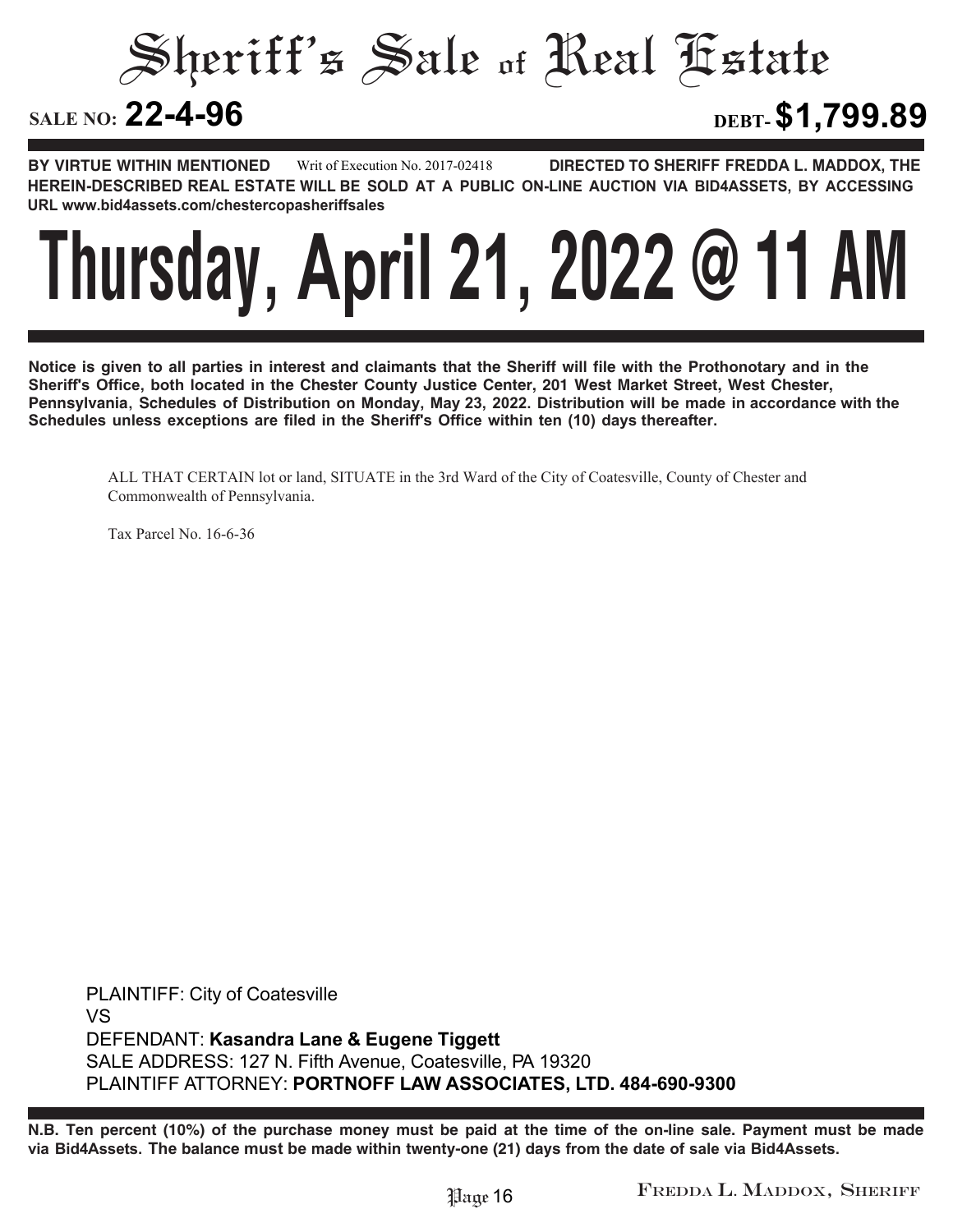# Sheriff's Sale of Real Estate

**SALE NO: 22-4-96** **DEBT- $1,799.89**

**BY VIRTUE WITHIN MENTIONED** Writ of Execution No. 2017-02418 **DIRECTED TO SHERIFF FREDDA L. MADDOX, THE HEREIN-DESCRIBED REAL ESTATE WILL BE SOLD AT A PUBLIC ON-LINE AUCTION VIA BID4ASSETS, BY ACCESSING URL www.bid4assets.com/chestercopasheriffsales**

# Thursday, April 21, 2022 @ 11 AM

**Notice is given to all parties in interest and claimants that the Sheriff will file with the Prothonotary and in the Sheriff's Office, both located in the Chester County Justice Center, 201 West Market Street, West Chester, Pennsylvania, Schedules of Distribution on Monday, May 23, 2022. Distribution will be made in accordance with the Schedules unless exceptions are filed in the Sheriff's Office within ten (10) days thereafter.**

ALL THAT CERTAIN lot or land, SITUATE in the 3rd Ward of the City of Coatesville, County of Chester and Commonwealth of Pennsylvania.

Tax Parcel No. 16-6-36

PLAINTIFF: City of Coatesville
VS
DEFENDANT: **Kasandra Lane & Eugene Tiggett**
SALE ADDRESS: 127 N. Fifth Avenue, Coatesville, PA 19320
PLAINTIFF ATTORNEY: **PORTNOFF LAW ASSOCIATES, LTD. 484-690-9300**

**N.B. Ten percent (10%) of the purchase money must be paid at the time of the on-line sale. Payment must be made via Bid4Assets. The balance must be made within twenty-one (21) days from the date of sale via Bid4Assets.**

FREDDA L. MADDOX, SHERIFF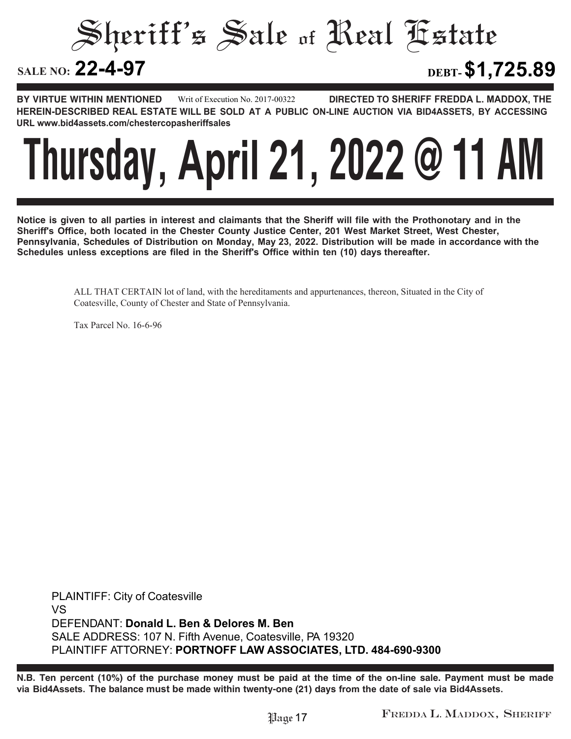# Sheriff's Sale of Real Estate

**SALE NO: 22-4-97** **DEBT- $1,725.89**

**BY VIRTUE WITHIN MENTIONED** Writ of Execution No. 2017-00322 **DIRECTED TO SHERIFF FREDDA L. MADDOX, THE HEREIN-DESCRIBED REAL ESTATE WILL BE SOLD AT A PUBLIC ON-LINE AUCTION VIA BID4ASSETS, BY ACCESSING URL www.bid4assets.com/chestercopasheriffsales**

# Thursday, April 21, 2022 @ 11 AM

**Notice is given to all parties in interest and claimants that the Sheriff will file with the Prothonotary and in the Sheriff's Office, both located in the Chester County Justice Center, 201 West Market Street, West Chester, Pennsylvania, Schedules of Distribution on Monday, May 23, 2022. Distribution will be made in accordance with the Schedules unless exceptions are filed in the Sheriff's Office within ten (10) days thereafter.**

ALL THAT CERTAIN lot of land, with the hereditaments and appurtenances, thereon, Situated in the City of Coatesville, County of Chester and State of Pennsylvania.

Tax Parcel No. 16-6-96

PLAINTIFF: City of Coatesville
VS
DEFENDANT: **Donald L. Ben & Delores M. Ben**
SALE ADDRESS: 107 N. Fifth Avenue, Coatesville, PA 19320
PLAINTIFF ATTORNEY: **PORTNOFF LAW ASSOCIATES, LTD. 484-690-9300**

**N.B. Ten percent (10%) of the purchase money must be paid at the time of the on-line sale. Payment must be made via Bid4Assets. The balance must be made within twenty-one (21) days from the date of sale via Bid4Assets.**

FREDDA L. MADDOX, SHERIFF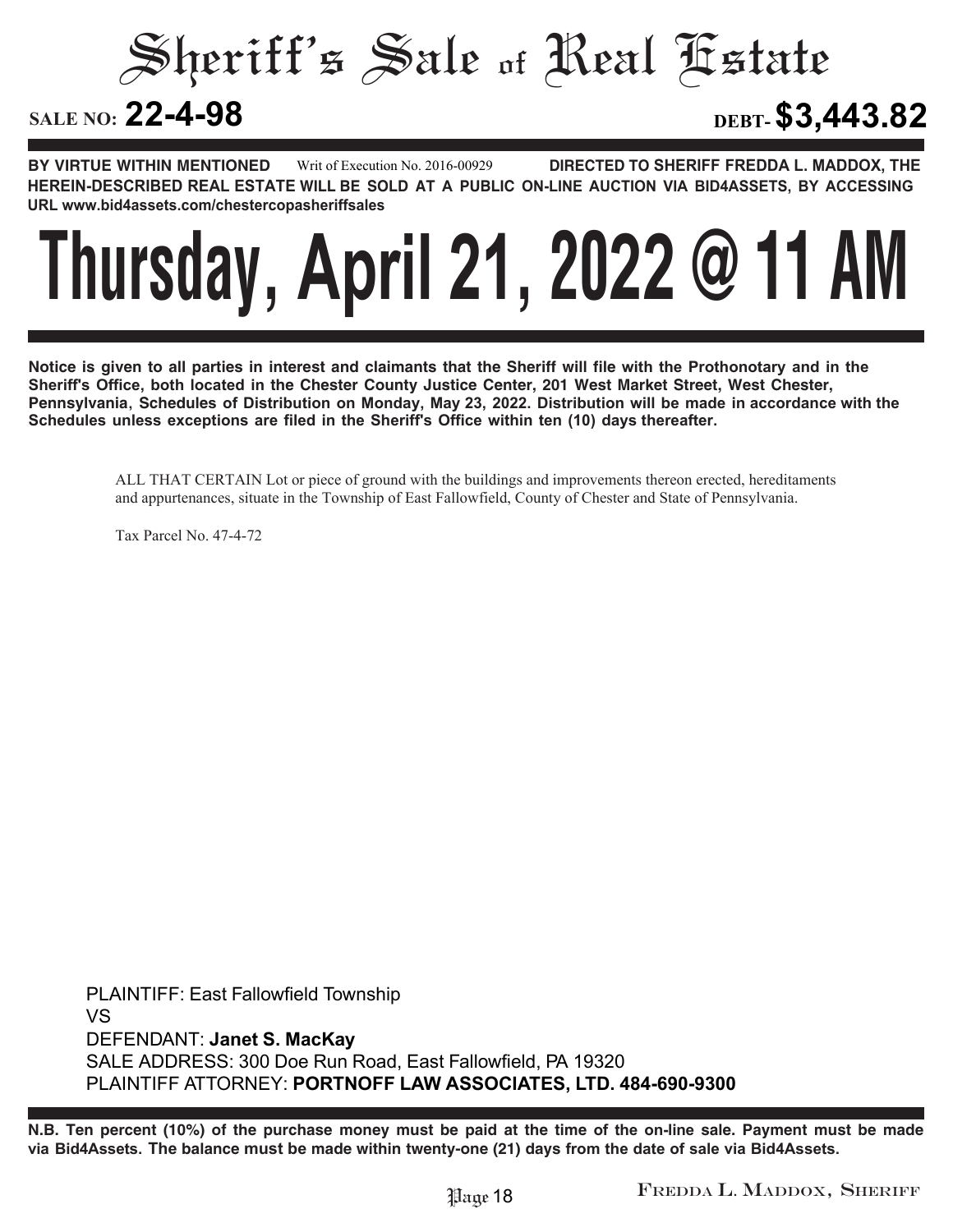# Sheriff's Sale of Real Estate

**SALE NO: 22-4-98** **DEBT- $3,443.82**

**BY VIRTUE WITHIN MENTIONED** Writ of Execution No. 2016-00929 **DIRECTED TO SHERIFF FREDDA L. MADDOX, THE HEREIN-DESCRIBED REAL ESTATE WILL BE SOLD AT A PUBLIC ON-LINE AUCTION VIA BID4ASSETS, BY ACCESSING URL www.bid4assets.com/chestercopasheriffsales**

# Thursday, April 21, 2022 @ 11 AM

**Notice is given to all parties in interest and claimants that the Sheriff will file with the Prothonotary and in the Sheriff's Office, both located in the Chester County Justice Center, 201 West Market Street, West Chester, Pennsylvania, Schedules of Distribution on Monday, May 23, 2022. Distribution will be made in accordance with the Schedules unless exceptions are filed in the Sheriff's Office within ten (10) days thereafter.**

ALL THAT CERTAIN Lot or piece of ground with the buildings and improvements thereon erected, hereditaments and appurtenances, situate in the Township of East Fallowfield, County of Chester and State of Pennsylvania.

Tax Parcel No. 47-4-72

PLAINTIFF: East Fallowfield Township
VS
DEFENDANT: **Janet S. MacKay**
SALE ADDRESS: 300 Doe Run Road, East Fallowfield, PA 19320
PLAINTIFF ATTORNEY: **PORTNOFF LAW ASSOCIATES, LTD. 484-690-9300**

**N.B. Ten percent (10%) of the purchase money must be paid at the time of the on-line sale. Payment must be made via Bid4Assets. The balance must be made within twenty-one (21) days from the date of sale via Bid4Assets.**

FREDDA L. MADDOX, SHERIFF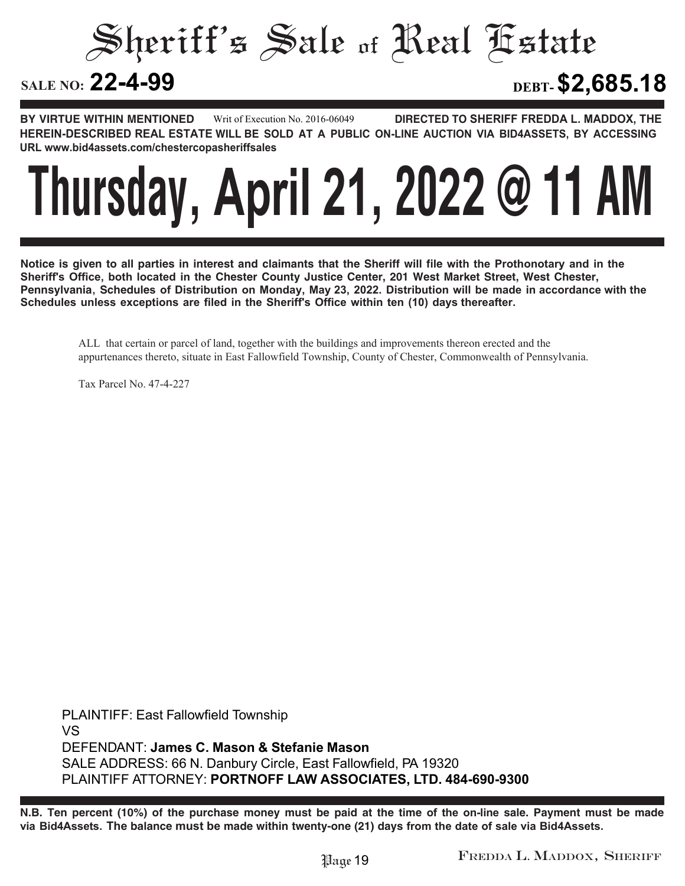# Sheriff's Sale of Real Estate

**SALE NO: 22-4-99** **DEBT- $2,685.18**

**BY VIRTUE WITHIN MENTIONED** Writ of Execution No. 2016-06049 **DIRECTED TO SHERIFF FREDDA L. MADDOX, THE HEREIN-DESCRIBED REAL ESTATE WILL BE SOLD AT A PUBLIC ON-LINE AUCTION VIA BID4ASSETS, BY ACCESSING URL www.bid4assets.com/chestercopasheriffsales**

# Thursday, April 21, 2022 @ 11 AM

**Notice is given to all parties in interest and claimants that the Sheriff will file with the Prothonotary and in the Sheriff's Office, both located in the Chester County Justice Center, 201 West Market Street, West Chester, Pennsylvania, Schedules of Distribution on Monday, May 23, 2022. Distribution will be made in accordance with the Schedules unless exceptions are filed in the Sheriff's Office within ten (10) days thereafter.**

ALL that certain or parcel of land, together with the buildings and improvements thereon erected and the appurtenances thereto, situate in East Fallowfield Township, County of Chester, Commonwealth of Pennsylvania.

Tax Parcel No. 47-4-227

PLAINTIFF: East Fallowfield Township
VS
DEFENDANT: **James C. Mason & Stefanie Mason**
SALE ADDRESS: 66 N. Danbury Circle, East Fallowfield, PA 19320
PLAINTIFF ATTORNEY: **PORTNOFF LAW ASSOCIATES, LTD. 484-690-9300**

**N.B. Ten percent (10%) of the purchase money must be paid at the time of the on-line sale. Payment must be made via Bid4Assets. The balance must be made within twenty-one (21) days from the date of sale via Bid4Assets.**

Fredda L. Maddox, Sheriff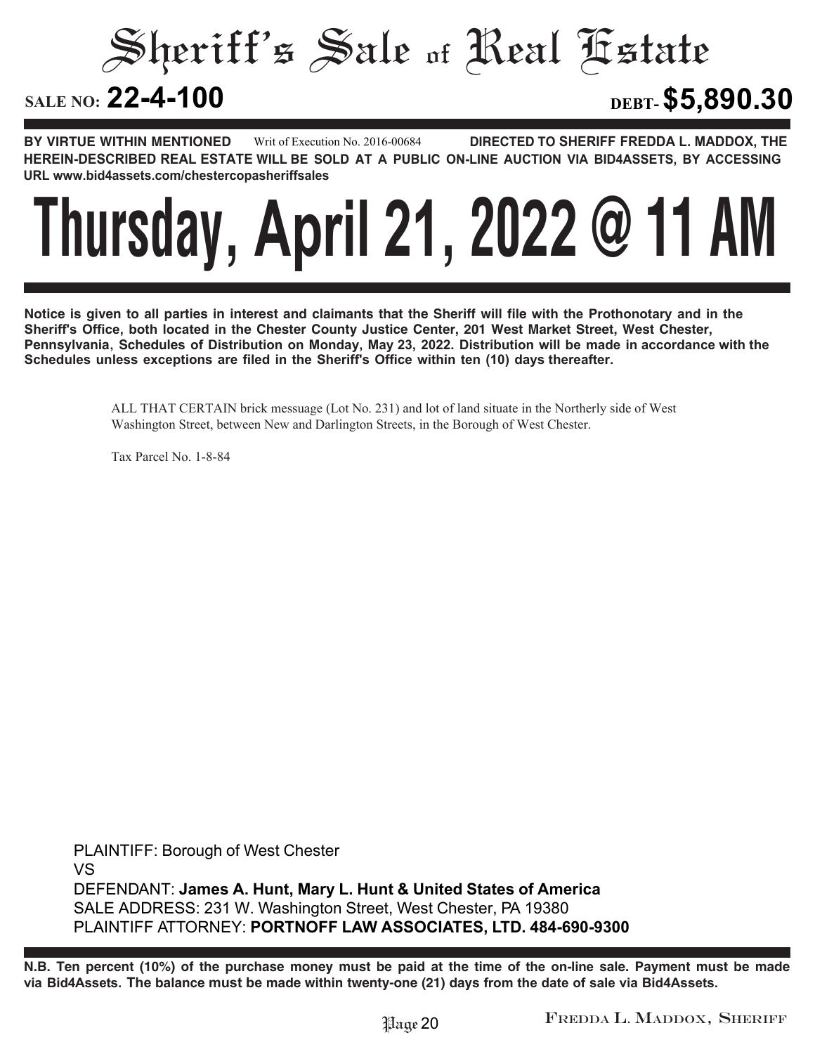# Sheriff's Sale of Real Estate

**SALE NO: 22-4-100** **DEBT- $5,890.30**

**BY VIRTUE WITHIN MENTIONED** Writ of Execution No. 2016-00684 **DIRECTED TO SHERIFF FREDDA L. MADDOX, THE HEREIN-DESCRIBED REAL ESTATE WILL BE SOLD AT A PUBLIC ON-LINE AUCTION VIA BID4ASSETS, BY ACCESSING URL www.bid4assets.com/chestercopasheriffsales**

# Thursday, April 21, 2022 @ 11 AM

**Notice is given to all parties in interest and claimants that the Sheriff will file with the Prothonotary and in the Sheriff's Office, both located in the Chester County Justice Center, 201 West Market Street, West Chester, Pennsylvania, Schedules of Distribution on Monday, May 23, 2022. Distribution will be made in accordance with the Schedules unless exceptions are filed in the Sheriff's Office within ten (10) days thereafter.**

ALL THAT CERTAIN brick messuage (Lot No. 231) and lot of land situate in the Northerly side of West Washington Street, between New and Darlington Streets, in the Borough of West Chester.

Tax Parcel No. 1-8-84

PLAINTIFF: Borough of West Chester
VS
DEFENDANT: **James A. Hunt, Mary L. Hunt & United States of America**
SALE ADDRESS: 231 W. Washington Street, West Chester, PA 19380
PLAINTIFF ATTORNEY: **PORTNOFF LAW ASSOCIATES, LTD. 484-690-9300**

**N.B. Ten percent (10%) of the purchase money must be paid at the time of the on-line sale. Payment must be made via Bid4Assets. The balance must be made within twenty-one (21) days from the date of sale via Bid4Assets.**

Fredda L. Maddox, Sheriff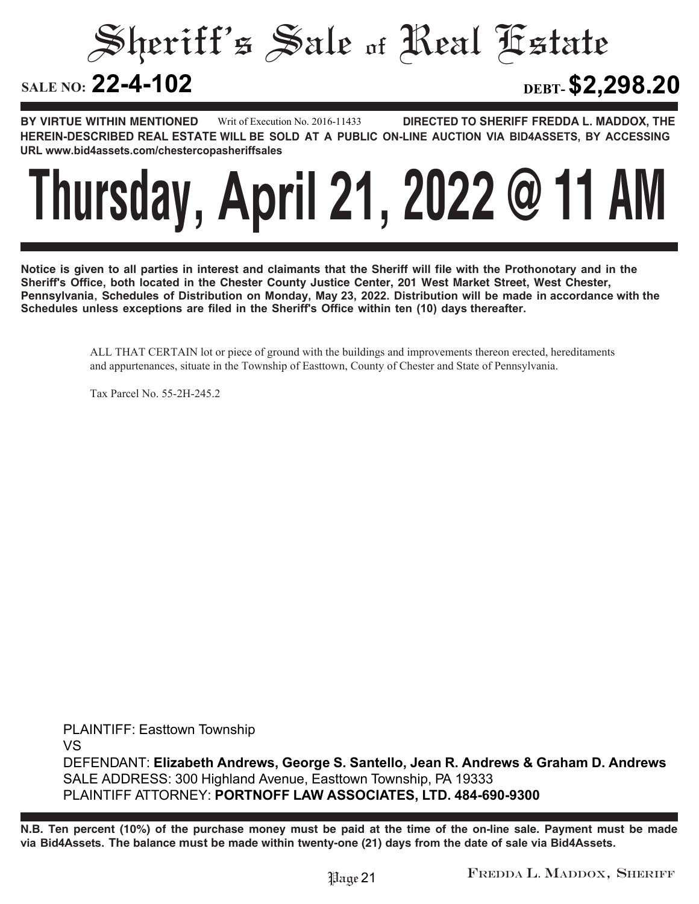# Sheriff's Sale of Real Estate

**SALE NO: 22-4-102** **DEBT- $2,298.20**

**BY VIRTUE WITHIN MENTIONED** Writ of Execution No. 2016-11433 **DIRECTED TO SHERIFF FREDDA L. MADDOX, THE HEREIN-DESCRIBED REAL ESTATE WILL BE SOLD AT A PUBLIC ON-LINE AUCTION VIA BID4ASSETS, BY ACCESSING URL www.bid4assets.com/chestercopasheriffsales**

# Thursday, April 21, 2022 @ 11 AM

**Notice is given to all parties in interest and claimants that the Sheriff will file with the Prothonotary and in the Sheriff's Office, both located in the Chester County Justice Center, 201 West Market Street, West Chester, Pennsylvania, Schedules of Distribution on Monday, May 23, 2022. Distribution will be made in accordance with the Schedules unless exceptions are filed in the Sheriff's Office within ten (10) days thereafter.**

ALL THAT CERTAIN lot or piece of ground with the buildings and improvements thereon erected, hereditaments and appurtenances, situate in the Township of Easttown, County of Chester and State of Pennsylvania.

Tax Parcel No. 55-2H-245.2

PLAINTIFF: Easttown Township
VS
DEFENDANT: **Elizabeth Andrews, George S. Santello, Jean R. Andrews & Graham D. Andrews**
SALE ADDRESS: 300 Highland Avenue, Easttown Township, PA 19333
PLAINTIFF ATTORNEY: **PORTNOFF LAW ASSOCIATES, LTD. 484-690-9300**

**N.B. Ten percent (10%) of the purchase money must be paid at the time of the on-line sale. Payment must be made via Bid4Assets. The balance must be made within twenty-one (21) days from the date of sale via Bid4Assets.**

Fredda L. Maddox, Sheriff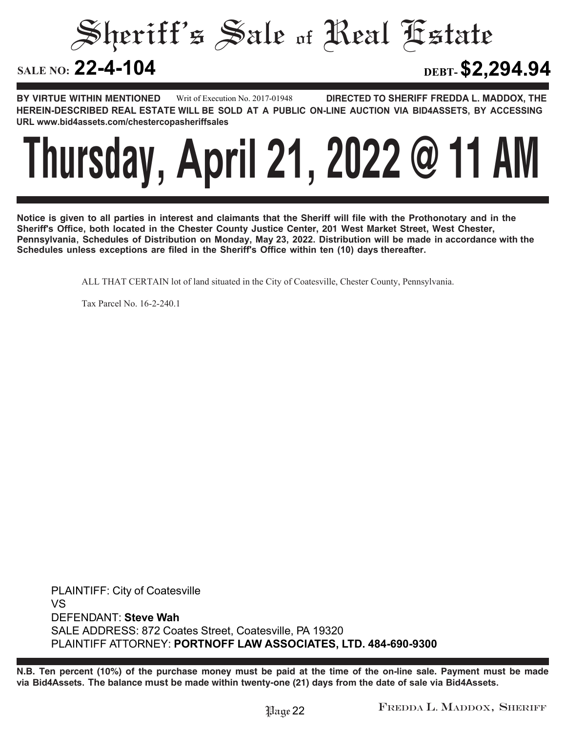# Sheriff's Sale of Real Estate

**SALE NO: 22-4-104** **DEBT- $2,294.94**

**BY VIRTUE WITHIN MENTIONED** Writ of Execution No. 2017-01948 **DIRECTED TO SHERIFF FREDDA L. MADDOX, THE HEREIN-DESCRIBED REAL ESTATE WILL BE SOLD AT A PUBLIC ON-LINE AUCTION VIA BID4ASSETS, BY ACCESSING URL www.bid4assets.com/chestercopasheriffsales**

# Thursday, April 21, 2022 @ 11 AM

**Notice is given to all parties in interest and claimants that the Sheriff will file with the Prothonotary and in the Sheriff's Office, both located in the Chester County Justice Center, 201 West Market Street, West Chester, Pennsylvania, Schedules of Distribution on Monday, May 23, 2022. Distribution will be made in accordance with the Schedules unless exceptions are filed in the Sheriff's Office within ten (10) days thereafter.**

ALL THAT CERTAIN lot of land situated in the City of Coatesville, Chester County, Pennsylvania.

Tax Parcel No. 16-2-240.1

PLAINTIFF: City of Coatesville
VS
DEFENDANT: **Steve Wah**
SALE ADDRESS: 872 Coates Street, Coatesville, PA 19320
PLAINTIFF ATTORNEY: **PORTNOFF LAW ASSOCIATES, LTD. 484-690-9300**

**N.B. Ten percent (10%) of the purchase money must be paid at the time of the on-line sale. Payment must be made via Bid4Assets. The balance must be made within twenty-one (21) days from the date of sale via Bid4Assets.**

FREDDA L. MADDOX, SHERIFF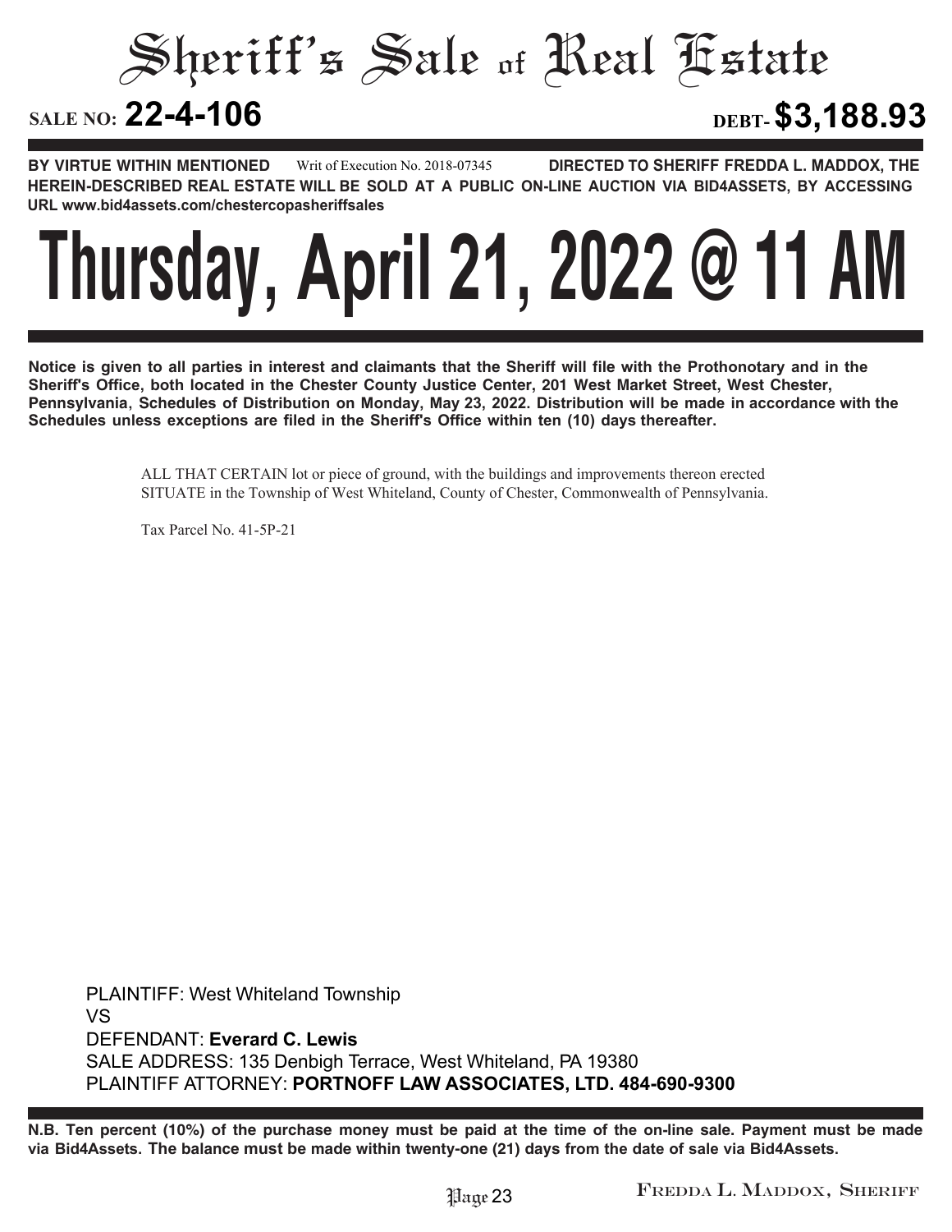# Sheriff's Sale of Real Estate

**SALE NO: 22-4-106** **DEBT- $3,188.93**

**BY VIRTUE WITHIN MENTIONED** Writ of Execution No. 2018-07345 **DIRECTED TO SHERIFF FREDDA L. MADDOX, THE HEREIN-DESCRIBED REAL ESTATE WILL BE SOLD AT A PUBLIC ON-LINE AUCTION VIA BID4ASSETS, BY ACCESSING URL www.bid4assets.com/chestercopasheriffsales**

# Thursday, April 21, 2022 @ 11 AM

**Notice is given to all parties in interest and claimants that the Sheriff will file with the Prothonotary and in the Sheriff's Office, both located in the Chester County Justice Center, 201 West Market Street, West Chester, Pennsylvania, Schedules of Distribution on Monday, May 23, 2022. Distribution will be made in accordance with the Schedules unless exceptions are filed in the Sheriff's Office within ten (10) days thereafter.**

ALL THAT CERTAIN lot or piece of ground, with the buildings and improvements thereon erected SITUATE in the Township of West Whiteland, County of Chester, Commonwealth of Pennsylvania.

Tax Parcel No. 41-5P-21

PLAINTIFF: West Whiteland Township
VS
DEFENDANT: **Everard C. Lewis**
SALE ADDRESS: 135 Denbigh Terrace, West Whiteland, PA 19380
PLAINTIFF ATTORNEY: **PORTNOFF LAW ASSOCIATES, LTD. 484-690-9300**

**N.B. Ten percent (10%) of the purchase money must be paid at the time of the on-line sale. Payment must be made via Bid4Assets. The balance must be made within twenty-one (21) days from the date of sale via Bid4Assets.**

FREDDA L. MADDOX, SHERIFF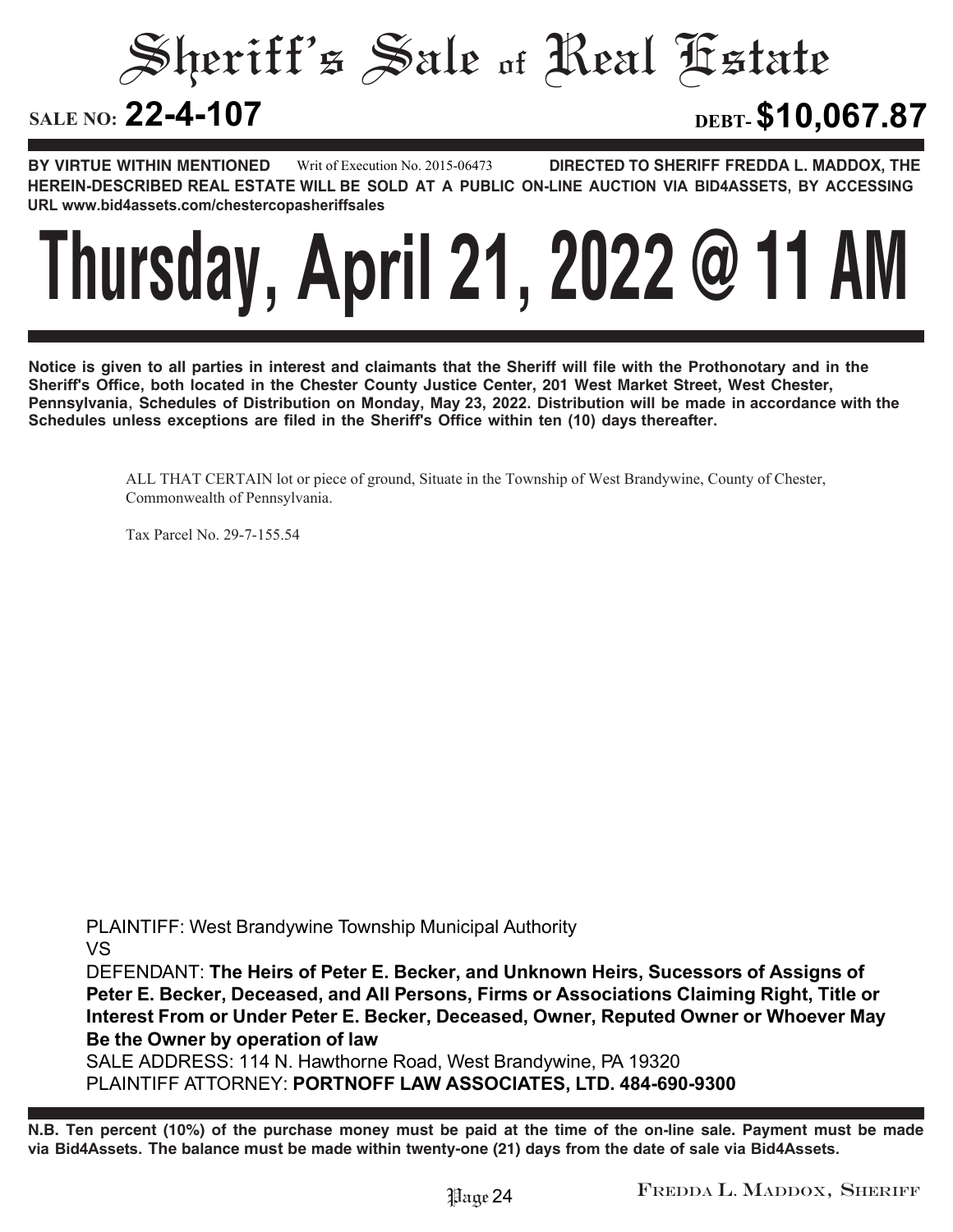# Sheriff's Sale of Real Estate

**SALE NO: 22-4-107** **DEBT- $10,067.87**

**BY VIRTUE WITHIN MENTIONED** Writ of Execution No. 2015-06473 **DIRECTED TO SHERIFF FREDDA L. MADDOX, THE HEREIN-DESCRIBED REAL ESTATE WILL BE SOLD AT A PUBLIC ON-LINE AUCTION VIA BID4ASSETS, BY ACCESSING URL www.bid4assets.com/chestercopasheriffsales**

# Thursday, April 21, 2022 @ 11 AM

**Notice is given to all parties in interest and claimants that the Sheriff will file with the Prothonotary and in the Sheriff's Office, both located in the Chester County Justice Center, 201 West Market Street, West Chester, Pennsylvania, Schedules of Distribution on Monday, May 23, 2022. Distribution will be made in accordance with the Schedules unless exceptions are filed in the Sheriff's Office within ten (10) days thereafter.**

ALL THAT CERTAIN lot or piece of ground, Situate in the Township of West Brandywine, County of Chester, Commonwealth of Pennsylvania.

Tax Parcel No. 29-7-155.54

PLAINTIFF: West Brandywine Township Municipal Authority
VS
DEFENDANT: **The Heirs of Peter E. Becker, and Unknown Heirs, Sucessors of Assigns of Peter E. Becker, Deceased, and All Persons, Firms or Associations Claiming Right, Title or Interest From or Under Peter E. Becker, Deceased, Owner, Reputed Owner or Whoever May Be the Owner by operation of law**
SALE ADDRESS: 114 N. Hawthorne Road, West Brandywine, PA 19320
PLAINTIFF ATTORNEY: **PORTNOFF LAW ASSOCIATES, LTD. 484-690-9300**

**N.B. Ten percent (10%) of the purchase money must be paid at the time of the on-line sale. Payment must be made via Bid4Assets. The balance must be made within twenty-one (21) days from the date of sale via Bid4Assets.**

FREDDA L. MADDOX, SHERIFF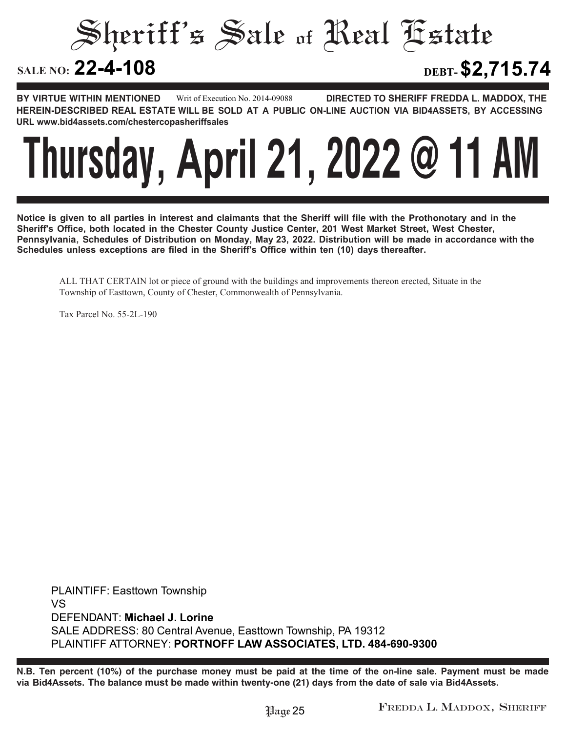# Sheriff's Sale of Real Estate

**SALE NO: 22-4-108** **DEBT- $2,715.74**

**BY VIRTUE WITHIN MENTIONED** Writ of Execution No. 2014-09088 **DIRECTED TO SHERIFF FREDDA L. MADDOX, THE HEREIN-DESCRIBED REAL ESTATE WILL BE SOLD AT A PUBLIC ON-LINE AUCTION VIA BID4ASSETS, BY ACCESSING URL www.bid4assets.com/chestercopasheriffsales**

# Thursday, April 21, 2022 @ 11 AM

**Notice is given to all parties in interest and claimants that the Sheriff will file with the Prothonotary and in the Sheriff's Office, both located in the Chester County Justice Center, 201 West Market Street, West Chester, Pennsylvania, Schedules of Distribution on Monday, May 23, 2022. Distribution will be made in accordance with the Schedules unless exceptions are filed in the Sheriff's Office within ten (10) days thereafter.**

ALL THAT CERTAIN lot or piece of ground with the buildings and improvements thereon erected, Situate in the Township of Easttown, County of Chester, Commonwealth of Pennsylvania.

Tax Parcel No. 55-2L-190

PLAINTIFF: Easttown Township
VS
DEFENDANT: **Michael J. Lorine**
SALE ADDRESS: 80 Central Avenue, Easttown Township, PA 19312
PLAINTIFF ATTORNEY: **PORTNOFF LAW ASSOCIATES, LTD. 484-690-9300**

**N.B. Ten percent (10%) of the purchase money must be paid at the time of the on-line sale. Payment must be made via Bid4Assets. The balance must be made within twenty-one (21) days from the date of sale via Bid4Assets.**

FREDDA L. MADDOX, SHERIFF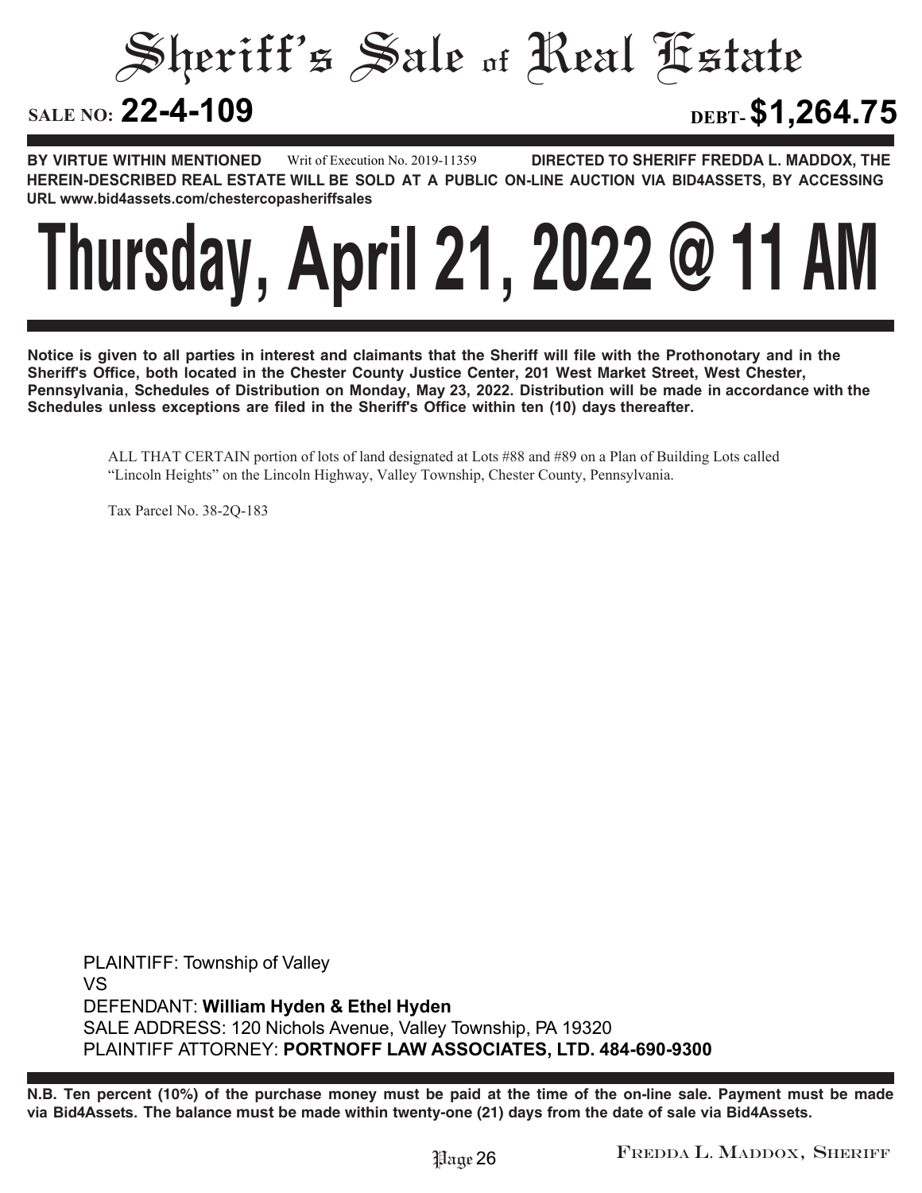# Sheriff's Sale of Real Estate

**SALE NO: 22-4-109** **DEBT- $1,264.75**

**BY VIRTUE WITHIN MENTIONED** Writ of Execution No. 2019-11359 **DIRECTED TO SHERIFF FREDDA L. MADDOX, THE HEREIN-DESCRIBED REAL ESTATE WILL BE SOLD AT A PUBLIC ON-LINE AUCTION VIA BID4ASSETS, BY ACCESSING URL www.bid4assets.com/chestercopasheriffsales**

# Thursday, April 21, 2022 @ 11 AM

**Notice is given to all parties in interest and claimants that the Sheriff will file with the Prothonotary and in the Sheriff's Office, both located in the Chester County Justice Center, 201 West Market Street, West Chester, Pennsylvania, Schedules of Distribution on Monday, May 23, 2022. Distribution will be made in accordance with the Schedules unless exceptions are filed in the Sheriff's Office within ten (10) days thereafter.**

ALL THAT CERTAIN portion of lots of land designated at Lots #88 and #89 on a Plan of Building Lots called "Lincoln Heights" on the Lincoln Highway, Valley Township, Chester County, Pennsylvania.

Tax Parcel No. 38-2Q-183

PLAINTIFF: Township of Valley
VS
DEFENDANT: **William Hyden & Ethel Hyden**
SALE ADDRESS: 120 Nichols Avenue, Valley Township, PA 19320
PLAINTIFF ATTORNEY: **PORTNOFF LAW ASSOCIATES, LTD. 484-690-9300**

**N.B. Ten percent (10%) of the purchase money must be paid at the time of the on-line sale. Payment must be made via Bid4Assets. The balance must be made within twenty-one (21) days from the date of sale via Bid4Assets.**

FREDDA L. MADDOX, SHERIFF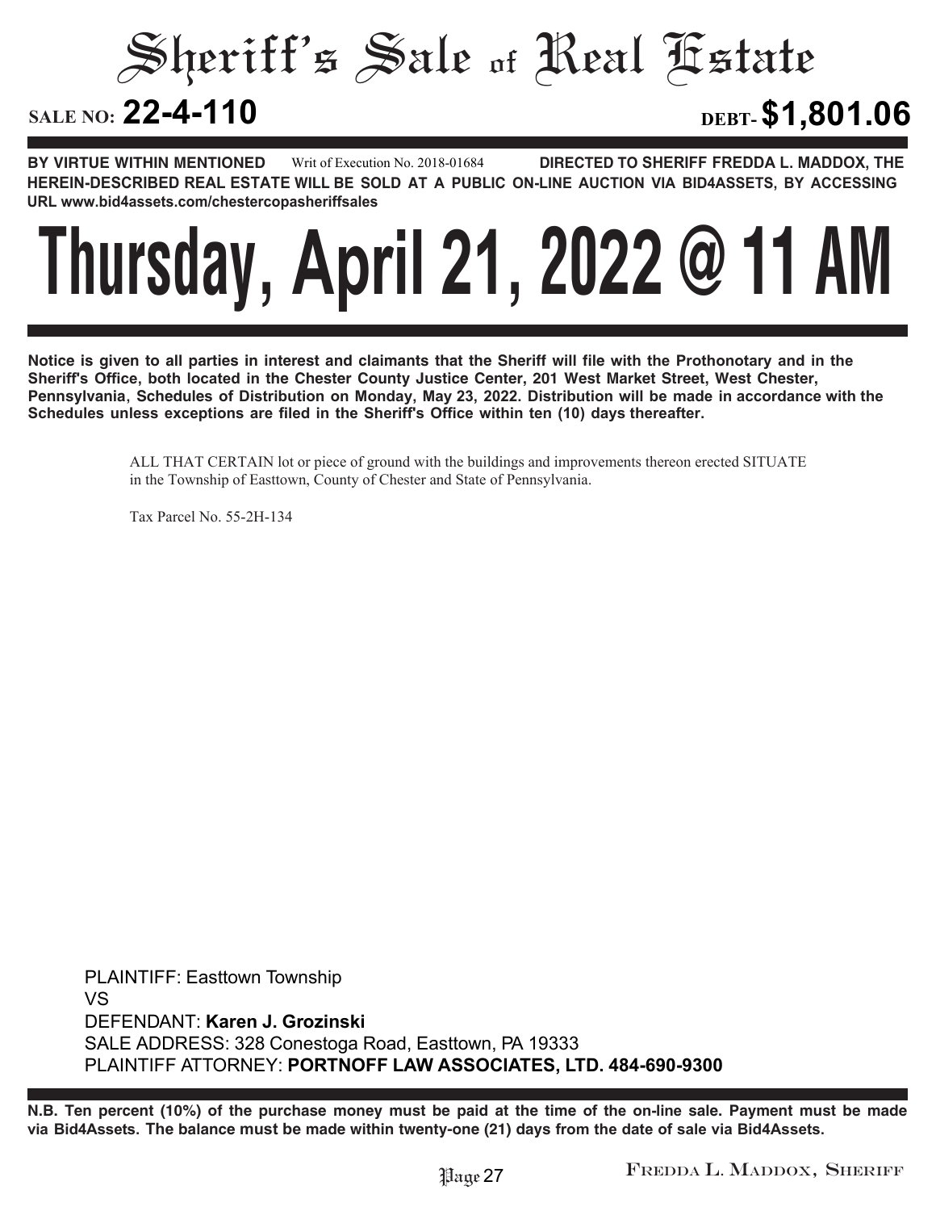# Sheriff's Sale of Real Estate

**SALE NO: 22-4-110** **DEBT- $1,801.06**

**BY VIRTUE WITHIN MENTIONED** Writ of Execution No. 2018-01684 **DIRECTED TO SHERIFF FREDDA L. MADDOX, THE HEREIN-DESCRIBED REAL ESTATE WILL BE SOLD AT A PUBLIC ON-LINE AUCTION VIA BID4ASSETS, BY ACCESSING URL www.bid4assets.com/chestercopasheriffsales**

# Thursday, April 21, 2022 @ 11 AM

**Notice is given to all parties in interest and claimants that the Sheriff will file with the Prothonotary and in the Sheriff's Office, both located in the Chester County Justice Center, 201 West Market Street, West Chester, Pennsylvania, Schedules of Distribution on Monday, May 23, 2022. Distribution will be made in accordance with the Schedules unless exceptions are filed in the Sheriff's Office within ten (10) days thereafter.**

ALL THAT CERTAIN lot or piece of ground with the buildings and improvements thereon erected SITUATE in the Township of Easttown, County of Chester and State of Pennsylvania.

Tax Parcel No. 55-2H-134

PLAINTIFF: Easttown Township
VS
DEFENDANT: **Karen J. Grozinski**
SALE ADDRESS: 328 Conestoga Road, Easttown, PA 19333
PLAINTIFF ATTORNEY: **PORTNOFF LAW ASSOCIATES, LTD. 484-690-9300**

**N.B. Ten percent (10%) of the purchase money must be paid at the time of the on-line sale. Payment must be made via Bid4Assets. The balance must be made within twenty-one (21) days from the date of sale via Bid4Assets.**

Fredda L. Maddox, Sheriff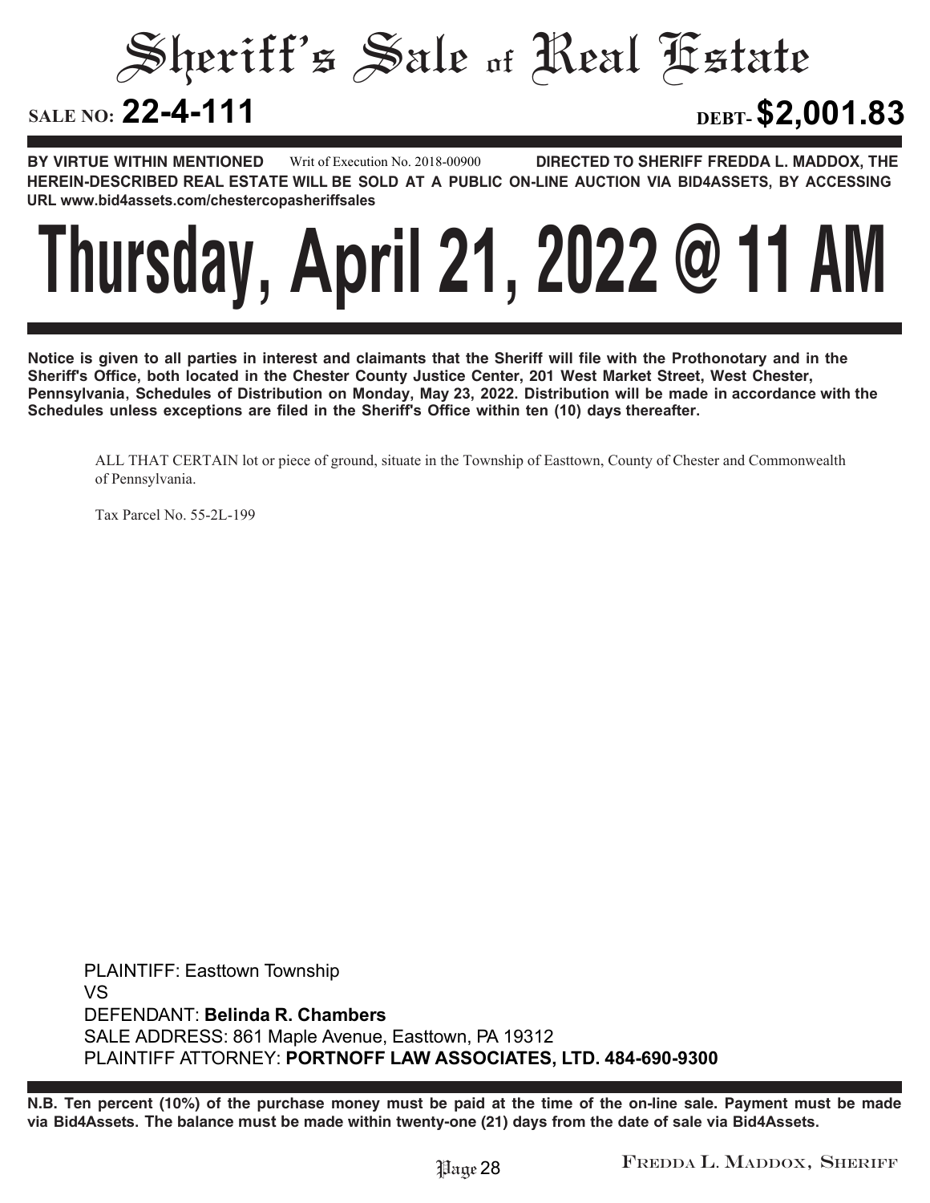# Sheriff's Sale of Real Estate

**SALE NO: 22-4-111** **DEBT- $2,001.83**

**BY VIRTUE WITHIN MENTIONED** Writ of Execution No. 2018-00900 **DIRECTED TO SHERIFF FREDDA L. MADDOX, THE HEREIN-DESCRIBED REAL ESTATE WILL BE SOLD AT A PUBLIC ON-LINE AUCTION VIA BID4ASSETS, BY ACCESSING URL www.bid4assets.com/chestercopasheriffsales**

# Thursday, April 21, 2022 @ 11 AM

**Notice is given to all parties in interest and claimants that the Sheriff will file with the Prothonotary and in the Sheriff's Office, both located in the Chester County Justice Center, 201 West Market Street, West Chester, Pennsylvania, Schedules of Distribution on Monday, May 23, 2022. Distribution will be made in accordance with the Schedules unless exceptions are filed in the Sheriff's Office within ten (10) days thereafter.**

ALL THAT CERTAIN lot or piece of ground, situate in the Township of Easttown, County of Chester and Commonwealth of Pennsylvania.

Tax Parcel No. 55-2L-199

PLAINTIFF: Easttown Township
VS
DEFENDANT: **Belinda R. Chambers**
SALE ADDRESS: 861 Maple Avenue, Easttown, PA 19312
PLAINTIFF ATTORNEY: **PORTNOFF LAW ASSOCIATES, LTD. 484-690-9300**

**N.B. Ten percent (10%) of the purchase money must be paid at the time of the on-line sale. Payment must be made via Bid4Assets. The balance must be made within twenty-one (21) days from the date of sale via Bid4Assets.**

FREDDA L. MADDOX, SHERIFF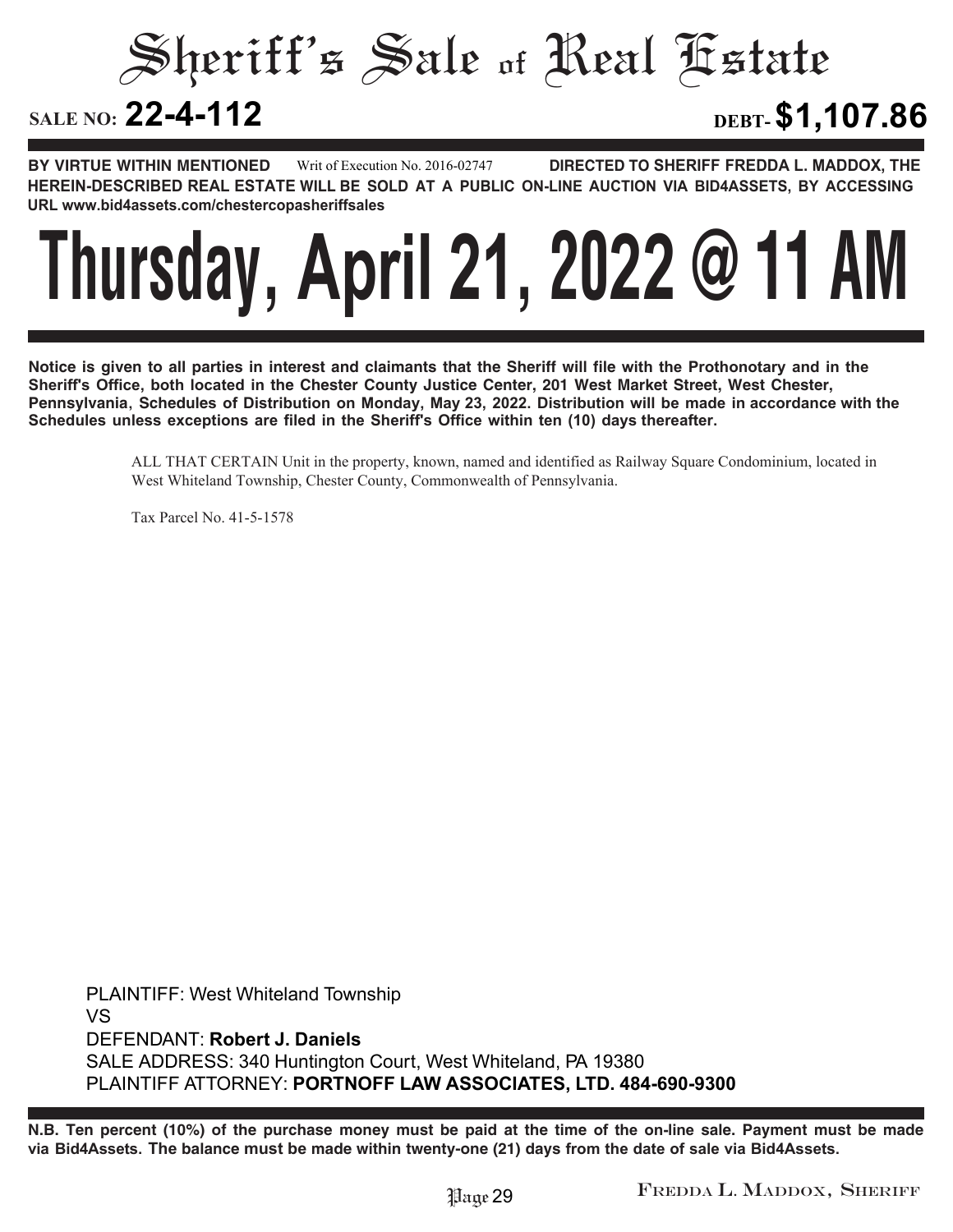# Sheriff's Sale of Real Estate

**SALE NO: 22-4-112** **DEBT- $1,107.86**

**BY VIRTUE WITHIN MENTIONED** Writ of Execution No. 2016-02747 **DIRECTED TO SHERIFF FREDDA L. MADDOX, THE HEREIN-DESCRIBED REAL ESTATE WILL BE SOLD AT A PUBLIC ON-LINE AUCTION VIA BID4ASSETS, BY ACCESSING URL www.bid4assets.com/chestercopasheriffsales**

# Thursday, April 21, 2022 @ 11 AM

**Notice is given to all parties in interest and claimants that the Sheriff will file with the Prothonotary and in the Sheriff's Office, both located in the Chester County Justice Center, 201 West Market Street, West Chester, Pennsylvania, Schedules of Distribution on Monday, May 23, 2022. Distribution will be made in accordance with the Schedules unless exceptions are filed in the Sheriff's Office within ten (10) days thereafter.**

ALL THAT CERTAIN Unit in the property, known, named and identified as Railway Square Condominium, located in West Whiteland Township, Chester County, Commonwealth of Pennsylvania.

Tax Parcel No. 41-5-1578

PLAINTIFF: West Whiteland Township
VS
DEFENDANT: **Robert J. Daniels**
SALE ADDRESS: 340 Huntington Court, West Whiteland, PA 19380
PLAINTIFF ATTORNEY: **PORTNOFF LAW ASSOCIATES, LTD. 484-690-9300**

**N.B. Ten percent (10%) of the purchase money must be paid at the time of the on-line sale. Payment must be made via Bid4Assets. The balance must be made within twenty-one (21) days from the date of sale via Bid4Assets.**

Fredda L. Maddox, Sheriff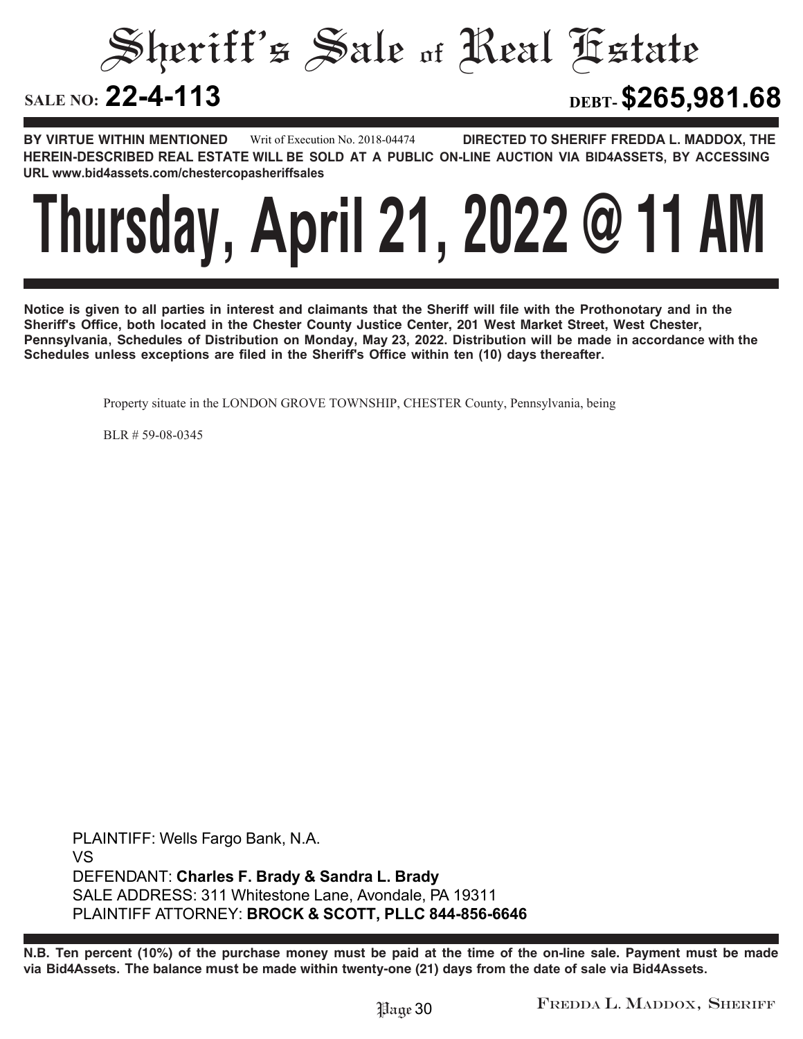# Sheriff's Sale of Real Estate

**SALE NO: 22-4-113** **DEBT- $265,981.68**

**BY VIRTUE WITHIN MENTIONED** Writ of Execution No. 2018-04474 **DIRECTED TO SHERIFF FREDDA L. MADDOX, THE HEREIN-DESCRIBED REAL ESTATE WILL BE SOLD AT A PUBLIC ON-LINE AUCTION VIA BID4ASSETS, BY ACCESSING URL www.bid4assets.com/chestercopasheriffsales**

# Thursday, April 21, 2022 @ 11 AM

**Notice is given to all parties in interest and claimants that the Sheriff will file with the Prothonotary and in the Sheriff's Office, both located in the Chester County Justice Center, 201 West Market Street, West Chester, Pennsylvania, Schedules of Distribution on Monday, May 23, 2022. Distribution will be made in accordance with the Schedules unless exceptions are filed in the Sheriff's Office within ten (10) days thereafter.**

Property situate in the LONDON GROVE TOWNSHIP, CHESTER County, Pennsylvania, being

BLR # 59-08-0345

PLAINTIFF: Wells Fargo Bank, N.A.
VS
DEFENDANT: **Charles F. Brady & Sandra L. Brady**
SALE ADDRESS: 311 Whitestone Lane, Avondale, PA 19311
PLAINTIFF ATTORNEY: **BROCK & SCOTT, PLLC 844-856-6646**

**N.B. Ten percent (10%) of the purchase money must be paid at the time of the on-line sale. Payment must be made via Bid4Assets. The balance must be made within twenty-one (21) days from the date of sale via Bid4Assets.**

FREDDA L. MADDOX, SHERIFF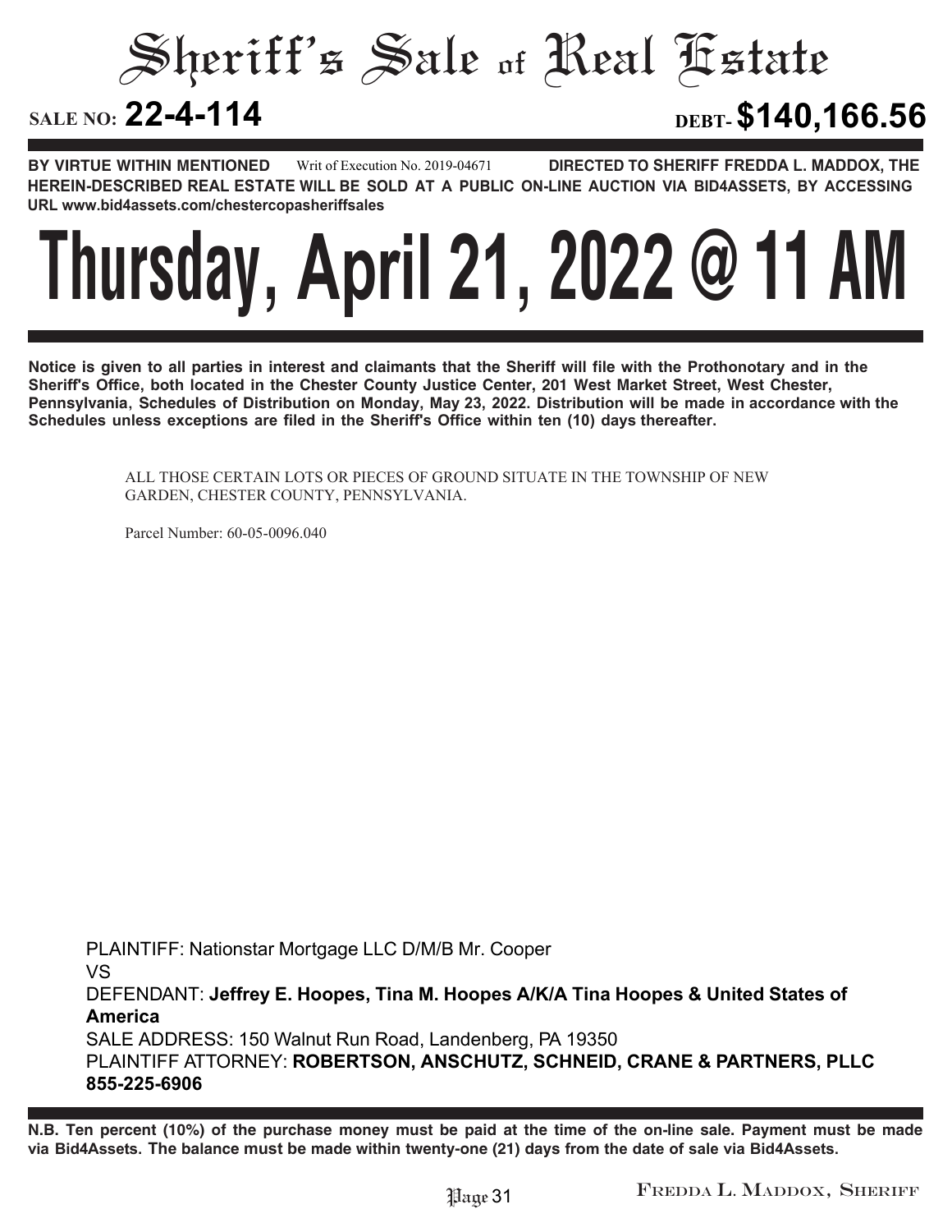# Sheriff's Sale of Real Estate

**SALE NO: 22-4-114** **DEBT- $140,166.56**

**BY VIRTUE WITHIN MENTIONED** Writ of Execution No. 2019-04671 **DIRECTED TO SHERIFF FREDDA L. MADDOX, THE HEREIN-DESCRIBED REAL ESTATE WILL BE SOLD AT A PUBLIC ON-LINE AUCTION VIA BID4ASSETS, BY ACCESSING URL www.bid4assets.com/chestercopasheriffsales**

# Thursday, April 21, 2022 @ 11 AM

**Notice is given to all parties in interest and claimants that the Sheriff will file with the Prothonotary and in the Sheriff's Office, both located in the Chester County Justice Center, 201 West Market Street, West Chester, Pennsylvania, Schedules of Distribution on Monday, May 23, 2022. Distribution will be made in accordance with the Schedules unless exceptions are filed in the Sheriff's Office within ten (10) days thereafter.**

ALL THOSE CERTAIN LOTS OR PIECES OF GROUND SITUATE IN THE TOWNSHIP OF NEW GARDEN, CHESTER COUNTY, PENNSYLVANIA.

Parcel Number: 60-05-0096.040

PLAINTIFF: Nationstar Mortgage LLC D/M/B Mr. Cooper
VS
DEFENDANT: **Jeffrey E. Hoopes, Tina M. Hoopes A/K/A Tina Hoopes & United States of America**
SALE ADDRESS: 150 Walnut Run Road, Landenberg, PA 19350
PLAINTIFF ATTORNEY: **ROBERTSON, ANSCHUTZ, SCHNEID, CRANE & PARTNERS, PLLC 855-225-6906**

**N.B. Ten percent (10%) of the purchase money must be paid at the time of the on-line sale. Payment must be made via Bid4Assets. The balance must be made within twenty-one (21) days from the date of sale via Bid4Assets.**

FREDDA L. MADDOX, SHERIFF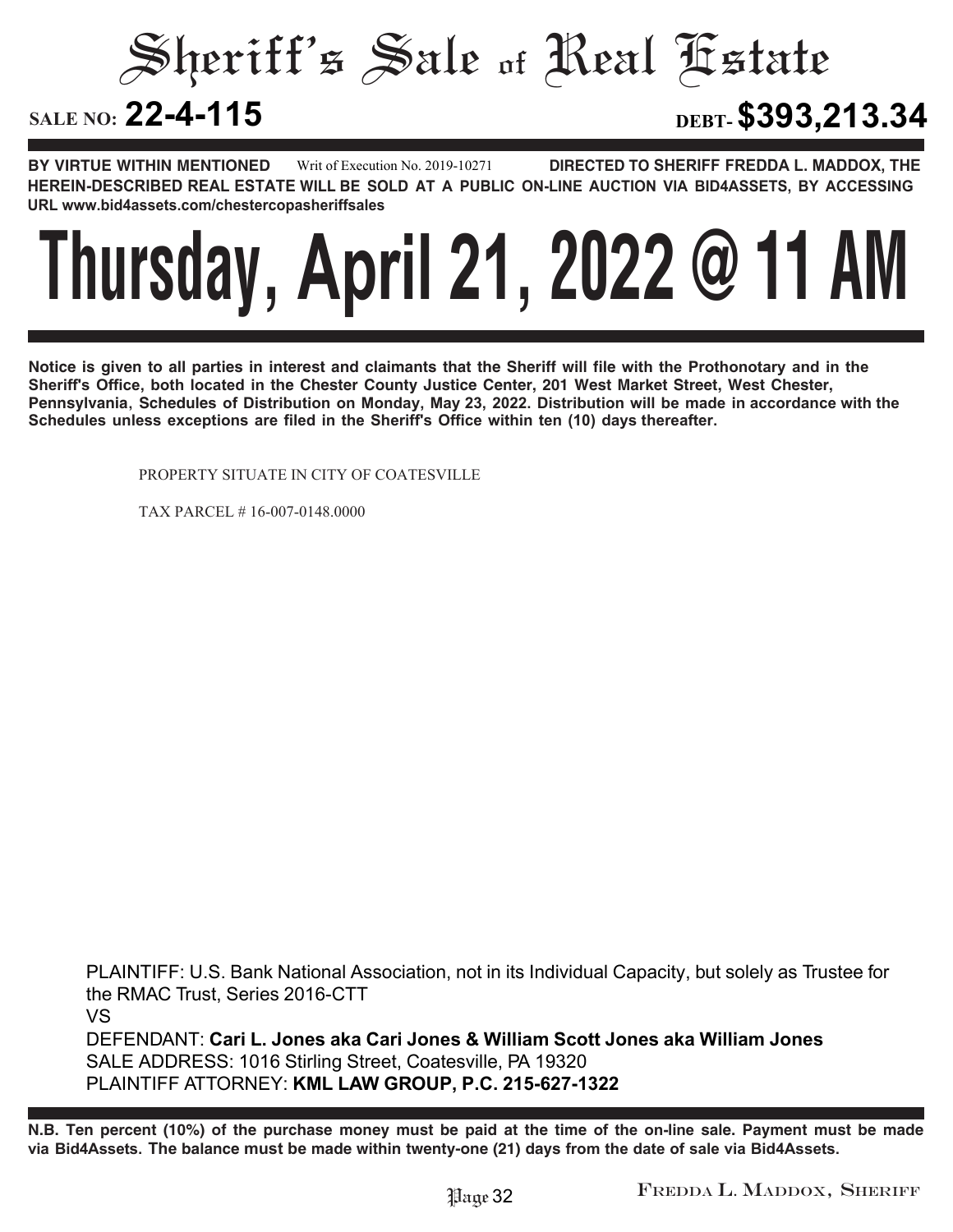# Sheriff's Sale of Real Estate

**SALE NO: 22-4-115** **DEBT- $393,213.34**

**BY VIRTUE WITHIN MENTIONED** Writ of Execution No. 2019-10271 **DIRECTED TO SHERIFF FREDDA L. MADDOX, THE HEREIN-DESCRIBED REAL ESTATE WILL BE SOLD AT A PUBLIC ON-LINE AUCTION VIA BID4ASSETS, BY ACCESSING URL www.bid4assets.com/chestercopasheriffsales**

# Thursday, April 21, 2022 @ 11 AM

**Notice is given to all parties in interest and claimants that the Sheriff will file with the Prothonotary and in the Sheriff's Office, both located in the Chester County Justice Center, 201 West Market Street, West Chester, Pennsylvania, Schedules of Distribution on Monday, May 23, 2022. Distribution will be made in accordance with the Schedules unless exceptions are filed in the Sheriff's Office within ten (10) days thereafter.**

PROPERTY SITUATE IN CITY OF COATESVILLE

TAX PARCEL # 16-007-0148.0000

PLAINTIFF: U.S. Bank National Association, not in its Individual Capacity, but solely as Trustee for the RMAC Trust, Series 2016-CTT

VS

DEFENDANT: **Cari L. Jones aka Cari Jones & William Scott Jones aka William Jones**

SALE ADDRESS: 1016 Stirling Street, Coatesville, PA 19320

PLAINTIFF ATTORNEY: **KML LAW GROUP, P.C. 215-627-1322**

**N.B. Ten percent (10%) of the purchase money must be paid at the time of the on-line sale. Payment must be made via Bid4Assets. The balance must be made within twenty-one (21) days from the date of sale via Bid4Assets.**

FREDDA L. MADDOX, SHERIFF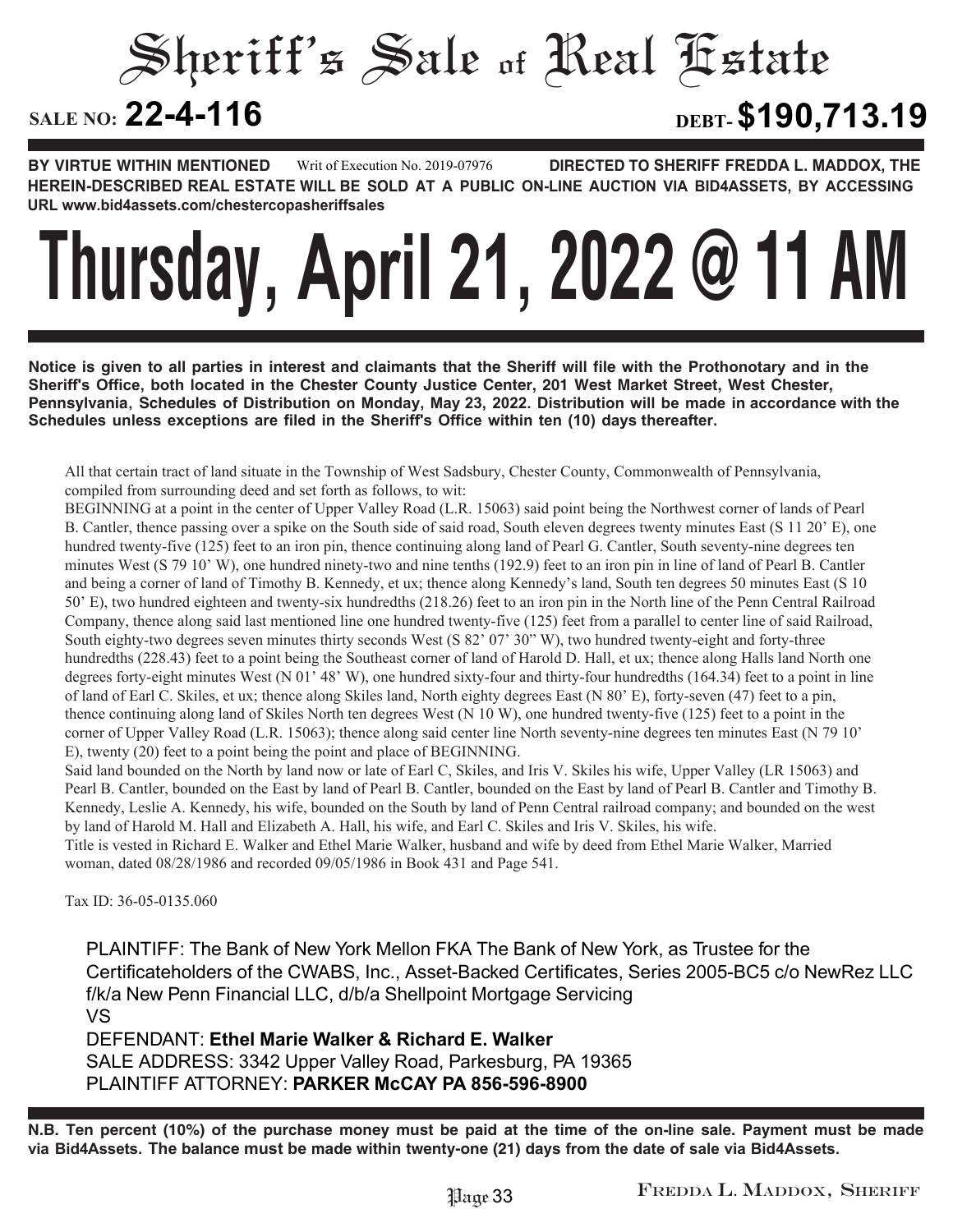# Sheriff's Sale of Real Estate

**SALE NO: 22-4-116** **DEBT- $190,713.19**

**BY VIRTUE WITHIN MENTIONED** Writ of Execution No. 2019-07976 **DIRECTED TO SHERIFF FREDDA L. MADDOX, THE HEREIN-DESCRIBED REAL ESTATE WILL BE SOLD AT A PUBLIC ON-LINE AUCTION VIA BID4ASSETS, BY ACCESSING URL www.bid4assets.com/chestercopasheriffsales**

# Thursday, April 21, 2022 @ 11 AM

**Notice is given to all parties in interest and claimants that the Sheriff will file with the Prothonotary and in the Sheriff's Office, both located in the Chester County Justice Center, 201 West Market Street, West Chester, Pennsylvania, Schedules of Distribution on Monday, May 23, 2022. Distribution will be made in accordance with the Schedules unless exceptions are filed in the Sheriff's Office within ten (10) days thereafter.**

All that certain tract of land situate in the Township of West Sadsbury, Chester County, Commonwealth of Pennsylvania, compiled from surrounding deed and set forth as follows, to wit:

BEGINNING at a point in the center of Upper Valley Road (L.R. 15063) said point being the Northwest corner of lands of Pearl B. Cantler, thence passing over a spike on the South side of said road, South eleven degrees twenty minutes East (S 11 20' E), one hundred twenty-five (125) feet to an iron pin, thence continuing along land of Pearl G. Cantler, South seventy-nine degrees ten minutes West (S 79 10' W), one hundred ninety-two and nine tenths (192.9) feet to an iron pin in line of land of Pearl B. Cantler and being a corner of land of Timothy B. Kennedy, et ux; thence along Kennedy's land, South ten degrees 50 minutes East (S 10 50' E), two hundred eighteen and twenty-six hundredths (218.26) feet to an iron pin in the North line of the Penn Central Railroad Company, thence along said last mentioned line one hundred twenty-five (125) feet from a parallel to center line of said Railroad, South eighty-two degrees seven minutes thirty seconds West (S 82' 07' 30" W), two hundred twenty-eight and forty-three hundredths (228.43) feet to a point being the Southeast corner of land of Harold D. Hall, et ux; thence along Halls land North one degrees forty-eight minutes West (N 01' 48' W), one hundred sixty-four and thirty-four hundredths (164.34) feet to a point in line of land of Earl C. Skiles, et ux; thence along Skiles land, North eighty degrees East (N 80' E), forty-seven (47) feet to a pin, thence continuing along land of Skiles North ten degrees West (N 10 W), one hundred twenty-five (125) feet to a point in the corner of Upper Valley Road (L.R. 15063); thence along said center line North seventy-nine degrees ten minutes East (N 79 10' E), twenty (20) feet to a point being the point and place of BEGINNING.

Said land bounded on the North by land now or late of Earl C, Skiles, and Iris V. Skiles his wife, Upper Valley (LR 15063) and Pearl B. Cantler, bounded on the East by land of Pearl B. Cantler, bounded on the East by land of Pearl B. Cantler and Timothy B. Kennedy, Leslie A. Kennedy, his wife, bounded on the South by land of Penn Central railroad company; and bounded on the west by land of Harold M. Hall and Elizabeth A. Hall, his wife, and Earl C. Skiles and Iris V. Skiles, his wife.

Title is vested in Richard E. Walker and Ethel Marie Walker, husband and wife by deed from Ethel Marie Walker, Married woman, dated 08/28/1986 and recorded 09/05/1986 in Book 431 and Page 541.

Tax ID: 36-05-0135.060

PLAINTIFF: The Bank of New York Mellon FKA The Bank of New York, as Trustee for the Certificateholders of the CWABS, Inc., Asset-Backed Certificates, Series 2005-BC5 c/o NewRez LLC f/k/a New Penn Financial LLC, d/b/a Shellpoint Mortgage Servicing

VS

DEFENDANT: **Ethel Marie Walker & Richard E. Walker**

SALE ADDRESS: 3342 Upper Valley Road, Parkesburg, PA 19365

PLAINTIFF ATTORNEY: **PARKER McCAY PA 856-596-8900**

**N.B. Ten percent (10%) of the purchase money must be paid at the time of the on-line sale. Payment must be made via Bid4Assets. The balance must be made within twenty-one (21) days from the date of sale via Bid4Assets.**

FREDDA L. MADDOX, SHERIFF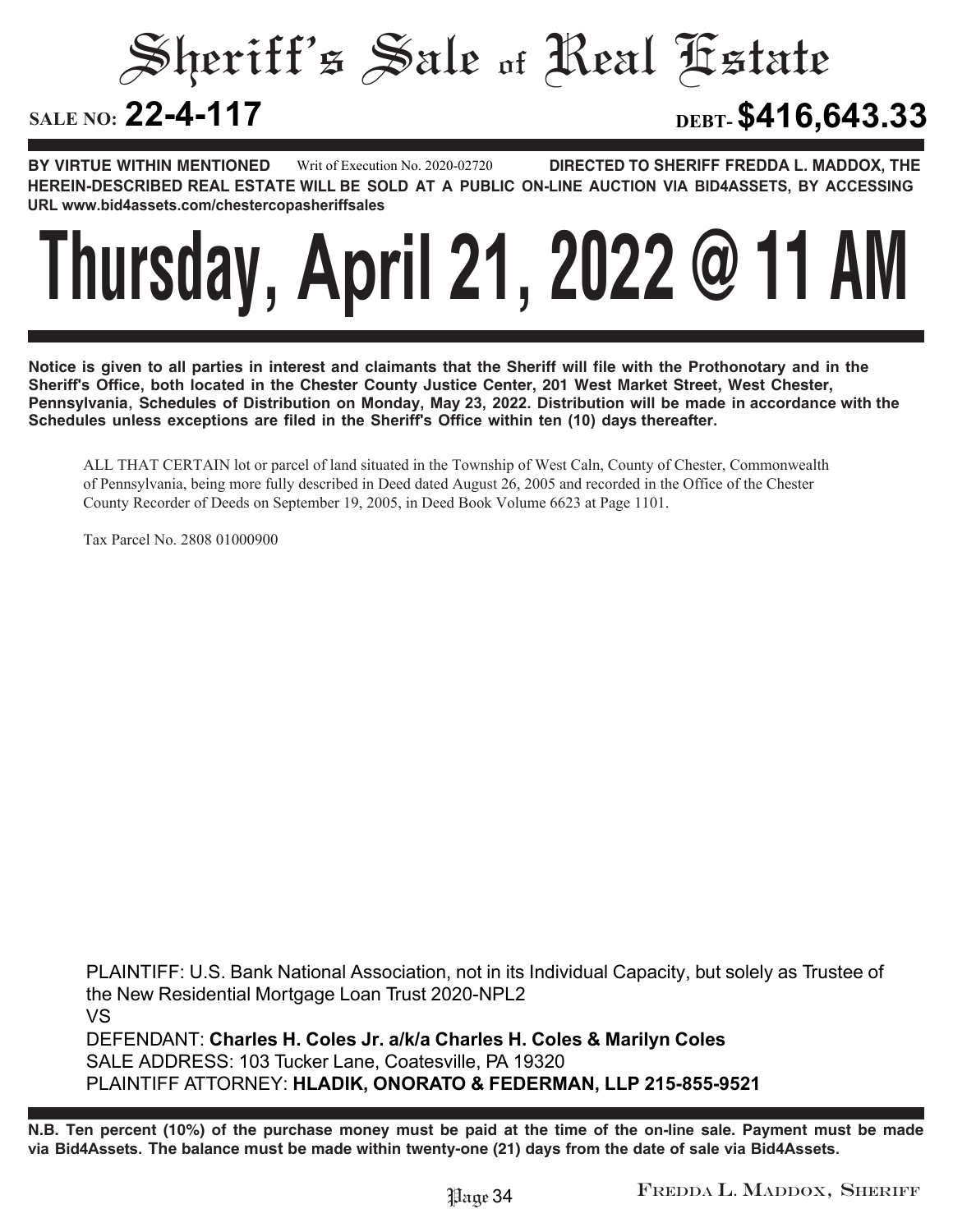# Sheriff's Sale of Real Estate

**SALE NO: 22-4-117** **DEBT- $416,643.33**

**BY VIRTUE WITHIN MENTIONED** Writ of Execution No. 2020-02720 **DIRECTED TO SHERIFF FREDDA L. MADDOX, THE HEREIN-DESCRIBED REAL ESTATE WILL BE SOLD AT A PUBLIC ON-LINE AUCTION VIA BID4ASSETS, BY ACCESSING URL www.bid4assets.com/chestercopasheriffsales**

# Thursday, April 21, 2022 @ 11 AM

**Notice is given to all parties in interest and claimants that the Sheriff will file with the Prothonotary and in the Sheriff's Office, both located in the Chester County Justice Center, 201 West Market Street, West Chester, Pennsylvania, Schedules of Distribution on Monday, May 23, 2022. Distribution will be made in accordance with the Schedules unless exceptions are filed in the Sheriff's Office within ten (10) days thereafter.**

ALL THAT CERTAIN lot or parcel of land situated in the Township of West Caln, County of Chester, Commonwealth of Pennsylvania, being more fully described in Deed dated August 26, 2005 and recorded in the Office of the Chester County Recorder of Deeds on September 19, 2005, in Deed Book Volume 6623 at Page 1101.

Tax Parcel No. 2808 01000900

PLAINTIFF: U.S. Bank National Association, not in its Individual Capacity, but solely as Trustee of the New Residential Mortgage Loan Trust 2020-NPL2
VS
DEFENDANT: **Charles H. Coles Jr. a/k/a Charles H. Coles & Marilyn Coles**
SALE ADDRESS: 103 Tucker Lane, Coatesville, PA 19320
PLAINTIFF ATTORNEY: **HLADIK, ONORATO & FEDERMAN, LLP 215-855-9521**

**N.B. Ten percent (10%) of the purchase money must be paid at the time of the on-line sale. Payment must be made via Bid4Assets. The balance must be made within twenty-one (21) days from the date of sale via Bid4Assets.**

FREDDA L. MADDOX, SHERIFF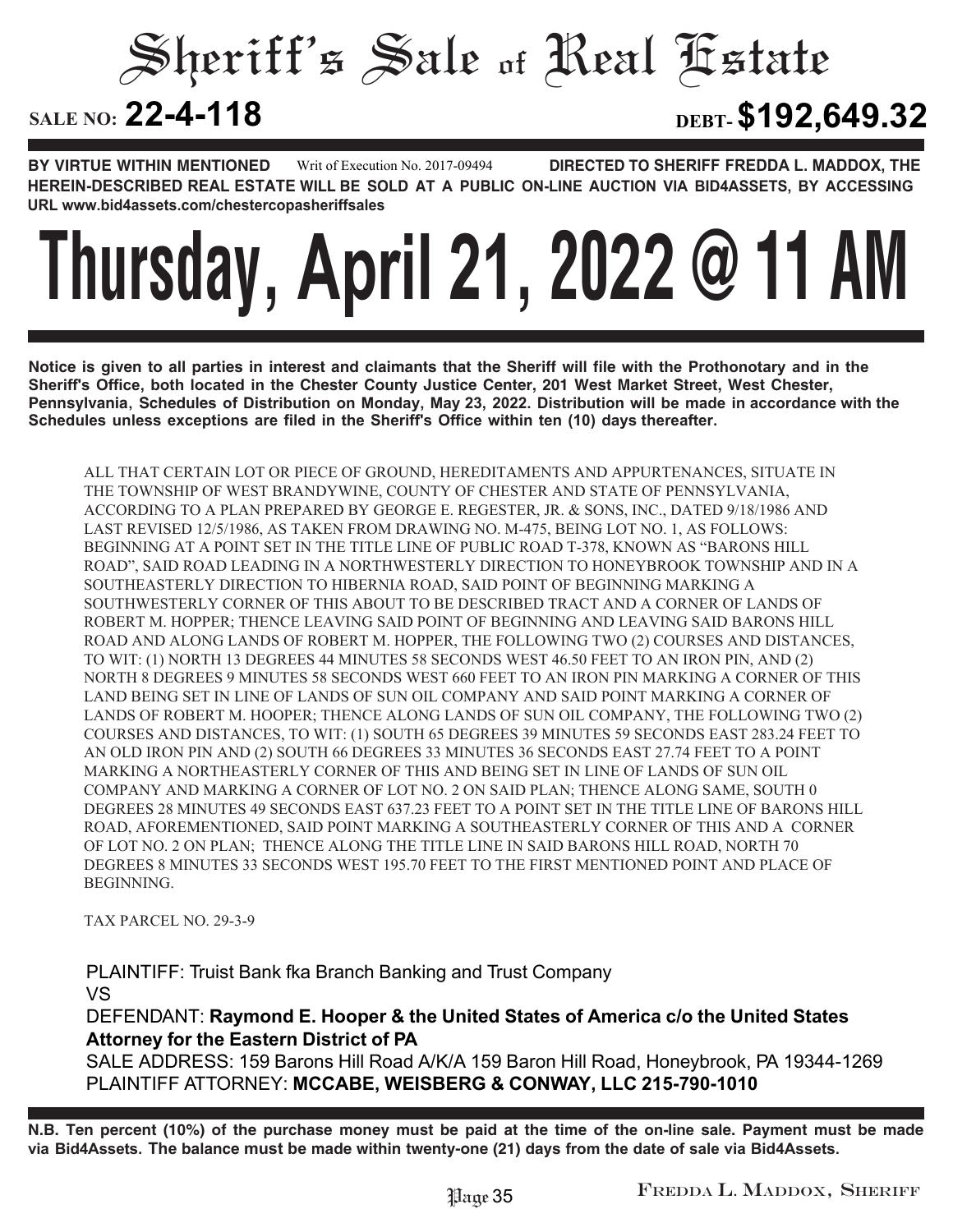# Sheriff's Sale of Real Estate

**SALE NO: 22-4-118** **DEBT- $192,649.32**

**BY VIRTUE WITHIN MENTIONED** Writ of Execution No. 2017-09494 **DIRECTED TO SHERIFF FREDDA L. MADDOX, THE HEREIN-DESCRIBED REAL ESTATE WILL BE SOLD AT A PUBLIC ON-LINE AUCTION VIA BID4ASSETS, BY ACCESSING URL www.bid4assets.com/chestercopasheriffsales**

# Thursday, April 21, 2022 @ 11 AM

**Notice is given to all parties in interest and claimants that the Sheriff will file with the Prothonotary and in the Sheriff's Office, both located in the Chester County Justice Center, 201 West Market Street, West Chester, Pennsylvania, Schedules of Distribution on Monday, May 23, 2022. Distribution will be made in accordance with the Schedules unless exceptions are filed in the Sheriff's Office within ten (10) days thereafter.**

ALL THAT CERTAIN LOT OR PIECE OF GROUND, HEREDITAMENTS AND APPURTENANCES, SITUATE IN THE TOWNSHIP OF WEST BRANDYWINE, COUNTY OF CHESTER AND STATE OF PENNSYLVANIA, ACCORDING TO A PLAN PREPARED BY GEORGE E. REGESTER, JR. & SONS, INC., DATED 9/18/1986 AND LAST REVISED 12/5/1986, AS TAKEN FROM DRAWING NO. M-475, BEING LOT NO. 1, AS FOLLOWS: BEGINNING AT A POINT SET IN THE TITLE LINE OF PUBLIC ROAD T-378, KNOWN AS "BARONS HILL ROAD", SAID ROAD LEADING IN A NORTHWESTERLY DIRECTION TO HONEYBROOK TOWNSHIP AND IN A SOUTHEASTERLY DIRECTION TO HIBERNIA ROAD, SAID POINT OF BEGINNING MARKING A SOUTHWESTERLY CORNER OF THIS ABOUT TO BE DESCRIBED TRACT AND A CORNER OF LANDS OF ROBERT M. HOPPER; THENCE LEAVING SAID POINT OF BEGINNING AND LEAVING SAID BARONS HILL ROAD AND ALONG LANDS OF ROBERT M. HOPPER, THE FOLLOWING TWO (2) COURSES AND DISTANCES, TO WIT: (1) NORTH 13 DEGREES 44 MINUTES 58 SECONDS WEST 46.50 FEET TO AN IRON PIN, AND (2) NORTH 8 DEGREES 9 MINUTES 58 SECONDS WEST 660 FEET TO AN IRON PIN MARKING A CORNER OF THIS LAND BEING SET IN LINE OF LANDS OF SUN OIL COMPANY AND SAID POINT MARKING A CORNER OF LANDS OF ROBERT M. HOOPER; THENCE ALONG LANDS OF SUN OIL COMPANY, THE FOLLOWING TWO (2) COURSES AND DISTANCES, TO WIT: (1) SOUTH 65 DEGREES 39 MINUTES 59 SECONDS EAST 283.24 FEET TO AN OLD IRON PIN AND (2) SOUTH 66 DEGREES 33 MINUTES 36 SECONDS EAST 27.74 FEET TO A POINT MARKING A NORTHEASTERLY CORNER OF THIS AND BEING SET IN LINE OF LANDS OF SUN OIL COMPANY AND MARKING A CORNER OF LOT NO. 2 ON SAID PLAN; THENCE ALONG SAME, SOUTH 0 DEGREES 28 MINUTES 49 SECONDS EAST 637.23 FEET TO A POINT SET IN THE TITLE LINE OF BARONS HILL ROAD, AFOREMENTIONED, SAID POINT MARKING A SOUTHEASTERLY CORNER OF THIS AND A CORNER OF LOT NO. 2 ON PLAN; THENCE ALONG THE TITLE LINE IN SAID BARONS HILL ROAD, NORTH 70 DEGREES 8 MINUTES 33 SECONDS WEST 195.70 FEET TO THE FIRST MENTIONED POINT AND PLACE OF BEGINNING.

TAX PARCEL NO. 29-3-9

PLAINTIFF: Truist Bank fka Branch Banking and Trust Company
VS
DEFENDANT: **Raymond E. Hooper & the United States of America c/o the United States Attorney for the Eastern District of PA**
SALE ADDRESS: 159 Barons Hill Road A/K/A 159 Baron Hill Road, Honeybrook, PA 19344-1269
PLAINTIFF ATTORNEY: **MCCABE, WEISBERG & CONWAY, LLC 215-790-1010**

**N.B. Ten percent (10%) of the purchase money must be paid at the time of the on-line sale. Payment must be made via Bid4Assets. The balance must be made within twenty-one (21) days from the date of sale via Bid4Assets.**

FREDDA L. MADDOX, SHERIFF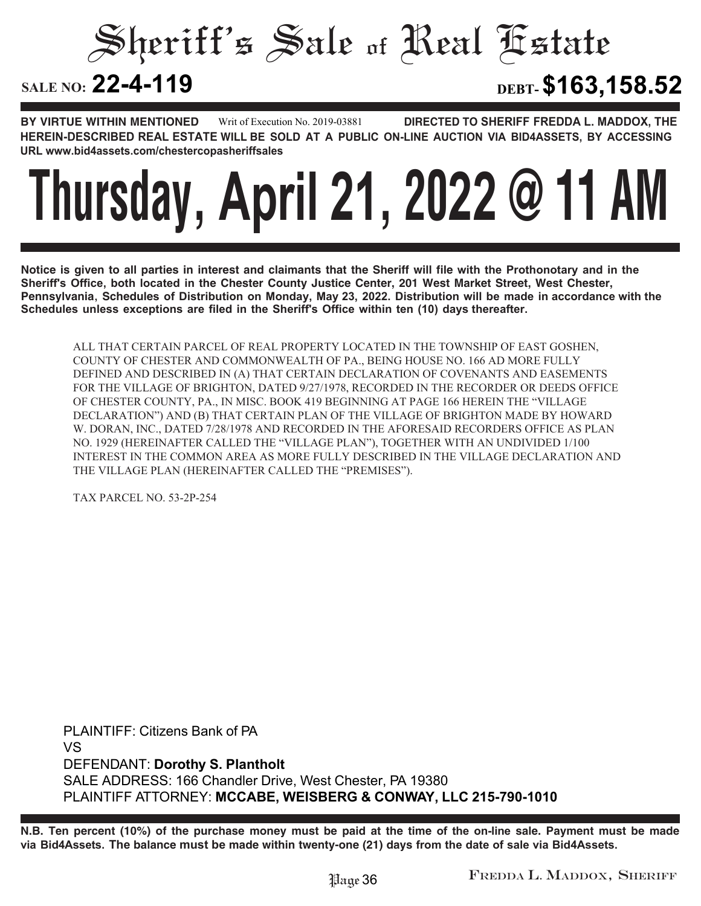# Sheriff's Sale of Real Estate

**SALE NO: 22-4-119** **DEBT- $163,158.52**

**BY VIRTUE WITHIN MENTIONED** Writ of Execution No. 2019-03881 **DIRECTED TO SHERIFF FREDDA L. MADDOX, THE HEREIN-DESCRIBED REAL ESTATE WILL BE SOLD AT A PUBLIC ON-LINE AUCTION VIA BID4ASSETS, BY ACCESSING URL www.bid4assets.com/chestercopasheriffsales**

# Thursday, April 21, 2022 @ 11 AM

**Notice is given to all parties in interest and claimants that the Sheriff will file with the Prothonotary and in the Sheriff's Office, both located in the Chester County Justice Center, 201 West Market Street, West Chester, Pennsylvania, Schedules of Distribution on Monday, May 23, 2022. Distribution will be made in accordance with the Schedules unless exceptions are filed in the Sheriff's Office within ten (10) days thereafter.**

ALL THAT CERTAIN PARCEL OF REAL PROPERTY LOCATED IN THE TOWNSHIP OF EAST GOSHEN, COUNTY OF CHESTER AND COMMONWEALTH OF PA., BEING HOUSE NO. 166 AD MORE FULLY DEFINED AND DESCRIBED IN (A) THAT CERTAIN DECLARATION OF COVENANTS AND EASEMENTS FOR THE VILLAGE OF BRIGHTON, DATED 9/27/1978, RECORDED IN THE RECORDER OR DEEDS OFFICE OF CHESTER COUNTY, PA., IN MISC. BOOK 419 BEGINNING AT PAGE 166 HEREIN THE "VILLAGE DECLARATION") AND (B) THAT CERTAIN PLAN OF THE VILLAGE OF BRIGHTON MADE BY HOWARD W. DORAN, INC., DATED 7/28/1978 AND RECORDED IN THE AFORESAID RECORDERS OFFICE AS PLAN NO. 1929 (HEREINAFTER CALLED THE "VILLAGE PLAN"), TOGETHER WITH AN UNDIVIDED 1/100 INTEREST IN THE COMMON AREA AS MORE FULLY DESCRIBED IN THE VILLAGE DECLARATION AND THE VILLAGE PLAN (HEREINAFTER CALLED THE "PREMISES").

TAX PARCEL NO. 53-2P-254

PLAINTIFF: Citizens Bank of PA
VS
DEFENDANT: **Dorothy S. Plantholt**
SALE ADDRESS: 166 Chandler Drive, West Chester, PA 19380
PLAINTIFF ATTORNEY: **MCCABE, WEISBERG & CONWAY, LLC 215-790-1010**

**N.B. Ten percent (10%) of the purchase money must be paid at the time of the on-line sale. Payment must be made via Bid4Assets. The balance must be made within twenty-one (21) days from the date of sale via Bid4Assets.**

FREDDA L. MADDOX, SHERIFF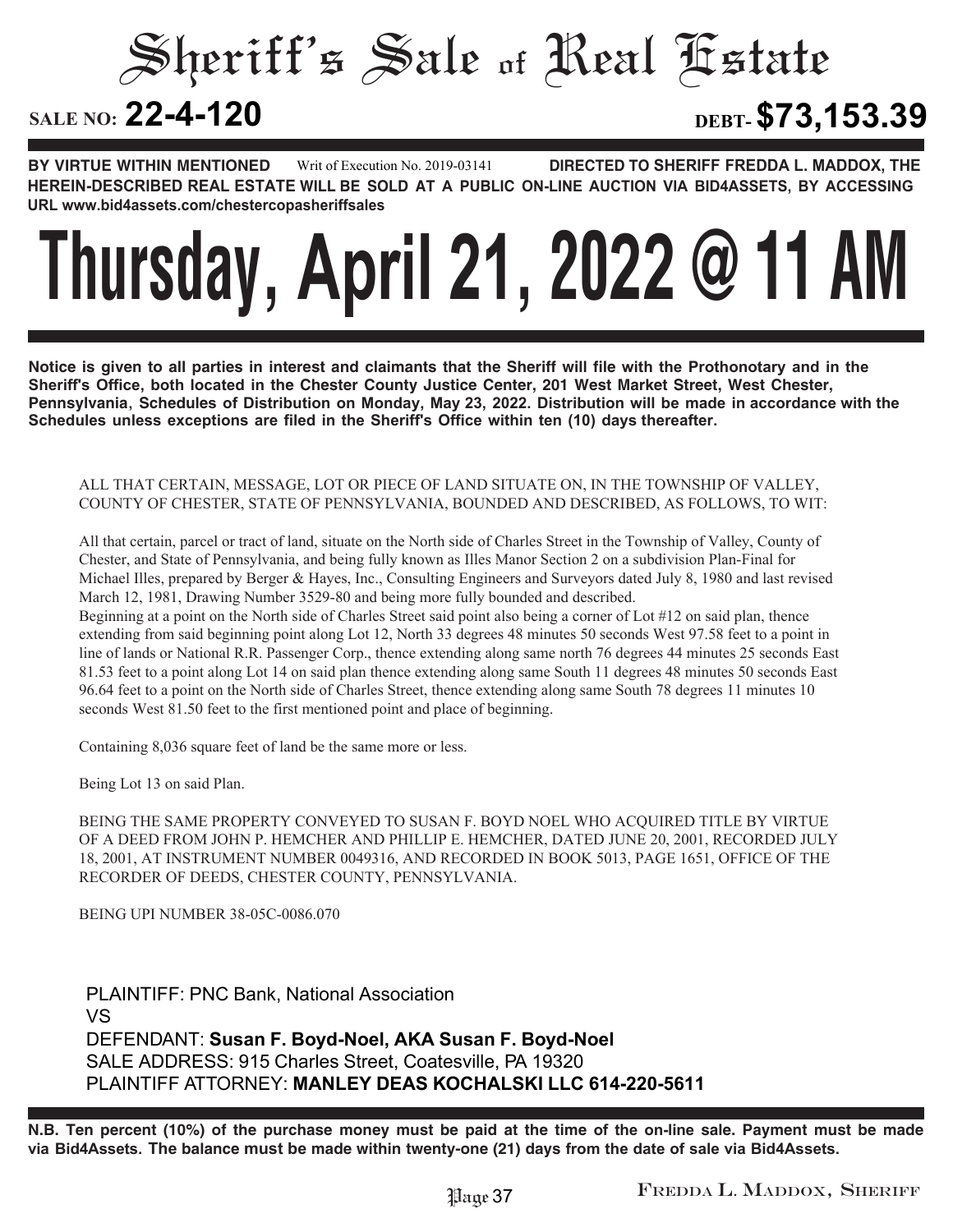# Sheriff's Sale of Real Estate

**SALE NO: 22-4-120** **DEBT- $73,153.39**

**BY VIRTUE WITHIN MENTIONED** Writ of Execution No. 2019-03141 **DIRECTED TO SHERIFF FREDDA L. MADDOX, THE HEREIN-DESCRIBED REAL ESTATE WILL BE SOLD AT A PUBLIC ON-LINE AUCTION VIA BID4ASSETS, BY ACCESSING URL www.bid4assets.com/chestercopasheriffsales**

# Thursday, April 21, 2022 @ 11 AM

**Notice is given to all parties in interest and claimants that the Sheriff will file with the Prothonotary and in the Sheriff's Office, both located in the Chester County Justice Center, 201 West Market Street, West Chester, Pennsylvania, Schedules of Distribution on Monday, May 23, 2022. Distribution will be made in accordance with the Schedules unless exceptions are filed in the Sheriff's Office within ten (10) days thereafter.**

ALL THAT CERTAIN, MESSAGE, LOT OR PIECE OF LAND SITUATE ON, IN THE TOWNSHIP OF VALLEY, COUNTY OF CHESTER, STATE OF PENNSYLVANIA, BOUNDED AND DESCRIBED, AS FOLLOWS, TO WIT:

All that certain, parcel or tract of land, situate on the North side of Charles Street in the Township of Valley, County of Chester, and State of Pennsylvania, and being fully known as Illes Manor Section 2 on a subdivision Plan-Final for Michael Illes, prepared by Berger & Hayes, Inc., Consulting Engineers and Surveyors dated July 8, 1980 and last revised March 12, 1981, Drawing Number 3529-80 and being more fully bounded and described.

Beginning at a point on the North side of Charles Street said point also being a corner of Lot #12 on said plan, thence extending from said beginning point along Lot 12, North 33 degrees 48 minutes 50 seconds West 97.58 feet to a point in line of lands or National R.R. Passenger Corp., thence extending along same north 76 degrees 44 minutes 25 seconds East 81.53 feet to a point along Lot 14 on said plan thence extending along same South 11 degrees 48 minutes 50 seconds East 96.64 feet to a point on the North side of Charles Street, thence extending along same South 78 degrees 11 minutes 10 seconds West 81.50 feet to the first mentioned point and place of beginning.

Containing 8,036 square feet of land be the same more or less.

Being Lot 13 on said Plan.

BEING THE SAME PROPERTY CONVEYED TO SUSAN F. BOYD NOEL WHO ACQUIRED TITLE BY VIRTUE OF A DEED FROM JOHN P. HEMCHER AND PHILLIP E. HEMCHER, DATED JUNE 20, 2001, RECORDED JULY 18, 2001, AT INSTRUMENT NUMBER 0049316, AND RECORDED IN BOOK 5013, PAGE 1651, OFFICE OF THE RECORDER OF DEEDS, CHESTER COUNTY, PENNSYLVANIA.

BEING UPI NUMBER 38-05C-0086.070

PLAINTIFF: PNC Bank, National Association
VS
DEFENDANT: **Susan F. Boyd-Noel, AKA Susan F. Boyd-Noel**
SALE ADDRESS: 915 Charles Street, Coatesville, PA 19320
PLAINTIFF ATTORNEY: **MANLEY DEAS KOCHALSKI LLC 614-220-5611**

**N.B. Ten percent (10%) of the purchase money must be paid at the time of the on-line sale. Payment must be made via Bid4Assets. The balance must be made within twenty-one (21) days from the date of sale via Bid4Assets.**

FREDDA L. MADDOX, SHERIFF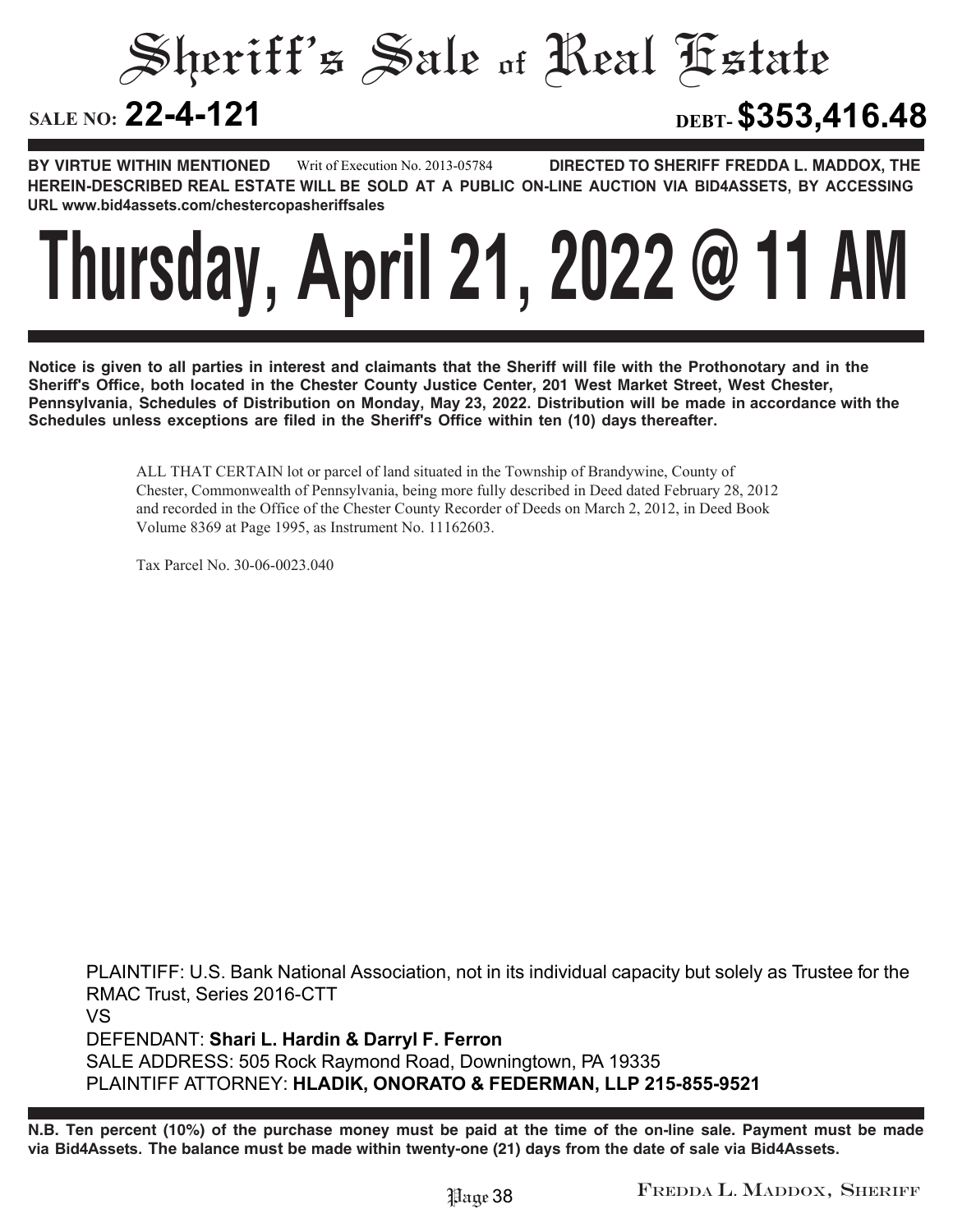# Sheriff's Sale of Real Estate

**SALE NO: 22-4-121** **DEBT- $353,416.48**

**BY VIRTUE WITHIN MENTIONED** Writ of Execution No. 2013-05784 **DIRECTED TO SHERIFF FREDDA L. MADDOX, THE HEREIN-DESCRIBED REAL ESTATE WILL BE SOLD AT A PUBLIC ON-LINE AUCTION VIA BID4ASSETS, BY ACCESSING URL www.bid4assets.com/chestercopasheriffsales**

# Thursday, April 21, 2022 @ 11 AM

**Notice is given to all parties in interest and claimants that the Sheriff will file with the Prothonotary and in the Sheriff's Office, both located in the Chester County Justice Center, 201 West Market Street, West Chester, Pennsylvania, Schedules of Distribution on Monday, May 23, 2022. Distribution will be made in accordance with the Schedules unless exceptions are filed in the Sheriff's Office within ten (10) days thereafter.**

ALL THAT CERTAIN lot or parcel of land situated in the Township of Brandywine, County of Chester, Commonwealth of Pennsylvania, being more fully described in Deed dated February 28, 2012 and recorded in the Office of the Chester County Recorder of Deeds on March 2, 2012, in Deed Book Volume 8369 at Page 1995, as Instrument No. 11162603.

Tax Parcel No. 30-06-0023.040

PLAINTIFF: U.S. Bank National Association, not in its individual capacity but solely as Trustee for the RMAC Trust, Series 2016-CTT
VS
DEFENDANT: **Shari L. Hardin & Darryl F. Ferron**
SALE ADDRESS: 505 Rock Raymond Road, Downingtown, PA 19335
PLAINTIFF ATTORNEY: **HLADIK, ONORATO & FEDERMAN, LLP 215-855-9521**

**N.B. Ten percent (10%) of the purchase money must be paid at the time of the on-line sale. Payment must be made via Bid4Assets. The balance must be made within twenty-one (21) days from the date of sale via Bid4Assets.**

FREDDA L. MADDOX, SHERIFF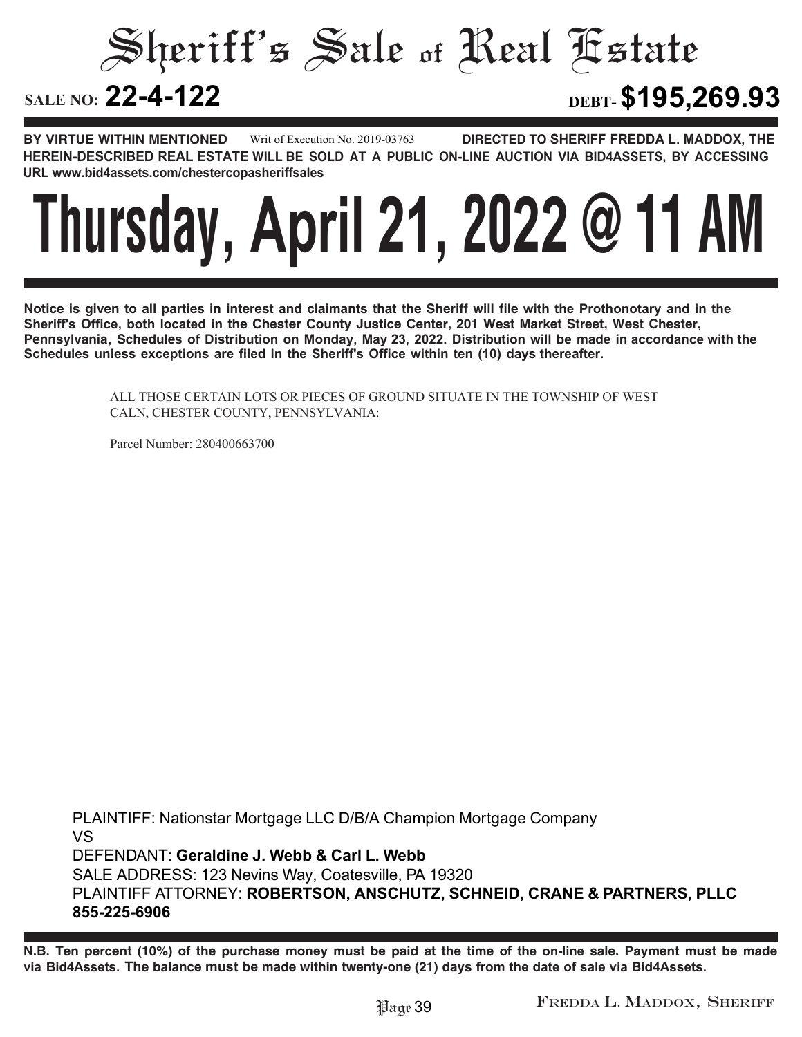# Sheriff's Sale of Real Estate

**SALE NO: 22-4-122** **DEBT- $195,269.93**

**BY VIRTUE WITHIN MENTIONED** Writ of Execution No. 2019-03763 **DIRECTED TO SHERIFF FREDDA L. MADDOX, THE HEREIN-DESCRIBED REAL ESTATE WILL BE SOLD AT A PUBLIC ON-LINE AUCTION VIA BID4ASSETS, BY ACCESSING URL www.bid4assets.com/chestercopasheriffsales**

# Thursday, April 21, 2022 @ 11 AM

**Notice is given to all parties in interest and claimants that the Sheriff will file with the Prothonotary and in the Sheriff's Office, both located in the Chester County Justice Center, 201 West Market Street, West Chester, Pennsylvania, Schedules of Distribution on Monday, May 23, 2022. Distribution will be made in accordance with the Schedules unless exceptions are filed in the Sheriff's Office within ten (10) days thereafter.**

ALL THOSE CERTAIN LOTS OR PIECES OF GROUND SITUATE IN THE TOWNSHIP OF WEST CALN, CHESTER COUNTY, PENNSYLVANIA:

Parcel Number: 280400663700

PLAINTIFF: Nationstar Mortgage LLC D/B/A Champion Mortgage Company
VS
DEFENDANT: **Geraldine J. Webb & Carl L. Webb**
SALE ADDRESS: 123 Nevins Way, Coatesville, PA 19320
PLAINTIFF ATTORNEY: **ROBERTSON, ANSCHUTZ, SCHNEID, CRANE & PARTNERS, PLLC 855-225-6906**

**N.B. Ten percent (10%) of the purchase money must be paid at the time of the on-line sale. Payment must be made via Bid4Assets. The balance must be made within twenty-one (21) days from the date of sale via Bid4Assets.**

FREDDA L. MADDOX, SHERIFF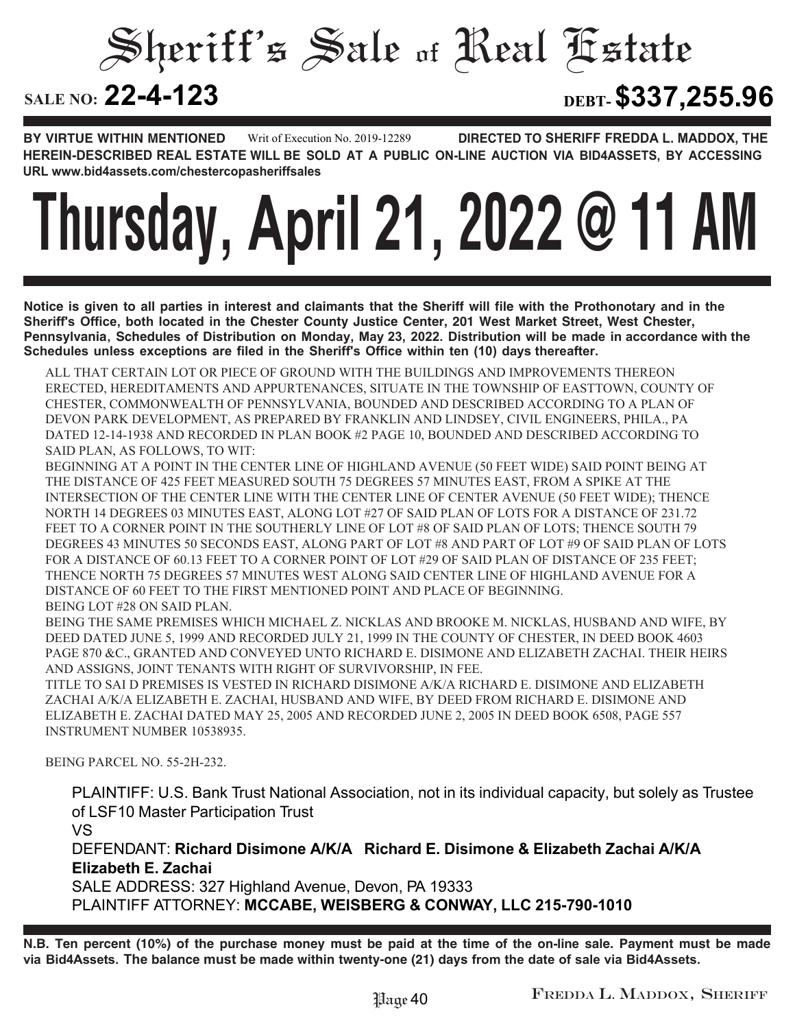# Sheriff's Sale of Real Estate

**SALE NO: 22-4-123** **DEBT- $337,255.96**

**BY VIRTUE WITHIN MENTIONED** Writ of Execution No. 2019-12289 **DIRECTED TO SHERIFF FREDDA L. MADDOX, THE HEREIN-DESCRIBED REAL ESTATE WILL BE SOLD AT A PUBLIC ON-LINE AUCTION VIA BID4ASSETS, BY ACCESSING URL www.bid4assets.com/chestercopasheriffsales**

# Thursday, April 21, 2022 @ 11 AM

**Notice is given to all parties in interest and claimants that the Sheriff will file with the Prothonotary and in the Sheriff's Office, both located in the Chester County Justice Center, 201 West Market Street, West Chester, Pennsylvania, Schedules of Distribution on Monday, May 23, 2022. Distribution will be made in accordance with the Schedules unless exceptions are filed in the Sheriff's Office within ten (10) days thereafter.**

ALL THAT CERTAIN LOT OR PIECE OF GROUND WITH THE BUILDINGS AND IMPROVEMENTS THEREON ERECTED, HEREDITAMENTS AND APPURTENANCES, SITUATE IN THE TOWNSHIP OF EASTTOWN, COUNTY OF CHESTER, COMMONWEALTH OF PENNSYLVANIA, BOUNDED AND DESCRIBED ACCORDING TO A PLAN OF DEVON PARK DEVELOPMENT, AS PREPARED BY FRANKLIN AND LINDSEY, CIVIL ENGINEERS, PHILA., PA DATED 12-14-1938 AND RECORDED IN PLAN BOOK #2 PAGE 10, BOUNDED AND DESCRIBED ACCORDING TO SAID PLAN, AS FOLLOWS, TO WIT:

BEGINNING AT A POINT IN THE CENTER LINE OF HIGHLAND AVENUE (50 FEET WIDE) SAID POINT BEING AT THE DISTANCE OF 425 FEET MEASURED SOUTH 75 DEGREES 57 MINUTES EAST, FROM A SPIKE AT THE INTERSECTION OF THE CENTER LINE WITH THE CENTER LINE OF CENTER AVENUE (50 FEET WIDE); THENCE NORTH 14 DEGREES 03 MINUTES EAST, ALONG LOT #27 OF SAID PLAN OF LOTS FOR A DISTANCE OF 231.72 FEET TO A CORNER POINT IN THE SOUTHERLY LINE OF LOT #8 OF SAID PLAN OF LOTS; THENCE SOUTH 79 DEGREES 43 MINUTES 50 SECONDS EAST, ALONG PART OF LOT #8 AND PART OF LOT #9 OF SAID PLAN OF LOTS FOR A DISTANCE OF 60.13 FEET TO A CORNER POINT OF LOT #29 OF SAID PLAN OF DISTANCE OF 235 FEET; THENCE NORTH 75 DEGREES 57 MINUTES WEST ALONG SAID CENTER LINE OF HIGHLAND AVENUE FOR A DISTANCE OF 60 FEET TO THE FIRST MENTIONED POINT AND PLACE OF BEGINNING.

BEING LOT #28 ON SAID PLAN.

BEING THE SAME PREMISES WHICH MICHAEL Z. NICKLAS AND BROOKE M. NICKLAS, HUSBAND AND WIFE, BY DEED DATED JUNE 5, 1999 AND RECORDED JULY 21, 1999 IN THE COUNTY OF CHESTER, IN DEED BOOK 4603 PAGE 870 &C., GRANTED AND CONVEYED UNTO RICHARD E. DISIMONE AND ELIZABETH ZACHAI. THEIR HEIRS AND ASSIGNS, JOINT TENANTS WITH RIGHT OF SURVIVORSHIP, IN FEE.

TITLE TO SAI D PREMISES IS VESTED IN RICHARD DISIMONE A/K/A RICHARD E. DISIMONE AND ELIZABETH ZACHAI A/K/A ELIZABETH E. ZACHAI, HUSBAND AND WIFE, BY DEED FROM RICHARD E. DISIMONE AND ELIZABETH E. ZACHAI DATED MAY 25, 2005 AND RECORDED JUNE 2, 2005 IN DEED BOOK 6508, PAGE 557 INSTRUMENT NUMBER 10538935.

BEING PARCEL NO. 55-2H-232.

PLAINTIFF: U.S. Bank Trust National Association, not in its individual capacity, but solely as Trustee of LSF10 Master Participation Trust

VS

DEFENDANT: **Richard Disimone A/K/A Richard E. Disimone & Elizabeth Zachai A/K/A Elizabeth E. Zachai**

SALE ADDRESS: 327 Highland Avenue, Devon, PA 19333

PLAINTIFF ATTORNEY: **MCCABE, WEISBERG & CONWAY, LLC 215-790-1010**

**N.B. Ten percent (10%) of the purchase money must be paid at the time of the on-line sale. Payment must be made via Bid4Assets. The balance must be made within twenty-one (21) days from the date of sale via Bid4Assets.**

FREDDA L. MADDOX, SHERIFF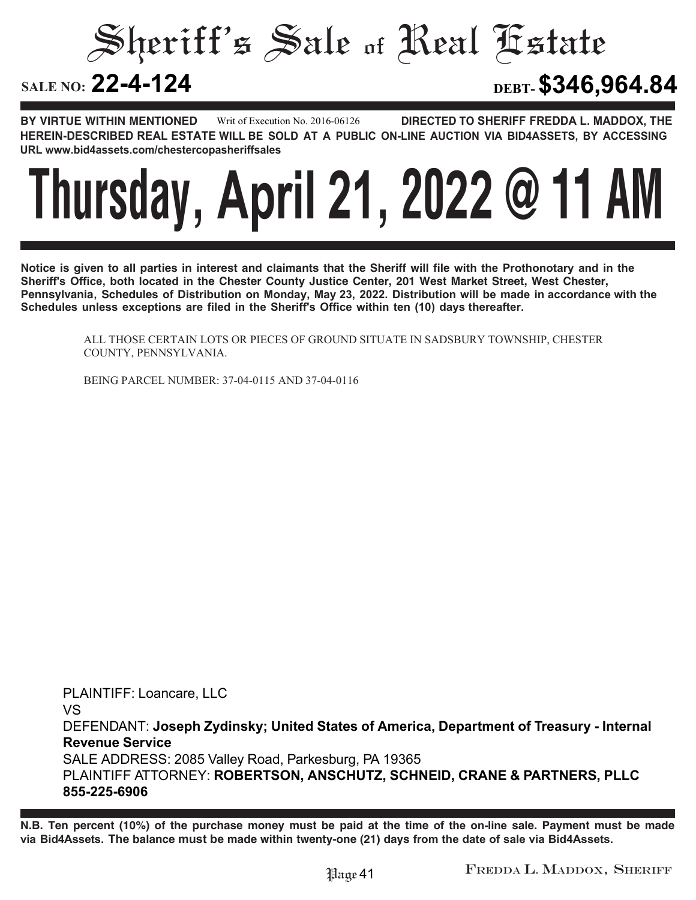# Sheriff's Sale of Real Estate

**SALE NO: 22-4-124** **DEBT- $346,964.84**

**BY VIRTUE WITHIN MENTIONED** Writ of Execution No. 2016-06126 **DIRECTED TO SHERIFF FREDDA L. MADDOX, THE HEREIN-DESCRIBED REAL ESTATE WILL BE SOLD AT A PUBLIC ON-LINE AUCTION VIA BID4ASSETS, BY ACCESSING URL www.bid4assets.com/chestercopasheriffsales**

# Thursday, April 21, 2022 @ 11 AM

**Notice is given to all parties in interest and claimants that the Sheriff will file with the Prothonotary and in the Sheriff's Office, both located in the Chester County Justice Center, 201 West Market Street, West Chester, Pennsylvania, Schedules of Distribution on Monday, May 23, 2022. Distribution will be made in accordance with the Schedules unless exceptions are filed in the Sheriff's Office within ten (10) days thereafter.**

ALL THOSE CERTAIN LOTS OR PIECES OF GROUND SITUATE IN SADSBURY TOWNSHIP, CHESTER COUNTY, PENNSYLVANIA.

BEING PARCEL NUMBER: 37-04-0115 AND 37-04-0116

PLAINTIFF: Loancare, LLC
VS
DEFENDANT: **Joseph Zydinsky; United States of America, Department of Treasury - Internal Revenue Service**
SALE ADDRESS: 2085 Valley Road, Parkesburg, PA 19365
PLAINTIFF ATTORNEY: **ROBERTSON, ANSCHUTZ, SCHNEID, CRANE & PARTNERS, PLLC 855-225-6906**

**N.B. Ten percent (10%) of the purchase money must be paid at the time of the on-line sale. Payment must be made via Bid4Assets. The balance must be made within twenty-one (21) days from the date of sale via Bid4Assets.**

Fredda L. Maddox, Sheriff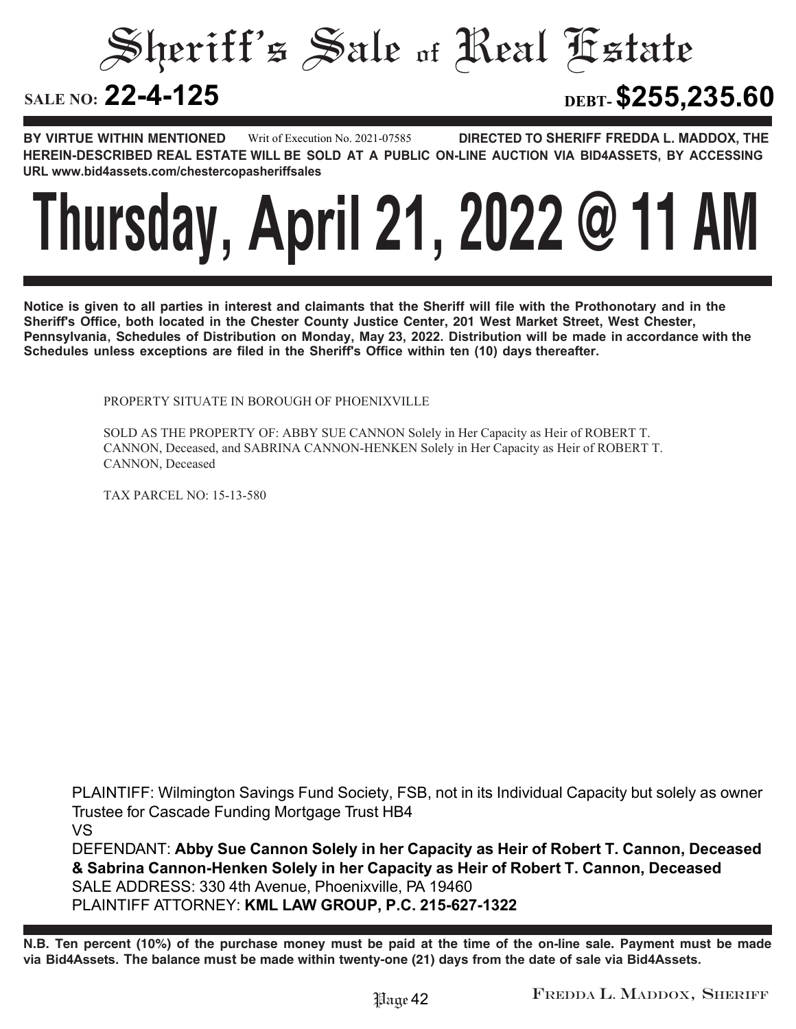# Sheriff's Sale of Real Estate

**SALE NO: 22-4-125** **DEBT- $255,235.60**

**BY VIRTUE WITHIN MENTIONED** Writ of Execution No. 2021-07585 **DIRECTED TO SHERIFF FREDDA L. MADDOX, THE HEREIN-DESCRIBED REAL ESTATE WILL BE SOLD AT A PUBLIC ON-LINE AUCTION VIA BID4ASSETS, BY ACCESSING URL www.bid4assets.com/chestercopasheriffsales**

# Thursday, April 21, 2022 @ 11 AM

**Notice is given to all parties in interest and claimants that the Sheriff will file with the Prothonotary and in the Sheriff's Office, both located in the Chester County Justice Center, 201 West Market Street, West Chester, Pennsylvania, Schedules of Distribution on Monday, May 23, 2022. Distribution will be made in accordance with the Schedules unless exceptions are filed in the Sheriff's Office within ten (10) days thereafter.**

PROPERTY SITUATE IN BOROUGH OF PHOENIXVILLE

SOLD AS THE PROPERTY OF: ABBY SUE CANNON Solely in Her Capacity as Heir of ROBERT T. CANNON, Deceased, and SABRINA CANNON-HENKEN Solely in Her Capacity as Heir of ROBERT T. CANNON, Deceased

TAX PARCEL NO: 15-13-580

PLAINTIFF: Wilmington Savings Fund Society, FSB, not in its Individual Capacity but solely as owner Trustee for Cascade Funding Mortgage Trust HB4
VS
DEFENDANT: **Abby Sue Cannon Solely in her Capacity as Heir of Robert T. Cannon, Deceased & Sabrina Cannon-Henken Solely in her Capacity as Heir of Robert T. Cannon, Deceased**
SALE ADDRESS: 330 4th Avenue, Phoenixville, PA 19460
PLAINTIFF ATTORNEY: **KML LAW GROUP, P.C. 215-627-1322**

**N.B. Ten percent (10%) of the purchase money must be paid at the time of the on-line sale. Payment must be made via Bid4Assets. The balance must be made within twenty-one (21) days from the date of sale via Bid4Assets.**

FREDDA L. MADDOX, SHERIFF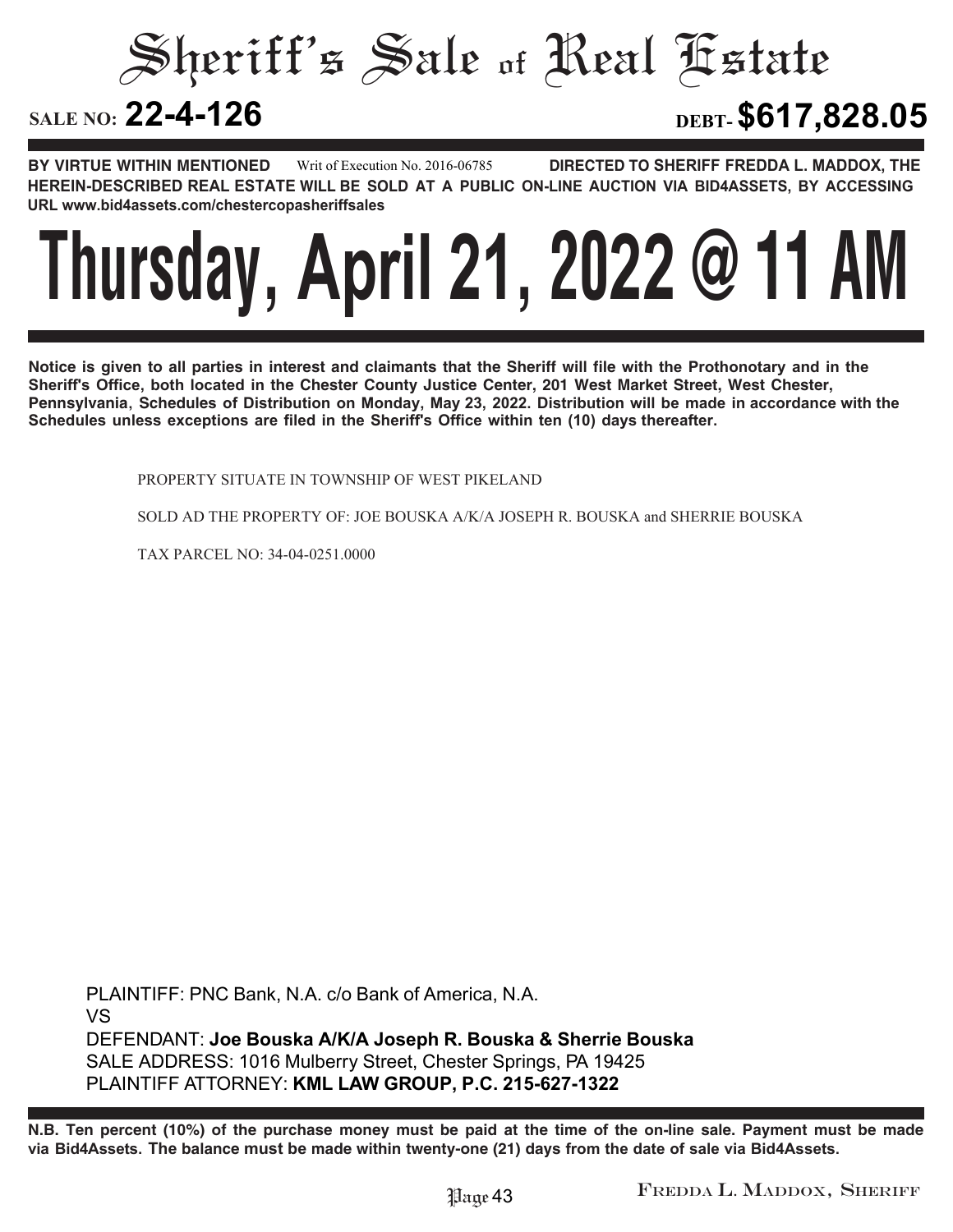# Sheriff's Sale of Real Estate

**SALE NO: 22-4-126** **DEBT- $617,828.05**

**BY VIRTUE WITHIN MENTIONED** Writ of Execution No. 2016-06785 **DIRECTED TO SHERIFF FREDDA L. MADDOX, THE HEREIN-DESCRIBED REAL ESTATE WILL BE SOLD AT A PUBLIC ON-LINE AUCTION VIA BID4ASSETS, BY ACCESSING URL www.bid4assets.com/chestercopasheriffsales**

# Thursday, April 21, 2022 @ 11 AM

**Notice is given to all parties in interest and claimants that the Sheriff will file with the Prothonotary and in the Sheriff's Office, both located in the Chester County Justice Center, 201 West Market Street, West Chester, Pennsylvania, Schedules of Distribution on Monday, May 23, 2022. Distribution will be made in accordance with the Schedules unless exceptions are filed in the Sheriff's Office within ten (10) days thereafter.**

PROPERTY SITUATE IN TOWNSHIP OF WEST PIKELAND

SOLD AD THE PROPERTY OF: JOE BOUSKA A/K/A JOSEPH R. BOUSKA and SHERRIE BOUSKA

TAX PARCEL NO: 34-04-0251.0000

PLAINTIFF: PNC Bank, N.A. c/o Bank of America, N.A.
VS
DEFENDANT: **Joe Bouska A/K/A Joseph R. Bouska & Sherrie Bouska**
SALE ADDRESS: 1016 Mulberry Street, Chester Springs, PA 19425
PLAINTIFF ATTORNEY: **KML LAW GROUP, P.C. 215-627-1322**

**N.B. Ten percent (10%) of the purchase money must be paid at the time of the on-line sale. Payment must be made via Bid4Assets. The balance must be made within twenty-one (21) days from the date of sale via Bid4Assets.**

FREDDA L. MADDOX, SHERIFF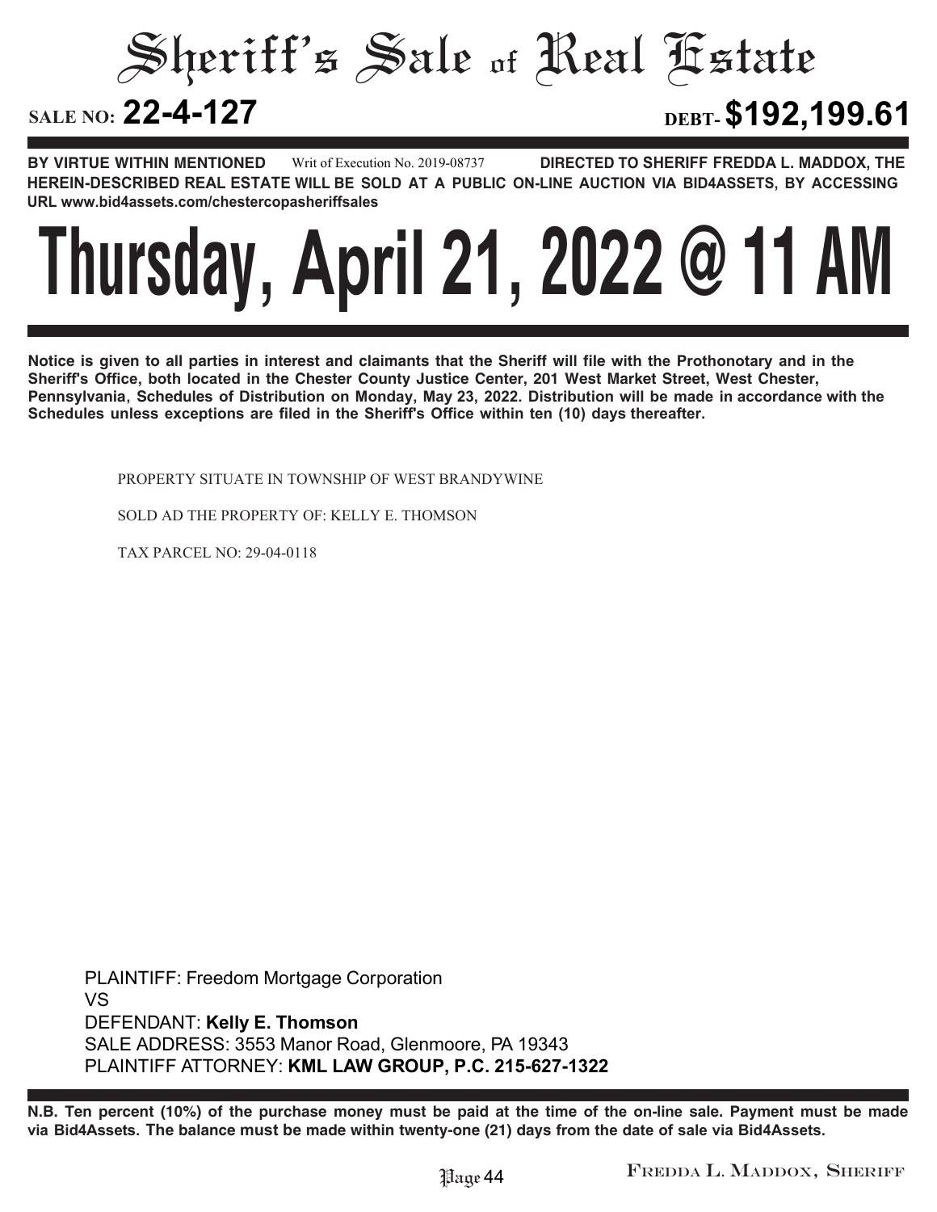# Sheriff's Sale of Real Estate

**SALE NO: 22-4-127** **DEBT- $192,199.61**

**BY VIRTUE WITHIN MENTIONED** Writ of Execution No. 2019-08737 **DIRECTED TO SHERIFF FREDDA L. MADDOX, THE HEREIN-DESCRIBED REAL ESTATE WILL BE SOLD AT A PUBLIC ON-LINE AUCTION VIA BID4ASSETS, BY ACCESSING URL www.bid4assets.com/chestercopasheriffsales**

# Thursday, April 21, 2022 @ 11 AM

**Notice is given to all parties in interest and claimants that the Sheriff will file with the Prothonotary and in the Sheriff's Office, both located in the Chester County Justice Center, 201 West Market Street, West Chester, Pennsylvania, Schedules of Distribution on Monday, May 23, 2022. Distribution will be made in accordance with the Schedules unless exceptions are filed in the Sheriff's Office within ten (10) days thereafter.**

PROPERTY SITUATE IN TOWNSHIP OF WEST BRANDYWINE

SOLD AD THE PROPERTY OF: KELLY E. THOMSON

TAX PARCEL NO: 29-04-0118

PLAINTIFF: Freedom Mortgage Corporation
VS
DEFENDANT: **Kelly E. Thomson**
SALE ADDRESS: 3553 Manor Road, Glenmoore, PA 19343
PLAINTIFF ATTORNEY: **KML LAW GROUP, P.C. 215-627-1322**

**N.B. Ten percent (10%) of the purchase money must be paid at the time of the on-line sale. Payment must be made via Bid4Assets. The balance must be made within twenty-one (21) days from the date of sale via Bid4Assets.**

FREDDA L. MADDOX, SHERIFF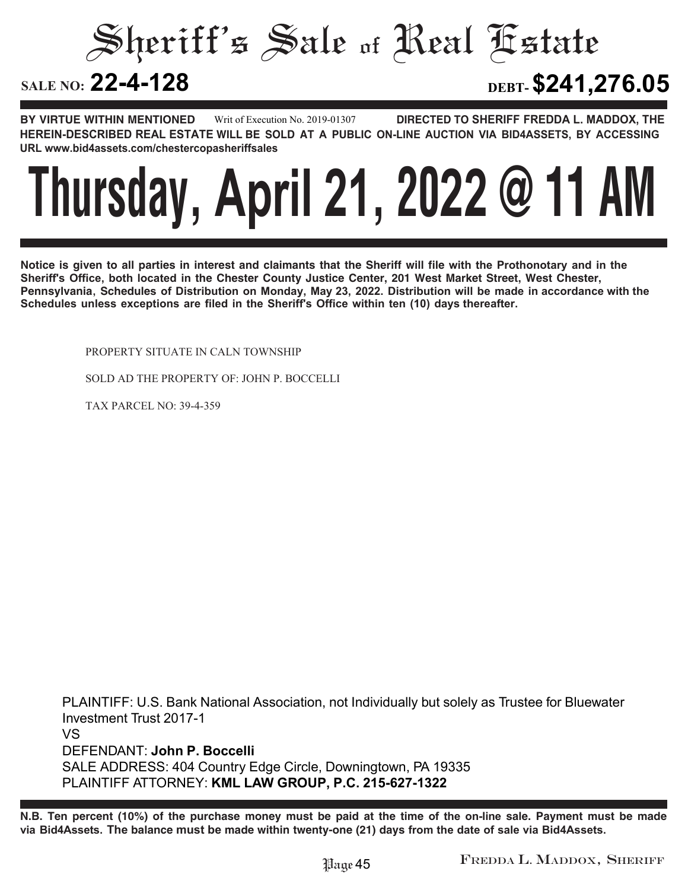# Sheriff's Sale of Real Estate

**SALE NO: 22-4-128** **DEBT- $241,276.05**

**BY VIRTUE WITHIN MENTIONED** Writ of Execution No. 2019-01307 **DIRECTED TO SHERIFF FREDDA L. MADDOX, THE HEREIN-DESCRIBED REAL ESTATE WILL BE SOLD AT A PUBLIC ON-LINE AUCTION VIA BID4ASSETS, BY ACCESSING URL www.bid4assets.com/chestercopasheriffsales**

# Thursday, April 21, 2022 @ 11 AM

**Notice is given to all parties in interest and claimants that the Sheriff will file with the Prothonotary and in the Sheriff's Office, both located in the Chester County Justice Center, 201 West Market Street, West Chester, Pennsylvania, Schedules of Distribution on Monday, May 23, 2022. Distribution will be made in accordance with the Schedules unless exceptions are filed in the Sheriff's Office within ten (10) days thereafter.**

PROPERTY SITUATE IN CALN TOWNSHIP

SOLD AD THE PROPERTY OF: JOHN P. BOCCELLI

TAX PARCEL NO: 39-4-359

PLAINTIFF: U.S. Bank National Association, not Individually but solely as Trustee for Bluewater Investment Trust 2017-1
VS
DEFENDANT: **John P. Boccelli**
SALE ADDRESS: 404 Country Edge Circle, Downingtown, PA 19335
PLAINTIFF ATTORNEY: **KML LAW GROUP, P.C. 215-627-1322**

**N.B. Ten percent (10%) of the purchase money must be paid at the time of the on-line sale. Payment must be made via Bid4Assets. The balance must be made within twenty-one (21) days from the date of sale via Bid4Assets.**

FREDDA L. MADDOX, SHERIFF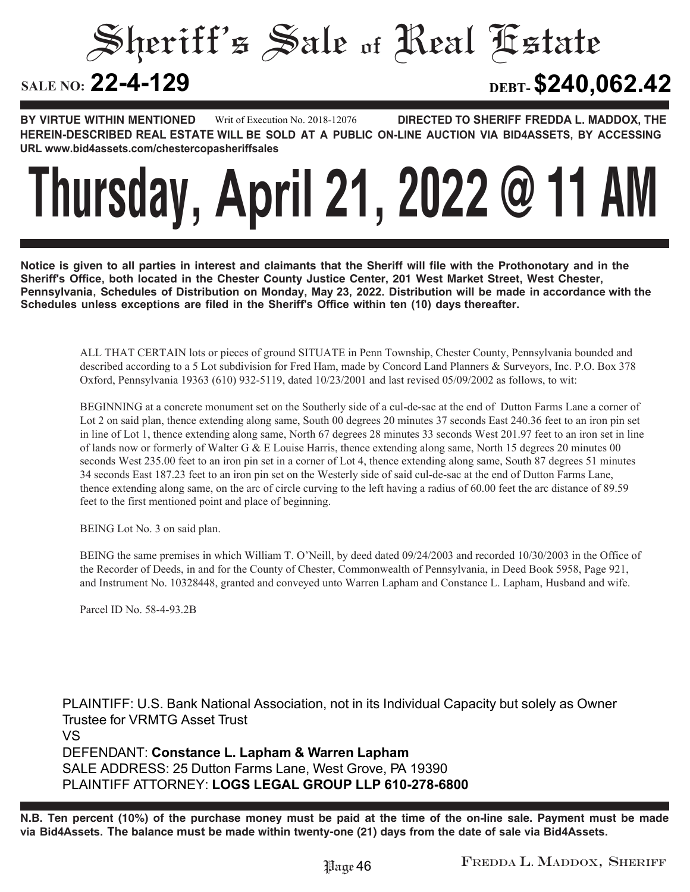# Sheriff's Sale of Real Estate

**SALE NO: 22-4-129** **DEBT- $240,062.42**

**BY VIRTUE WITHIN MENTIONED** Writ of Execution No. 2018-12076 **DIRECTED TO SHERIFF FREDDA L. MADDOX, THE HEREIN-DESCRIBED REAL ESTATE WILL BE SOLD AT A PUBLIC ON-LINE AUCTION VIA BID4ASSETS, BY ACCESSING URL www.bid4assets.com/chestercopasheriffsales**

# Thursday, April 21, 2022 @ 11 AM

**Notice is given to all parties in interest and claimants that the Sheriff will file with the Prothonotary and in the Sheriff's Office, both located in the Chester County Justice Center, 201 West Market Street, West Chester, Pennsylvania, Schedules of Distribution on Monday, May 23, 2022. Distribution will be made in accordance with the Schedules unless exceptions are filed in the Sheriff's Office within ten (10) days thereafter.**

ALL THAT CERTAIN lots or pieces of ground SITUATE in Penn Township, Chester County, Pennsylvania bounded and described according to a 5 Lot subdivision for Fred Ham, made by Concord Land Planners & Surveyors, Inc. P.O. Box 378 Oxford, Pennsylvania 19363 (610) 932-5119, dated 10/23/2001 and last revised 05/09/2002 as follows, to wit:

BEGINNING at a concrete monument set on the Southerly side of a cul-de-sac at the end of Dutton Farms Lane a corner of Lot 2 on said plan, thence extending along same, South 00 degrees 20 minutes 37 seconds East 240.36 feet to an iron pin set in line of Lot 1, thence extending along same, North 67 degrees 28 minutes 33 seconds West 201.97 feet to an iron set in line of lands now or formerly of Walter G & E Louise Harris, thence extending along same, North 15 degrees 20 minutes 00 seconds West 235.00 feet to an iron pin set in a corner of Lot 4, thence extending along same, South 87 degrees 51 minutes 34 seconds East 187.23 feet to an iron pin set on the Westerly side of said cul-de-sac at the end of Dutton Farms Lane, thence extending along same, on the arc of circle curving to the left having a radius of 60.00 feet the arc distance of 89.59 feet to the first mentioned point and place of beginning.

BEING Lot No. 3 on said plan.

BEING the same premises in which William T. O'Neill, by deed dated 09/24/2003 and recorded 10/30/2003 in the Office of the Recorder of Deeds, in and for the County of Chester, Commonwealth of Pennsylvania, in Deed Book 5958, Page 921, and Instrument No. 10328448, granted and conveyed unto Warren Lapham and Constance L. Lapham, Husband and wife.

Parcel ID No. 58-4-93.2B

PLAINTIFF: U.S. Bank National Association, not in its Individual Capacity but solely as Owner Trustee for VRMTG Asset Trust
VS
DEFENDANT: **Constance L. Lapham & Warren Lapham**
SALE ADDRESS: 25 Dutton Farms Lane, West Grove, PA 19390
PLAINTIFF ATTORNEY: **LOGS LEGAL GROUP LLP 610-278-6800**

**N.B. Ten percent (10%) of the purchase money must be paid at the time of the on-line sale. Payment must be made via Bid4Assets. The balance must be made within twenty-one (21) days from the date of sale via Bid4Assets.**

FREDDA L. MADDOX, SHERIFF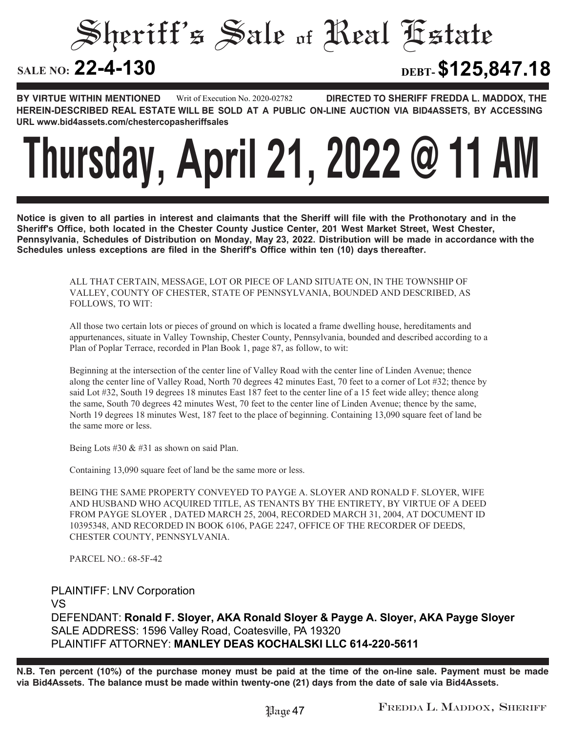# Sheriff's Sale of Real Estate

**SALE NO: 22-4-130** **DEBT- $125,847.18**

**BY VIRTUE WITHIN MENTIONED** Writ of Execution No. 2020-02782 **DIRECTED TO SHERIFF FREDDA L. MADDOX, THE HEREIN-DESCRIBED REAL ESTATE WILL BE SOLD AT A PUBLIC ON-LINE AUCTION VIA BID4ASSETS, BY ACCESSING URL www.bid4assets.com/chestercopasheriffsales**

# Thursday, April 21, 2022 @ 11 AM

**Notice is given to all parties in interest and claimants that the Sheriff will file with the Prothonotary and in the Sheriff's Office, both located in the Chester County Justice Center, 201 West Market Street, West Chester, Pennsylvania, Schedules of Distribution on Monday, May 23, 2022. Distribution will be made in accordance with the Schedules unless exceptions are filed in the Sheriff's Office within ten (10) days thereafter.**

ALL THAT CERTAIN, MESSAGE, LOT OR PIECE OF LAND SITUATE ON, IN THE TOWNSHIP OF VALLEY, COUNTY OF CHESTER, STATE OF PENNSYLVANIA, BOUNDED AND DESCRIBED, AS FOLLOWS, TO WIT:

All those two certain lots or pieces of ground on which is located a frame dwelling house, hereditaments and appurtenances, situate in Valley Township, Chester County, Pennsylvania, bounded and described according to a Plan of Poplar Terrace, recorded in Plan Book 1, page 87, as follow, to wit:

Beginning at the intersection of the center line of Valley Road with the center line of Linden Avenue; thence along the center line of Valley Road, North 70 degrees 42 minutes East, 70 feet to a corner of Lot #32; thence by said Lot #32, South 19 degrees 18 minutes East 187 feet to the center line of a 15 feet wide alley; thence along the same, South 70 degrees 42 minutes West, 70 feet to the center line of Linden Avenue; thence by the same, North 19 degrees 18 minutes West, 187 feet to the place of beginning. Containing 13,090 square feet of land be the same more or less.

Being Lots #30 & #31 as shown on said Plan.

Containing 13,090 square feet of land be the same more or less.

BEING THE SAME PROPERTY CONVEYED TO PAYGE A. SLOYER AND RONALD F. SLOYER, WIFE AND HUSBAND WHO ACQUIRED TITLE, AS TENANTS BY THE ENTIRETY, BY VIRTUE OF A DEED FROM PAYGE SLOYER , DATED MARCH 25, 2004, RECORDED MARCH 31, 2004, AT DOCUMENT ID 10395348, AND RECORDED IN BOOK 6106, PAGE 2247, OFFICE OF THE RECORDER OF DEEDS, CHESTER COUNTY, PENNSYLVANIA.

PARCEL NO.: 68-5F-42

PLAINTIFF: LNV Corporation
VS
DEFENDANT: **Ronald F. Sloyer, AKA Ronald Sloyer & Payge A. Sloyer, AKA Payge Sloyer**
SALE ADDRESS: 1596 Valley Road, Coatesville, PA 19320
PLAINTIFF ATTORNEY: **MANLEY DEAS KOCHALSKI LLC 614-220-5611**

**N.B. Ten percent (10%) of the purchase money must be paid at the time of the on-line sale. Payment must be made via Bid4Assets. The balance must be made within twenty-one (21) days from the date of sale via Bid4Assets.**

FREDDA L. MADDOX, SHERIFF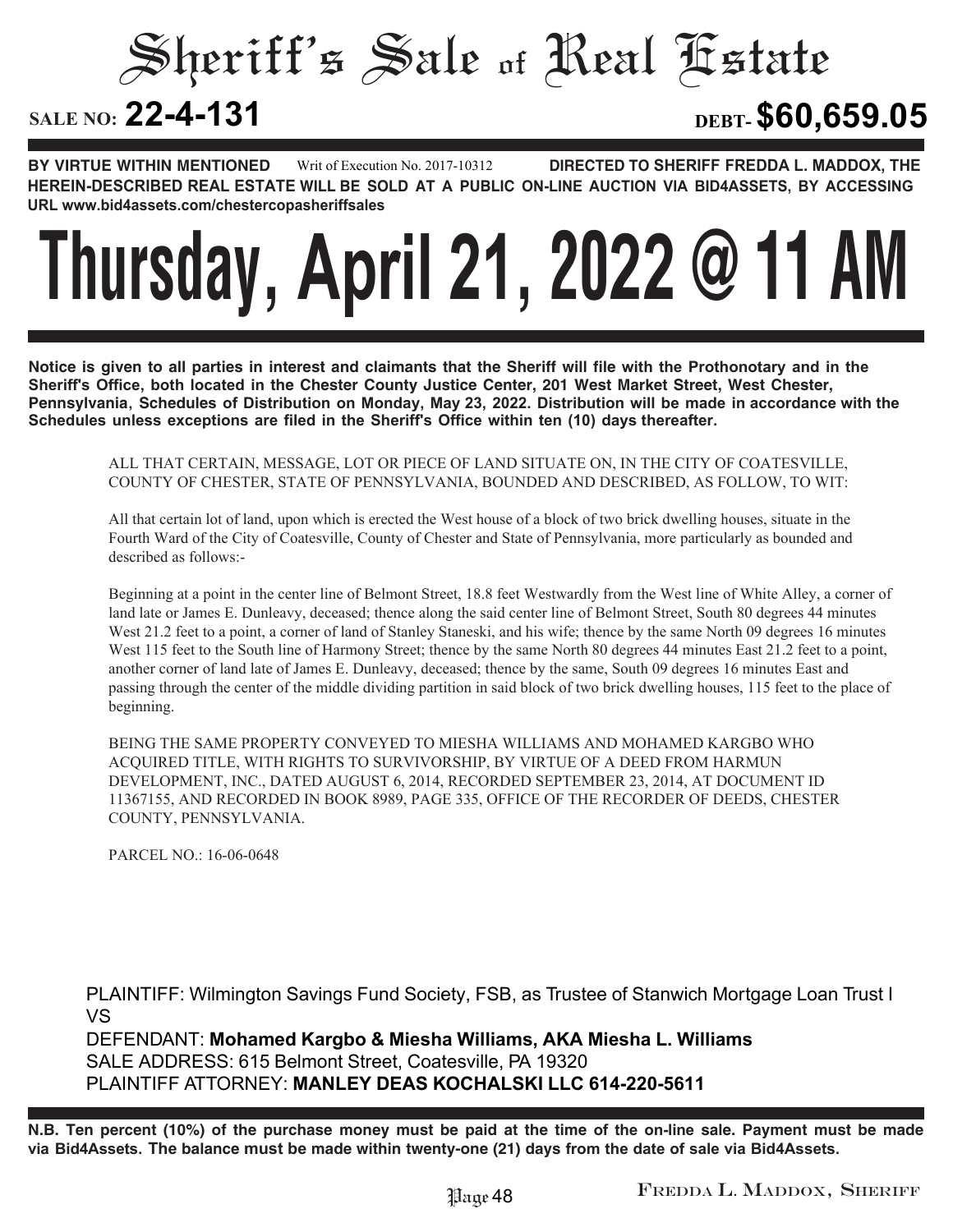# Sheriff's Sale of Real Estate

**SALE NO: 22-4-131** **DEBT- $60,659.05**

**BY VIRTUE WITHIN MENTIONED** Writ of Execution No. 2017-10312 **DIRECTED TO SHERIFF FREDDA L. MADDOX, THE HEREIN-DESCRIBED REAL ESTATE WILL BE SOLD AT A PUBLIC ON-LINE AUCTION VIA BID4ASSETS, BY ACCESSING URL www.bid4assets.com/chestercopasheriffsales**

# Thursday, April 21, 2022 @ 11 AM

**Notice is given to all parties in interest and claimants that the Sheriff will file with the Prothonotary and in the Sheriff's Office, both located in the Chester County Justice Center, 201 West Market Street, West Chester, Pennsylvania, Schedules of Distribution on Monday, May 23, 2022. Distribution will be made in accordance with the Schedules unless exceptions are filed in the Sheriff's Office within ten (10) days thereafter.**

ALL THAT CERTAIN, MESSAGE, LOT OR PIECE OF LAND SITUATE ON, IN THE CITY OF COATESVILLE, COUNTY OF CHESTER, STATE OF PENNSYLVANIA, BOUNDED AND DESCRIBED, AS FOLLOW, TO WIT:

All that certain lot of land, upon which is erected the West house of a block of two brick dwelling houses, situate in the Fourth Ward of the City of Coatesville, County of Chester and State of Pennsylvania, more particularly as bounded and described as follows:-

Beginning at a point in the center line of Belmont Street, 18.8 feet Westwardly from the West line of White Alley, a corner of land late or James E. Dunleavy, deceased; thence along the said center line of Belmont Street, South 80 degrees 44 minutes West 21.2 feet to a point, a corner of land of Stanley Staneski, and his wife; thence by the same North 09 degrees 16 minutes West 115 feet to the South line of Harmony Street; thence by the same North 80 degrees 44 minutes East 21.2 feet to a point, another corner of land late of James E. Dunleavy, deceased; thence by the same, South 09 degrees 16 minutes East and passing through the center of the middle dividing partition in said block of two brick dwelling houses, 115 feet to the place of beginning.

BEING THE SAME PROPERTY CONVEYED TO MIESHA WILLIAMS AND MOHAMED KARGBO WHO ACQUIRED TITLE, WITH RIGHTS TO SURVIVORSHIP, BY VIRTUE OF A DEED FROM HARMUN DEVELOPMENT, INC., DATED AUGUST 6, 2014, RECORDED SEPTEMBER 23, 2014, AT DOCUMENT ID 11367155, AND RECORDED IN BOOK 8989, PAGE 335, OFFICE OF THE RECORDER OF DEEDS, CHESTER COUNTY, PENNSYLVANIA.

PARCEL NO.: 16-06-0648

PLAINTIFF: Wilmington Savings Fund Society, FSB, as Trustee of Stanwich Mortgage Loan Trust I
VS
DEFENDANT: **Mohamed Kargbo & Miesha Williams, AKA Miesha L. Williams**
SALE ADDRESS: 615 Belmont Street, Coatesville, PA 19320
PLAINTIFF ATTORNEY: **MANLEY DEAS KOCHALSKI LLC 614-220-5611**

**N.B. Ten percent (10%) of the purchase money must be paid at the time of the on-line sale. Payment must be made via Bid4Assets. The balance must be made within twenty-one (21) days from the date of sale via Bid4Assets.**

FREDDA L. MADDOX, SHERIFF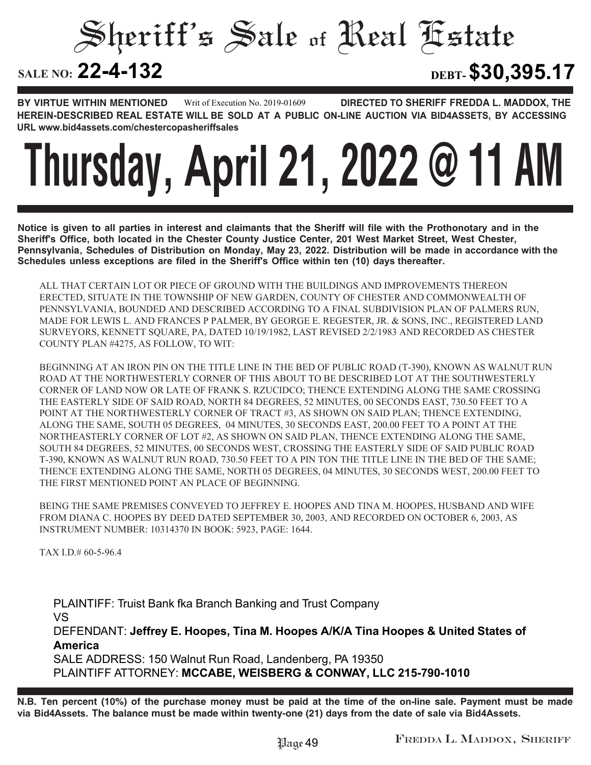# Sheriff's Sale of Real Estate

**SALE NO: 22-4-132** **DEBT- $30,395.17**

**BY VIRTUE WITHIN MENTIONED** Writ of Execution No. 2019-01609 **DIRECTED TO SHERIFF FREDDA L. MADDOX, THE HEREIN-DESCRIBED REAL ESTATE WILL BE SOLD AT A PUBLIC ON-LINE AUCTION VIA BID4ASSETS, BY ACCESSING URL www.bid4assets.com/chestercopasheriffsales**

# Thursday, April 21, 2022 @ 11 AM

**Notice is given to all parties in interest and claimants that the Sheriff will file with the Prothonotary and in the Sheriff's Office, both located in the Chester County Justice Center, 201 West Market Street, West Chester, Pennsylvania, Schedules of Distribution on Monday, May 23, 2022. Distribution will be made in accordance with the Schedules unless exceptions are filed in the Sheriff's Office within ten (10) days thereafter.**

ALL THAT CERTAIN LOT OR PIECE OF GROUND WITH THE BUILDINGS AND IMPROVEMENTS THEREON ERECTED, SITUATE IN THE TOWNSHIP OF NEW GARDEN, COUNTY OF CHESTER AND COMMONWEALTH OF PENNSYLVANIA, BOUNDED AND DESCRIBED ACCORDING TO A FINAL SUBDIVISION PLAN OF PALMERS RUN, MADE FOR LEWIS L. AND FRANCES P PALMER, BY GEORGE E. REGESTER, JR. & SONS, INC., REGISTERED LAND SURVEYORS, KENNETT SQUARE, PA, DATED 10/19/1982, LAST REVISED 2/2/1983 AND RECORDED AS CHESTER COUNTY PLAN #4275, AS FOLLOW, TO WIT:

BEGINNING AT AN IRON PIN ON THE TITLE LINE IN THE BED OF PUBLIC ROAD (T-390), KNOWN AS WALNUT RUN ROAD AT THE NORTHWESTERLY CORNER OF THIS ABOUT TO BE DESCRIBED LOT AT THE SOUTHWESTERLY CORNER OF LAND NOW OR LATE OF FRANK S. RZUCIDCO; THENCE EXTENDING ALONG THE SAME CROSSING THE EASTERLY SIDE OF SAID ROAD, NORTH 84 DEGREES, 52 MINUTES, 00 SECONDS EAST, 730.50 FEET TO A POINT AT THE NORTHWESTERLY CORNER OF TRACT #3, AS SHOWN ON SAID PLAN; THENCE EXTENDING, ALONG THE SAME, SOUTH 05 DEGREES, 04 MINUTES, 30 SECONDS EAST, 200.00 FEET TO A POINT AT THE NORTHEASTERLY CORNER OF LOT #2, AS SHOWN ON SAID PLAN, THENCE EXTENDING ALONG THE SAME, SOUTH 84 DEGREES, 52 MINUTES, 00 SECONDS WEST, CROSSING THE EASTERLY SIDE OF SAID PUBLIC ROAD T-390, KNOWN AS WALNUT RUN ROAD, 730.50 FEET TO A PIN TON THE TITLE LINE IN THE BED OF THE SAME; THENCE EXTENDING ALONG THE SAME, NORTH 05 DEGREES, 04 MINUTES, 30 SECONDS WEST, 200.00 FEET TO THE FIRST MENTIONED POINT AN PLACE OF BEGINNING.

BEING THE SAME PREMISES CONVEYED TO JEFFREY E. HOOPES AND TINA M. HOOPES, HUSBAND AND WIFE FROM DIANA C. HOOPES BY DEED DATED SEPTEMBER 30, 2003, AND RECORDED ON OCTOBER 6, 2003, AS INSTRUMENT NUMBER: 10314370 IN BOOK: 5923, PAGE: 1644.

TAX I.D.# 60-5-96.4

PLAINTIFF: Truist Bank fka Branch Banking and Trust Company
VS
DEFENDANT: **Jeffrey E. Hoopes, Tina M. Hoopes A/K/A Tina Hoopes & United States of America**
SALE ADDRESS: 150 Walnut Run Road, Landenberg, PA 19350
PLAINTIFF ATTORNEY: **MCCABE, WEISBERG & CONWAY, LLC 215-790-1010**

**N.B. Ten percent (10%) of the purchase money must be paid at the time of the on-line sale. Payment must be made via Bid4Assets. The balance must be made within twenty-one (21) days from the date of sale via Bid4Assets.**

FREDDA L. MADDOX, SHERIFF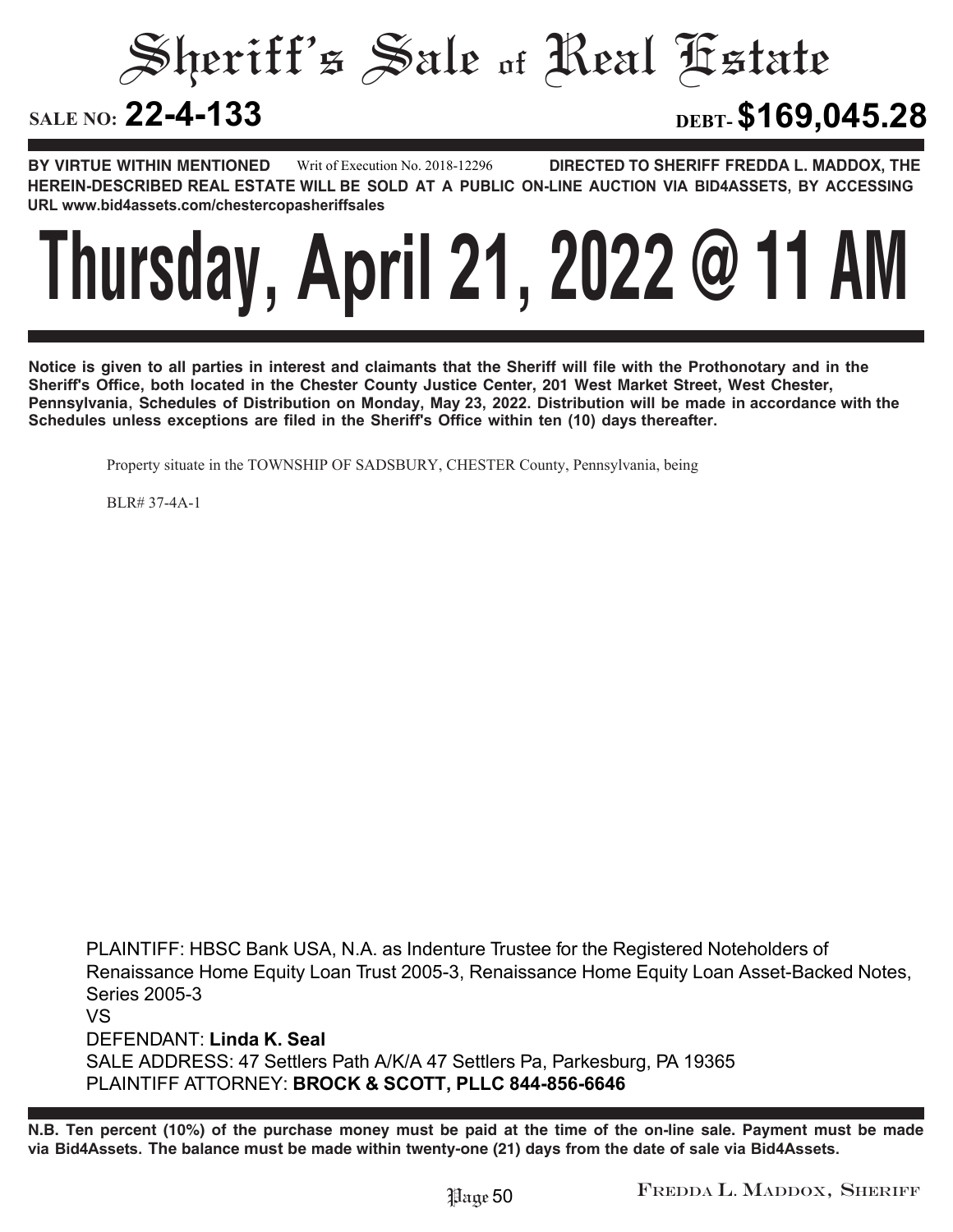# Sheriff's Sale of Real Estate

**SALE NO: 22-4-133** **DEBT- $169,045.28**

**BY VIRTUE WITHIN MENTIONED** Writ of Execution No. 2018-12296 **DIRECTED TO SHERIFF FREDDA L. MADDOX, THE HEREIN-DESCRIBED REAL ESTATE WILL BE SOLD AT A PUBLIC ON-LINE AUCTION VIA BID4ASSETS, BY ACCESSING URL www.bid4assets.com/chestercopasheriffsales**

# Thursday, April 21, 2022 @ 11 AM

**Notice is given to all parties in interest and claimants that the Sheriff will file with the Prothonotary and in the Sheriff's Office, both located in the Chester County Justice Center, 201 West Market Street, West Chester, Pennsylvania, Schedules of Distribution on Monday, May 23, 2022. Distribution will be made in accordance with the Schedules unless exceptions are filed in the Sheriff's Office within ten (10) days thereafter.**

Property situate in the TOWNSHIP OF SADSBURY, CHESTER County, Pennsylvania, being

BLR# 37-4A-1

PLAINTIFF: HBSC Bank USA, N.A. as Indenture Trustee for the Registered Noteholders of Renaissance Home Equity Loan Trust 2005-3, Renaissance Home Equity Loan Asset-Backed Notes, Series 2005-3
VS
DEFENDANT: **Linda K. Seal**
SALE ADDRESS: 47 Settlers Path A/K/A 47 Settlers Pa, Parkesburg, PA 19365
PLAINTIFF ATTORNEY: **BROCK & SCOTT, PLLC 844-856-6646**

**N.B. Ten percent (10%) of the purchase money must be paid at the time of the on-line sale. Payment must be made via Bid4Assets. The balance must be made within twenty-one (21) days from the date of sale via Bid4Assets.**

FREDDA L. MADDOX, SHERIFF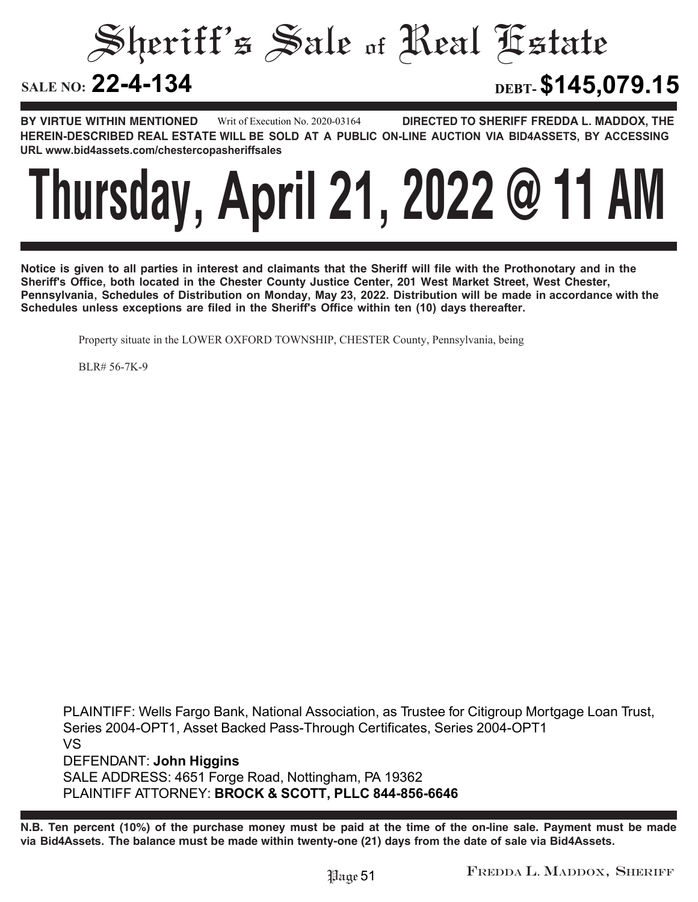# Sheriff's Sale of Real Estate

**SALE NO: 22-4-134** **DEBT- $145,079.15**

**BY VIRTUE WITHIN MENTIONED** Writ of Execution No. 2020-03164 **DIRECTED TO SHERIFF FREDDA L. MADDOX, THE HEREIN-DESCRIBED REAL ESTATE WILL BE SOLD AT A PUBLIC ON-LINE AUCTION VIA BID4ASSETS, BY ACCESSING URL www.bid4assets.com/chestercopasheriffsales**

# Thursday, April 21, 2022 @ 11 AM

**Notice is given to all parties in interest and claimants that the Sheriff will file with the Prothonotary and in the Sheriff's Office, both located in the Chester County Justice Center, 201 West Market Street, West Chester, Pennsylvania, Schedules of Distribution on Monday, May 23, 2022. Distribution will be made in accordance with the Schedules unless exceptions are filed in the Sheriff's Office within ten (10) days thereafter.**

Property situate in the LOWER OXFORD TOWNSHIP, CHESTER County, Pennsylvania, being

BLR# 56-7K-9

PLAINTIFF: Wells Fargo Bank, National Association, as Trustee for Citigroup Mortgage Loan Trust, Series 2004-OPT1, Asset Backed Pass-Through Certificates, Series 2004-OPT1
VS
DEFENDANT: **John Higgins**
SALE ADDRESS: 4651 Forge Road, Nottingham, PA 19362
PLAINTIFF ATTORNEY: **BROCK & SCOTT, PLLC 844-856-6646**

**N.B. Ten percent (10%) of the purchase money must be paid at the time of the on-line sale. Payment must be made via Bid4Assets. The balance must be made within twenty-one (21) days from the date of sale via Bid4Assets.**

FREDDA L. MADDOX, SHERIFF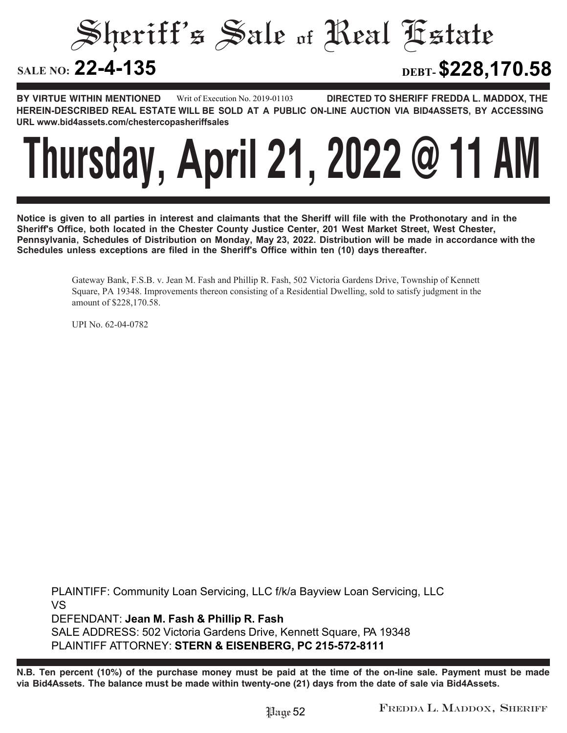# Sheriff's Sale of Real Estate

**SALE NO: 22-4-135** **DEBT- $228,170.58**

**BY VIRTUE WITHIN MENTIONED** Writ of Execution No. 2019-01103 **DIRECTED TO SHERIFF FREDDA L. MADDOX, THE HEREIN-DESCRIBED REAL ESTATE WILL BE SOLD AT A PUBLIC ON-LINE AUCTION VIA BID4ASSETS, BY ACCESSING URL www.bid4assets.com/chestercopasheriffsales**

# Thursday, April 21, 2022 @ 11 AM

**Notice is given to all parties in interest and claimants that the Sheriff will file with the Prothonotary and in the Sheriff's Office, both located in the Chester County Justice Center, 201 West Market Street, West Chester, Pennsylvania, Schedules of Distribution on Monday, May 23, 2022. Distribution will be made in accordance with the Schedules unless exceptions are filed in the Sheriff's Office within ten (10) days thereafter.**

Gateway Bank, F.S.B. v. Jean M. Fash and Phillip R. Fash, 502 Victoria Gardens Drive, Township of Kennett Square, PA 19348. Improvements thereon consisting of a Residential Dwelling, sold to satisfy judgment in the amount of $228,170.58.

UPI No. 62-04-0782

PLAINTIFF: Community Loan Servicing, LLC f/k/a Bayview Loan Servicing, LLC
VS
DEFENDANT: **Jean M. Fash & Phillip R. Fash**
SALE ADDRESS: 502 Victoria Gardens Drive, Kennett Square, PA 19348
PLAINTIFF ATTORNEY: **STERN & EISENBERG, PC 215-572-8111**

**N.B. Ten percent (10%) of the purchase money must be paid at the time of the on-line sale. Payment must be made via Bid4Assets. The balance must be made within twenty-one (21) days from the date of sale via Bid4Assets.**

FREDDA L. MADDOX, SHERIFF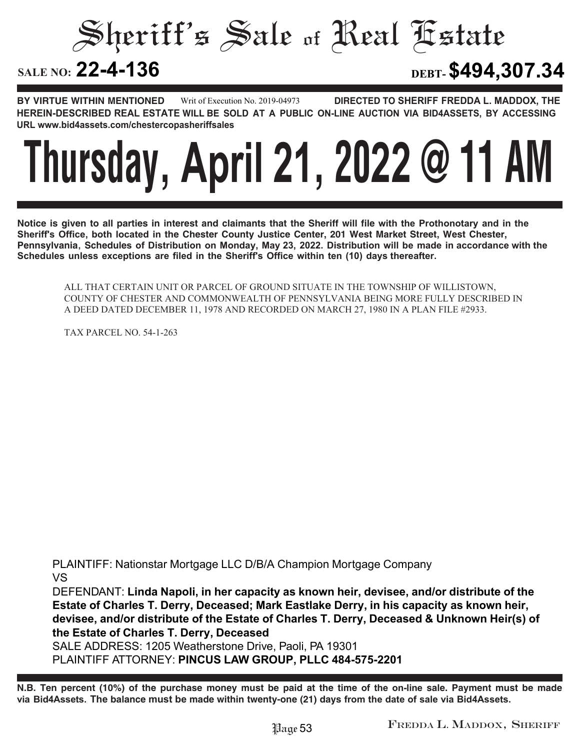# Sheriff's Sale of Real Estate

**SALE NO: 22-4-136** **DEBT- $494,307.34**

**BY VIRTUE WITHIN MENTIONED** Writ of Execution No. 2019-04973 **DIRECTED TO SHERIFF FREDDA L. MADDOX, THE HEREIN-DESCRIBED REAL ESTATE WILL BE SOLD AT A PUBLIC ON-LINE AUCTION VIA BID4ASSETS, BY ACCESSING URL www.bid4assets.com/chestercopasheriffsales**

# Thursday, April 21, 2022 @ 11 AM

**Notice is given to all parties in interest and claimants that the Sheriff will file with the Prothonotary and in the Sheriff's Office, both located in the Chester County Justice Center, 201 West Market Street, West Chester, Pennsylvania, Schedules of Distribution on Monday, May 23, 2022. Distribution will be made in accordance with the Schedules unless exceptions are filed in the Sheriff's Office within ten (10) days thereafter.**

ALL THAT CERTAIN UNIT OR PARCEL OF GROUND SITUATE IN THE TOWNSHIP OF WILLISTOWN, COUNTY OF CHESTER AND COMMONWEALTH OF PENNSYLVANIA BEING MORE FULLY DESCRIBED IN A DEED DATED DECEMBER 11, 1978 AND RECORDED ON MARCH 27, 1980 IN A PLAN FILE #2933.

TAX PARCEL NO. 54-1-263

PLAINTIFF: Nationstar Mortgage LLC D/B/A Champion Mortgage Company
VS
DEFENDANT: **Linda Napoli, in her capacity as known heir, devisee, and/or distribute of the Estate of Charles T. Derry, Deceased; Mark Eastlake Derry, in his capacity as known heir, devisee, and/or distribute of the Estate of Charles T. Derry, Deceased & Unknown Heir(s) of the Estate of Charles T. Derry, Deceased**
SALE ADDRESS: 1205 Weatherstone Drive, Paoli, PA 19301
PLAINTIFF ATTORNEY: **PINCUS LAW GROUP, PLLC 484-575-2201**

**N.B. Ten percent (10%) of the purchase money must be paid at the time of the on-line sale. Payment must be made via Bid4Assets. The balance must be made within twenty-one (21) days from the date of sale via Bid4Assets.**

FREDDA L. MADDOX, SHERIFF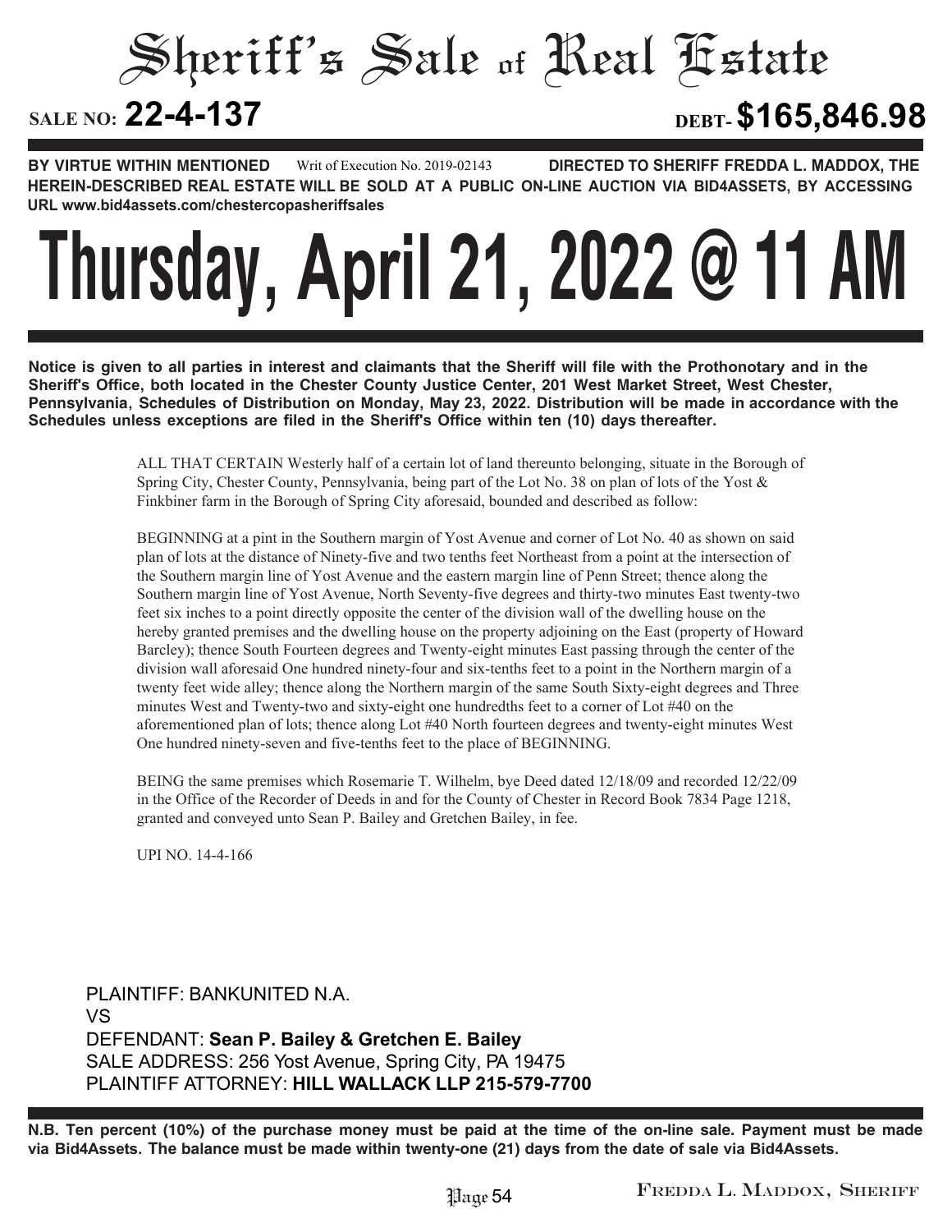# Sheriff's Sale of Real Estate

**SALE NO: 22-4-137** **DEBT- $165,846.98**

**BY VIRTUE WITHIN MENTIONED** Writ of Execution No. 2019-02143 **DIRECTED TO SHERIFF FREDDA L. MADDOX, THE HEREIN-DESCRIBED REAL ESTATE WILL BE SOLD AT A PUBLIC ON-LINE AUCTION VIA BID4ASSETS, BY ACCESSING URL www.bid4assets.com/chestercopasheriffsales**

# Thursday, April 21, 2022 @ 11 AM

**Notice is given to all parties in interest and claimants that the Sheriff will file with the Prothonotary and in the Sheriff's Office, both located in the Chester County Justice Center, 201 West Market Street, West Chester, Pennsylvania, Schedules of Distribution on Monday, May 23, 2022. Distribution will be made in accordance with the Schedules unless exceptions are filed in the Sheriff's Office within ten (10) days thereafter.**

ALL THAT CERTAIN Westerly half of a certain lot of land thereunto belonging, situate in the Borough of Spring City, Chester County, Pennsylvania, being part of the Lot No. 38 on plan of lots of the Yost & Finkbiner farm in the Borough of Spring City aforesaid, bounded and described as follow:

BEGINNING at a pint in the Southern margin of Yost Avenue and corner of Lot No. 40 as shown on said plan of lots at the distance of Ninety-five and two tenths feet Northeast from a point at the intersection of the Southern margin line of Yost Avenue and the eastern margin line of Penn Street; thence along the Southern margin line of Yost Avenue, North Seventy-five degrees and thirty-two minutes East twenty-two feet six inches to a point directly opposite the center of the division wall of the dwelling house on the hereby granted premises and the dwelling house on the property adjoining on the East (property of Howard Barcley); thence South Fourteen degrees and Twenty-eight minutes East passing through the center of the division wall aforesaid One hundred ninety-four and six-tenths feet to a point in the Northern margin of a twenty feet wide alley; thence along the Northern margin of the same South Sixty-eight degrees and Three minutes West and Twenty-two and sixty-eight one hundredths feet to a corner of Lot #40 on the aforementioned plan of lots; thence along Lot #40 North fourteen degrees and twenty-eight minutes West One hundred ninety-seven and five-tenths feet to the place of BEGINNING.

BEING the same premises which Rosemarie T. Wilhelm, bye Deed dated 12/18/09 and recorded 12/22/09 in the Office of the Recorder of Deeds in and for the County of Chester in Record Book 7834 Page 1218, granted and conveyed unto Sean P. Bailey and Gretchen Bailey, in fee.

UPI NO. 14-4-166

PLAINTIFF: BANKUNITED N.A.
VS
DEFENDANT: **Sean P. Bailey & Gretchen E. Bailey**
SALE ADDRESS: 256 Yost Avenue, Spring City, PA 19475
PLAINTIFF ATTORNEY: **HILL WALLACK LLP 215-579-7700**

**N.B. Ten percent (10%) of the purchase money must be paid at the time of the on-line sale. Payment must be made via Bid4Assets. The balance must be made within twenty-one (21) days from the date of sale via Bid4Assets.**

FREDDA L. MADDOX, SHERIFF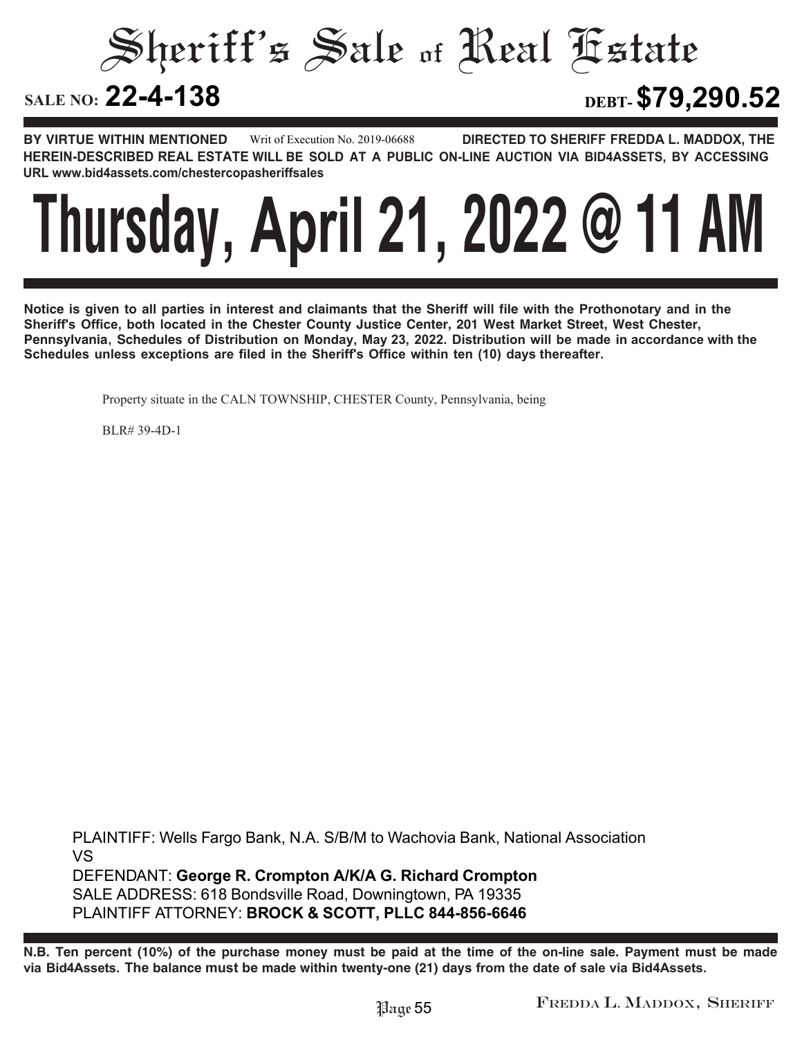# Sheriff's Sale of Real Estate

**SALE NO: 22-4-138** **DEBT- $79,290.52**

**BY VIRTUE WITHIN MENTIONED** Writ of Execution No. 2019-06688 **DIRECTED TO SHERIFF FREDDA L. MADDOX, THE HEREIN-DESCRIBED REAL ESTATE WILL BE SOLD AT A PUBLIC ON-LINE AUCTION VIA BID4ASSETS, BY ACCESSING URL www.bid4assets.com/chestercopasheriffsales**

# Thursday, April 21, 2022 @ 11 AM

**Notice is given to all parties in interest and claimants that the Sheriff will file with the Prothonotary and in the Sheriff's Office, both located in the Chester County Justice Center, 201 West Market Street, West Chester, Pennsylvania, Schedules of Distribution on Monday, May 23, 2022. Distribution will be made in accordance with the Schedules unless exceptions are filed in the Sheriff's Office within ten (10) days thereafter.**

Property situate in the CALN TOWNSHIP, CHESTER County, Pennsylvania, being

BLR# 39-4D-1

PLAINTIFF: Wells Fargo Bank, N.A. S/B/M to Wachovia Bank, National Association
VS
DEFENDANT: **George R. Crompton A/K/A G. Richard Crompton**
SALE ADDRESS: 618 Bondsville Road, Downingtown, PA 19335
PLAINTIFF ATTORNEY: **BROCK & SCOTT, PLLC 844-856-6646**

**N.B. Ten percent (10%) of the purchase money must be paid at the time of the on-line sale. Payment must be made via Bid4Assets. The balance must be made within twenty-one (21) days from the date of sale via Bid4Assets.**

FREDDA L. MADDOX, SHERIFF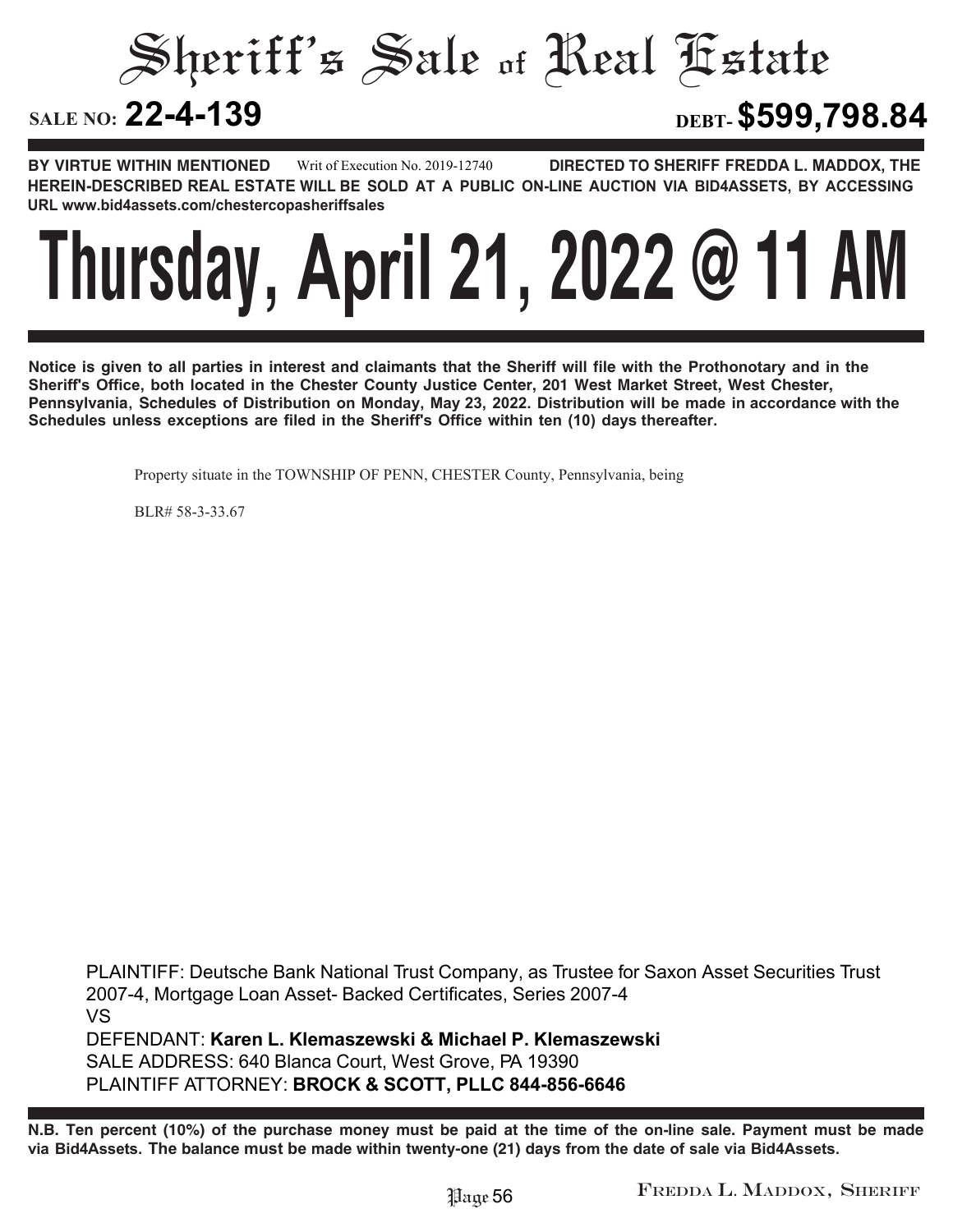# Sheriff's Sale of Real Estate

**SALE NO: 22-4-139** **DEBT- $599,798.84**

**BY VIRTUE WITHIN MENTIONED** Writ of Execution No. 2019-12740 **DIRECTED TO SHERIFF FREDDA L. MADDOX, THE HEREIN-DESCRIBED REAL ESTATE WILL BE SOLD AT A PUBLIC ON-LINE AUCTION VIA BID4ASSETS, BY ACCESSING URL www.bid4assets.com/chestercopasheriffsales**

# Thursday, April 21, 2022 @ 11 AM

**Notice is given to all parties in interest and claimants that the Sheriff will file with the Prothonotary and in the Sheriff's Office, both located in the Chester County Justice Center, 201 West Market Street, West Chester, Pennsylvania, Schedules of Distribution on Monday, May 23, 2022. Distribution will be made in accordance with the Schedules unless exceptions are filed in the Sheriff's Office within ten (10) days thereafter.**

Property situate in the TOWNSHIP OF PENN, CHESTER County, Pennsylvania, being

BLR# 58-3-33.67

PLAINTIFF: Deutsche Bank National Trust Company, as Trustee for Saxon Asset Securities Trust 2007-4, Mortgage Loan Asset- Backed Certificates, Series 2007-4
VS
DEFENDANT: **Karen L. Klemaszewski & Michael P. Klemaszewski**
SALE ADDRESS: 640 Blanca Court, West Grove, PA 19390
PLAINTIFF ATTORNEY: **BROCK & SCOTT, PLLC 844-856-6646**

**N.B. Ten percent (10%) of the purchase money must be paid at the time of the on-line sale. Payment must be made via Bid4Assets. The balance must be made within twenty-one (21) days from the date of sale via Bid4Assets.**

FREDDA L. MADDOX, SHERIFF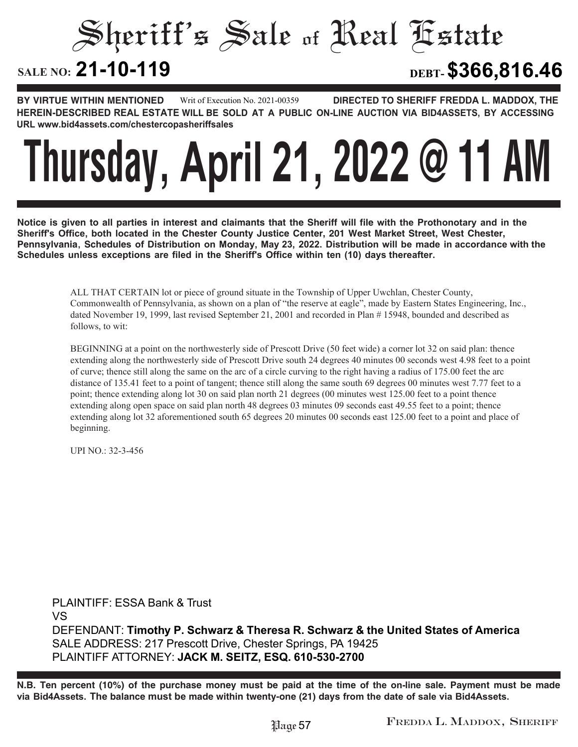# Sheriff's Sale of Real Estate

**SALE NO: 21-10-119** **DEBT- $366,816.46**

**BY VIRTUE WITHIN MENTIONED** Writ of Execution No. 2021-00359 **DIRECTED TO SHERIFF FREDDA L. MADDOX, THE HEREIN-DESCRIBED REAL ESTATE WILL BE SOLD AT A PUBLIC ON-LINE AUCTION VIA BID4ASSETS, BY ACCESSING URL www.bid4assets.com/chestercopasheriffsales**

# Thursday, April 21, 2022 @ 11 AM

**Notice is given to all parties in interest and claimants that the Sheriff will file with the Prothonotary and in the Sheriff's Office, both located in the Chester County Justice Center, 201 West Market Street, West Chester, Pennsylvania, Schedules of Distribution on Monday, May 23, 2022. Distribution will be made in accordance with the Schedules unless exceptions are filed in the Sheriff's Office within ten (10) days thereafter.**

ALL THAT CERTAIN lot or piece of ground situate in the Township of Upper Uwchlan, Chester County, Commonwealth of Pennsylvania, as shown on a plan of "the reserve at eagle", made by Eastern States Engineering, Inc., dated November 19, 1999, last revised September 21, 2001 and recorded in Plan # 15948, bounded and described as follows, to wit:

BEGINNING at a point on the northwesterly side of Prescott Drive (50 feet wide) a corner lot 32 on said plan: thence extending along the northwesterly side of Prescott Drive south 24 degrees 40 minutes 00 seconds west 4.98 feet to a point of curve; thence still along the same on the arc of a circle curving to the right having a radius of 175.00 feet the arc distance of 135.41 feet to a point of tangent; thence still along the same south 69 degrees 00 minutes west 7.77 feet to a point; thence extending along lot 30 on said plan north 21 degrees (00 minutes west 125.00 feet to a point thence extending along open space on said plan north 48 degrees 03 minutes 09 seconds east 49.55 feet to a point; thence extending along lot 32 aforementioned south 65 degrees 20 minutes 00 seconds east 125.00 feet to a point and place of beginning.

UPI NO.: 32-3-456

PLAINTIFF: ESSA Bank & Trust
VS
DEFENDANT: **Timothy P. Schwarz & Theresa R. Schwarz & the United States of America**
SALE ADDRESS: 217 Prescott Drive, Chester Springs, PA 19425
PLAINTIFF ATTORNEY: **JACK M. SEITZ, ESQ. 610-530-2700**

**N.B. Ten percent (10%) of the purchase money must be paid at the time of the on-line sale. Payment must be made via Bid4Assets. The balance must be made within twenty-one (21) days from the date of sale via Bid4Assets.**

FREDDA L. MADDOX, SHERIFF